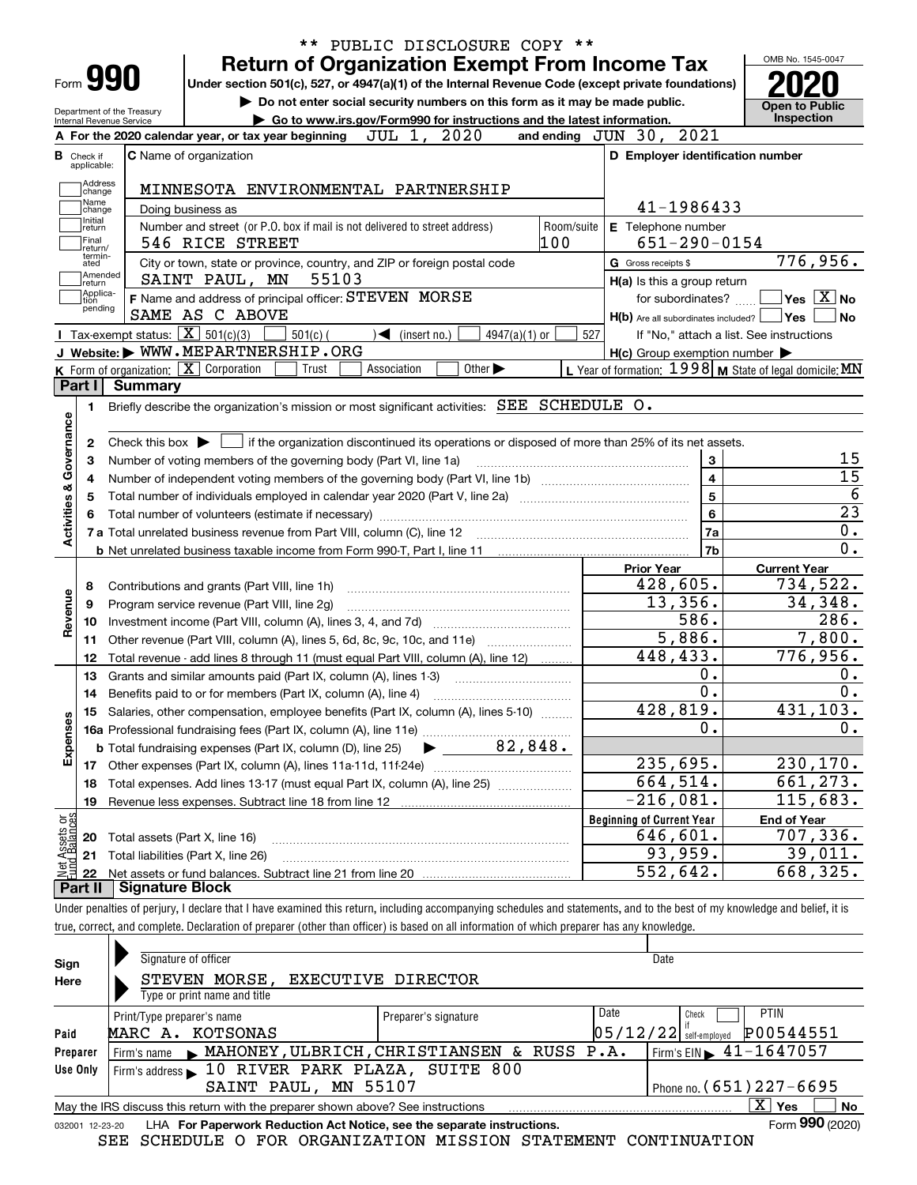** PUBLIC DISCLOSURE COPY **

# Form 990 — Return of Organization Exempt From Income Tax

Under section 501(c), 527, or 4947(a)(1) of the Internal Revenue Code (except private foundations)

▶ Do not enter social security numbers on this form as it may be made public.

▶ Go to www.irs.gov/Form990 for instructions and the latest information.

Department of the Treasury
Internal Revenue Service

OMB No. 1545-0047

**2020**

**Open to Public Inspection**

**A** For the 2020 calendar year, or tax year beginning JUL 1, 2020 and ending JUN 30, 2021

**B** Check if applicable: Address change, Name change, Initial return, Final return/terminated, Amended return, Application pending

**C** Name of organization: MINNESOTA ENVIRONMENTAL PARTNERSHIP

Doing business as

Number and street (or P.O. box if mail is not delivered to street address): 546 RICE STREET — Room/suite: 100

City or town, state or province, country, and ZIP or foreign postal code: SAINT PAUL, MN 55103

**D** Employer identification number: 41-1986433

**E** Telephone number: 651-290-0154

**G** Gross receipts $ 776,956.

**F** Name and address of principal officer: STEVEN MORSE
SAME AS C ABOVE

**H(a)** Is this a group return for subordinates? Yes [ ] No [X]

**H(b)** Are all subordinates included? Yes [ ] No [ ]
If "No," attach a list. See instructions

**H(c)** Group exemption number ▶

**I** Tax-exempt status: [X] 501(c)(3) [ ] 501(c) ( ) ◀ (insert no.) [ ] 4947(a)(1) or [ ] 527

**J** Website: ▶ WWW.MEPARTNERSHIP.ORG

**K** Form of organization: [X] Corporation [ ] Trust [ ] Association [ ] Other ▶

**L** Year of formation: 1998 **M** State of legal domicile: MN

## Part I Summary

**Activities & Governance**

1. Briefly describe the organization's mission or most significant activities: SEE SCHEDULE O.
2. Check this box ▶ [ ] if the organization discontinued its operations or disposed of more than 25% of its net assets.

| | | | |
|---|---|---|---|
| 3 | Number of voting members of the governing body (Part VI, line 1a) | 3 | 15 |
| 4 | Number of independent voting members of the governing body (Part VI, line 1b) | 4 | 15 |
| 5 | Total number of individuals employed in calendar year 2020 (Part V, line 2a) | 5 | 6 |
| 6 | Total number of volunteers (estimate if necessary) | 6 | 23 |
| 7a | Total unrelated business revenue from Part VIII, column (C), line 12 | 7a | 0. |
| b | Net unrelated business taxable income from Form 990-T, Part I, line 11 | 7b | 0. |

| | | Prior Year | Current Year |
|---|---|---|---|
| **Revenue** | | | |
| 8 | Contributions and grants (Part VIII, line 1h) | 428,605. | 734,522. |
| 9 | Program service revenue (Part VIII, line 2g) | 13,356. | 34,348. |
| 10 | Investment income (Part VIII, column (A), lines 3, 4, and 7d) | 586. | 286. |
| 11 | Other revenue (Part VIII, column (A), lines 5, 6d, 8c, 9c, 10c, and 11e) | 5,886. | 7,800. |
| 12 | Total revenue - add lines 8 through 11 (must equal Part VIII, column (A), line 12) | 448,433. | 776,956. |
| **Expenses** | | | |
| 13 | Grants and similar amounts paid (Part IX, column (A), lines 1-3) | 0. | 0. |
| 14 | Benefits paid to or for members (Part IX, column (A), line 4) | 0. | 0. |
| 15 | Salaries, other compensation, employee benefits (Part IX, column (A), lines 5-10) | 428,819. | 431,103. |
| 16a | Professional fundraising fees (Part IX, column (A), line 11e) | 0. | 0. |
| b | Total fundraising expenses (Part IX, column (D), line 25) ▶ 82,848. | | |
| 17 | Other expenses (Part IX, column (A), lines 11a-11d, 11f-24e) | 235,695. | 230,170. |
| 18 | Total expenses. Add lines 13-17 (must equal Part IX, column (A), line 25) | 664,514. | 661,273. |
| 19 | Revenue less expenses. Subtract line 18 from line 12 | -216,081. | 115,683. |

| | **Net Assets or Fund Balances** | Beginning of Current Year | End of Year |
|---|---|---|---|
| 20 | Total assets (Part X, line 16) | 646,601. | 707,336. |
| 21 | Total liabilities (Part X, line 26) | 93,959. | 39,011. |
| 22 | Net assets or fund balances. Subtract line 21 from line 20 | 552,642. | 668,325. |

## Part II Signature Block

Under penalties of perjury, I declare that I have examined this return, including accompanying schedules and statements, and to the best of my knowledge and belief, it is true, correct, and complete. Declaration of preparer (other than officer) is based on all information of which preparer has any knowledge.

**Sign Here**

Signature of officer — Date

STEVEN MORSE, EXECUTIVE DIRECTOR
Type or print name and title

**Paid Preparer Use Only**

| Print/Type preparer's name | Preparer's signature | Date | Check if self-employed | PTIN |
|---|---|---|---|---|
| MARC A. KOTSONAS | | 05/12/22 | [ ] | P00544551 |

Firm's name ▶ MAHONEY,ULBRICH,CHRISTIANSEN & RUSS P.A. — Firm's EIN ▶ 41-1647057

Firm's address ▶ 10 RIVER PARK PLAZA, SUITE 800, SAINT PAUL, MN 55107 — Phone no. (651)227-6695

May the IRS discuss this return with the preparer shown above? See instructions [X] Yes [ ] No

032001 12-23-20 LHA For Paperwork Reduction Act Notice, see the separate instructions. Form **990** (2020)

SEE SCHEDULE O FOR ORGANIZATION MISSION STATEMENT CONTINUATION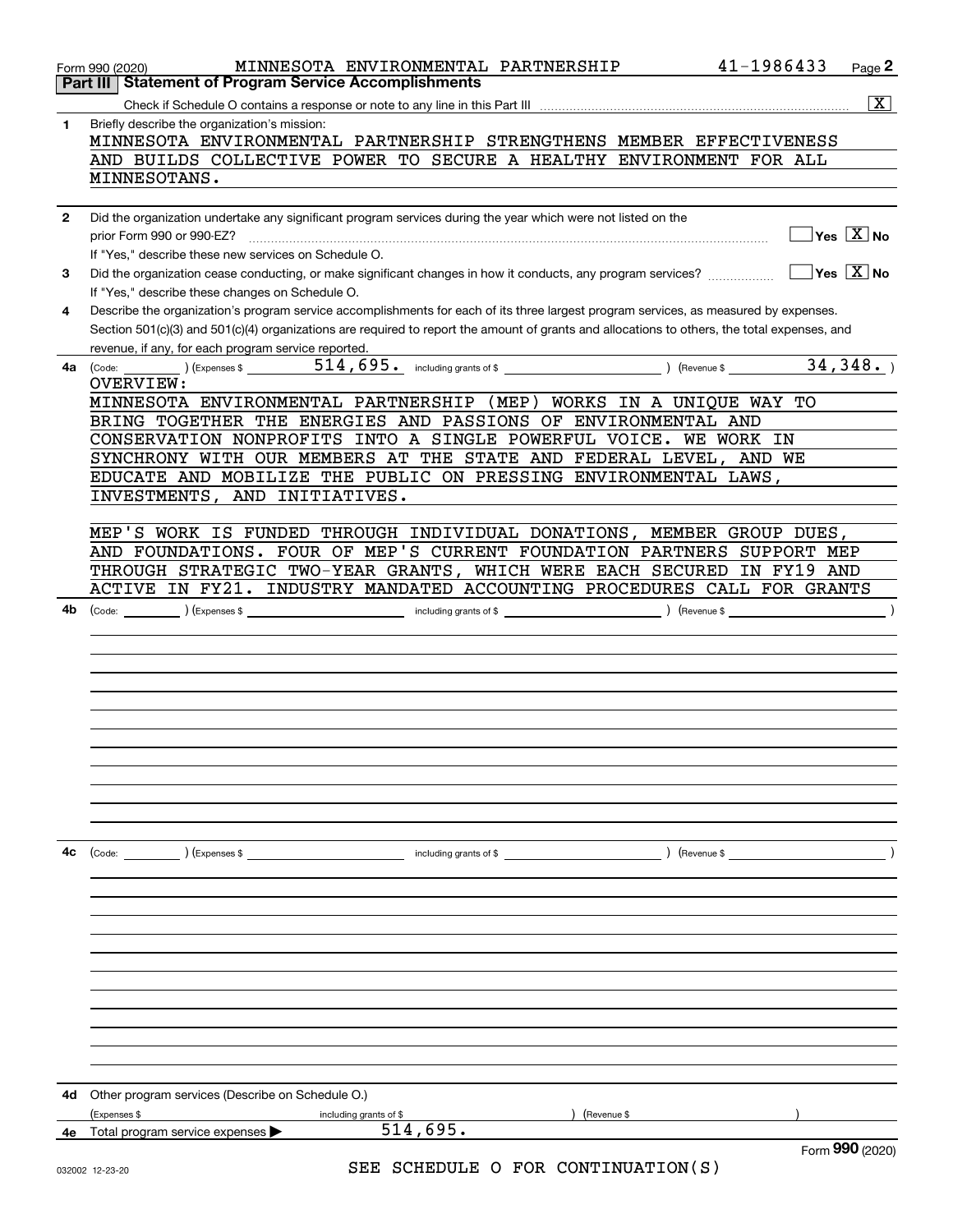Form 990 (2020) MINNESOTA ENVIRONMENTAL PARTNERSHIP 41-1986433 Page 2

## Part III Statement of Program Service Accomplishments

Check if Schedule O contains a response or note to any line in this Part III .................... [X]

**1** Briefly describe the organization's mission:

MINNESOTA ENVIRONMENTAL PARTNERSHIP STRENGTHENS MEMBER EFFECTIVENESS AND BUILDS COLLECTIVE POWER TO SECURE A HEALTHY ENVIRONMENT FOR ALL MINNESOTANS.

**2** Did the organization undertake any significant program services during the year which were not listed on the prior Form 990 or 990-EZ? .................... [ ] Yes [X] No

If "Yes," describe these new services on Schedule O.

**3** Did the organization cease conducting, or make significant changes in how it conducts, any program services? .................... [ ] Yes [X] No

If "Yes," describe these changes on Schedule O.

**4** Describe the organization's program service accomplishments for each of its three largest program services, as measured by expenses. Section 501(c)(3) and 501(c)(4) organizations are required to report the amount of grants and allocations to others, the total expenses, and revenue, if any, for each program service reported.

**4a** (Code: ) (Expenses $ 514,695. including grants of $ ) (Revenue $ 34,348. )

OVERVIEW:

MINNESOTA ENVIRONMENTAL PARTNERSHIP (MEP) WORKS IN A UNIQUE WAY TO BRING TOGETHER THE ENERGIES AND PASSIONS OF ENVIRONMENTAL AND CONSERVATION NONPROFITS INTO A SINGLE POWERFUL VOICE. WE WORK IN SYNCHRONY WITH OUR MEMBERS AT THE STATE AND FEDERAL LEVEL, AND WE EDUCATE AND MOBILIZE THE PUBLIC ON PRESSING ENVIRONMENTAL LAWS, INVESTMENTS, AND INITIATIVES.

MEP'S WORK IS FUNDED THROUGH INDIVIDUAL DONATIONS, MEMBER GROUP DUES, AND FOUNDATIONS. FOUR OF MEP'S CURRENT FOUNDATION PARTNERS SUPPORT MEP THROUGH STRATEGIC TWO-YEAR GRANTS, WHICH WERE EACH SECURED IN FY19 AND ACTIVE IN FY21. INDUSTRY MANDATED ACCOUNTING PROCEDURES CALL FOR GRANTS

**4b** (Code: ) (Expenses $ including grants of $ ) (Revenue $ )

**4c** (Code: ) (Expenses $ including grants of $ ) (Revenue $ )

**4d** Other program services (Describe on Schedule O.)

(Expenses $ including grants of $ ) (Revenue $ )

**4e** Total program service expenses ▶ 514,695.

SEE SCHEDULE O FOR CONTINUATION(S)

Form **990** (2020)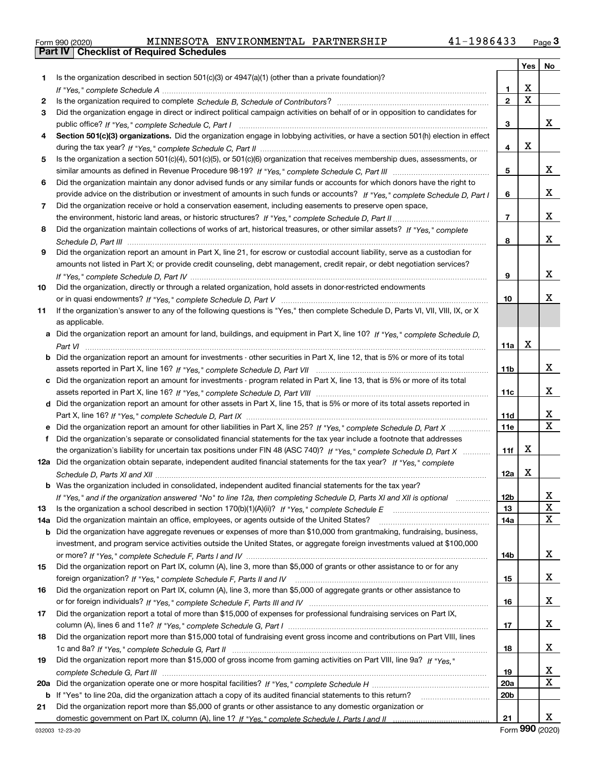Form 990 (2020) MINNESOTA ENVIRONMENTAL PARTNERSHIP 41-1986433 Page **3**

## Part IV | Checklist of Required Schedules

| | | | Yes | No |
|---|---|---|---|---|
| **1** | Is the organization described in section 501(c)(3) or 4947(a)(1) (other than a private foundation)? *If "Yes," complete Schedule A* | **1** | X | |
| **2** | Is the organization required to complete *Schedule B, Schedule of Contributors*? | **2** | X | |
| **3** | Did the organization engage in direct or indirect political campaign activities on behalf of or in opposition to candidates for public office? *If "Yes," complete Schedule C, Part I* | **3** | | X |
| **4** | **Section 501(c)(3) organizations.** Did the organization engage in lobbying activities, or have a section 501(h) election in effect during the tax year? *If "Yes," complete Schedule C, Part II* | **4** | X | |
| **5** | Is the organization a section 501(c)(4), 501(c)(5), or 501(c)(6) organization that receives membership dues, assessments, or similar amounts as defined in Revenue Procedure 98-19? *If "Yes," complete Schedule C, Part III* | **5** | | X |
| **6** | Did the organization maintain any donor advised funds or any similar funds or accounts for which donors have the right to provide advice on the distribution or investment of amounts in such funds or accounts? *If "Yes," complete Schedule D, Part I* | **6** | | X |
| **7** | Did the organization receive or hold a conservation easement, including easements to preserve open space, the environment, historic land areas, or historic structures? *If "Yes," complete Schedule D, Part II* | **7** | | X |
| **8** | Did the organization maintain collections of works of art, historical treasures, or other similar assets? *If "Yes," complete Schedule D, Part III* | **8** | | X |
| **9** | Did the organization report an amount in Part X, line 21, for escrow or custodial account liability, serve as a custodian for amounts not listed in Part X; or provide credit counseling, debt management, credit repair, or debt negotiation services? *If "Yes," complete Schedule D, Part IV* | **9** | | X |
| **10** | Did the organization, directly or through a related organization, hold assets in donor-restricted endowments or in quasi endowments? *If "Yes," complete Schedule D, Part V* | **10** | | X |
| **11** | If the organization's answer to any of the following questions is "Yes," then complete Schedule D, Parts VI, VII, VIII, IX, or X as applicable. | | | |
| **a** | Did the organization report an amount for land, buildings, and equipment in Part X, line 10? *If "Yes," complete Schedule D, Part VI* | **11a** | X | |
| **b** | Did the organization report an amount for investments - other securities in Part X, line 12, that is 5% or more of its total assets reported in Part X, line 16? *If "Yes," complete Schedule D, Part VII* | **11b** | | X |
| **c** | Did the organization report an amount for investments - program related in Part X, line 13, that is 5% or more of its total assets reported in Part X, line 16? *If "Yes," complete Schedule D, Part VIII* | **11c** | | X |
| **d** | Did the organization report an amount for other assets in Part X, line 15, that is 5% or more of its total assets reported in Part X, line 16? *If "Yes," complete Schedule D, Part IX* | **11d** | | X |
| **e** | Did the organization report an amount for other liabilities in Part X, line 25? *If "Yes," complete Schedule D, Part X* | **11e** | | X |
| **f** | Did the organization's separate or consolidated financial statements for the tax year include a footnote that addresses the organization's liability for uncertain tax positions under FIN 48 (ASC 740)? *If "Yes," complete Schedule D, Part X* | **11f** | X | |
| **12a** | Did the organization obtain separate, independent audited financial statements for the tax year? *If "Yes," complete Schedule D, Parts XI and XII* | **12a** | X | |
| **b** | Was the organization included in consolidated, independent audited financial statements for the tax year? *If "Yes," and if the organization answered "No" to line 12a, then completing Schedule D, Parts XI and XII is optional* | **12b** | | X |
| **13** | Is the organization a school described in section 170(b)(1)(A)(ii)? *If "Yes," complete Schedule E* | **13** | | X |
| **14a** | Did the organization maintain an office, employees, or agents outside of the United States? | **14a** | | X |
| **b** | Did the organization have aggregate revenues or expenses of more than $10,000 from grantmaking, fundraising, business, investment, and program service activities outside the United States, or aggregate foreign investments valued at $100,000 or more? *If "Yes," complete Schedule F, Parts I and IV* | **14b** | | X |
| **15** | Did the organization report on Part IX, column (A), line 3, more than $5,000 of grants or other assistance to or for any foreign organization? *If "Yes," complete Schedule F, Parts II and IV* | **15** | | X |
| **16** | Did the organization report on Part IX, column (A), line 3, more than $5,000 of aggregate grants or other assistance to or for foreign individuals? *If "Yes," complete Schedule F, Parts III and IV* | **16** | | X |
| **17** | Did the organization report a total of more than $15,000 of expenses for professional fundraising services on Part IX, column (A), lines 6 and 11e? *If "Yes," complete Schedule G, Part I* | **17** | | X |
| **18** | Did the organization report more than $15,000 total of fundraising event gross income and contributions on Part VIII, lines 1c and 8a? *If "Yes," complete Schedule G, Part II* | **18** | | X |
| **19** | Did the organization report more than $15,000 of gross income from gaming activities on Part VIII, line 9a? *If "Yes," complete Schedule G, Part III* | **19** | | X |
| **20a** | Did the organization operate one or more hospital facilities? *If "Yes," complete Schedule H* | **20a** | | X |
| **b** | If "Yes" to line 20a, did the organization attach a copy of its audited financial statements to this return? | **20b** | | |
| **21** | Did the organization report more than $5,000 of grants or other assistance to any domestic organization or domestic government on Part IX, column (A), line 1? *If "Yes," complete Schedule I, Parts I and II* | **21** | | X |

032003 12-23-20 Form **990** (2020)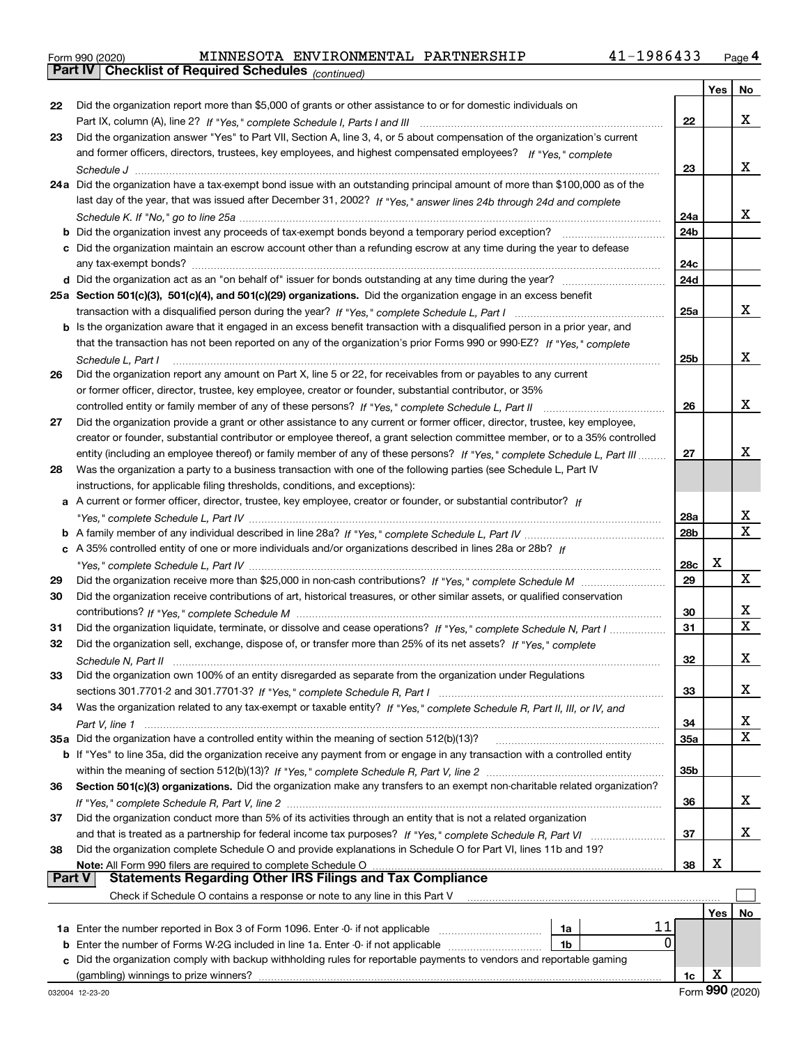Form 990 (2020) MINNESOTA ENVIRONMENTAL PARTNERSHIP 41-1986433 Page 4

**Part IV | Checklist of Required Schedules** *(continued)*

| | | | Yes | No |
|---|---|---|---|---|
| 22 | Did the organization report more than $5,000 of grants or other assistance to or for domestic individuals on Part IX, column (A), line 2? *If "Yes," complete Schedule I, Parts I and III* | 22 | | X |
| 23 | Did the organization answer "Yes" to Part VII, Section A, line 3, 4, or 5 about compensation of the organization's current and former officers, directors, trustees, key employees, and highest compensated employees? *If "Yes," complete Schedule J* | 23 | | X |
| 24a | Did the organization have a tax-exempt bond issue with an outstanding principal amount of more than $100,000 as of the last day of the year, that was issued after December 31, 2002? *If "Yes," answer lines 24b through 24d and complete Schedule K. If "No," go to line 25a* | 24a | | X |
| b | Did the organization invest any proceeds of tax-exempt bonds beyond a temporary period exception? | 24b | | |
| c | Did the organization maintain an escrow account other than a refunding escrow at any time during the year to defease any tax-exempt bonds? | 24c | | |
| d | Did the organization act as an "on behalf of" issuer for bonds outstanding at any time during the year? | 24d | | |
| 25a | **Section 501(c)(3), 501(c)(4), and 501(c)(29) organizations.** Did the organization engage in an excess benefit transaction with a disqualified person during the year? *If "Yes," complete Schedule L, Part I* | 25a | | X |
| b | Is the organization aware that it engaged in an excess benefit transaction with a disqualified person in a prior year, and that the transaction has not been reported on any of the organization's prior Forms 990 or 990-EZ? *If "Yes," complete Schedule L, Part I* | 25b | | X |
| 26 | Did the organization report any amount on Part X, line 5 or 22, for receivables from or payables to any current or former officer, director, trustee, key employee, creator or founder, substantial contributor, or 35% controlled entity or family member of any of these persons? *If "Yes," complete Schedule L, Part II* | 26 | | X |
| 27 | Did the organization provide a grant or other assistance to any current or former officer, director, trustee, key employee, creator or founder, substantial contributor or employee thereof, a grant selection committee member, or to a 35% controlled entity (including an employee thereof) or family member of any of these persons? *If "Yes," complete Schedule L, Part III* | 27 | | X |
| 28 | Was the organization a party to a business transaction with one of the following parties (see Schedule L, Part IV instructions, for applicable filing thresholds, conditions, and exceptions): | | | |
| a | A current or former officer, director, trustee, key employee, creator or founder, or substantial contributor? *If "Yes," complete Schedule L, Part IV* | 28a | | X |
| b | A family member of any individual described in line 28a? *If "Yes," complete Schedule L, Part IV* | 28b | | X |
| c | A 35% controlled entity of one or more individuals and/or organizations described in lines 28a or 28b? *If "Yes," complete Schedule L, Part IV* | 28c | X | |
| 29 | Did the organization receive more than $25,000 in non-cash contributions? *If "Yes," complete Schedule M* | 29 | | X |
| 30 | Did the organization receive contributions of art, historical treasures, or other similar assets, or qualified conservation contributions? *If "Yes," complete Schedule M* | 30 | | X |
| 31 | Did the organization liquidate, terminate, or dissolve and cease operations? *If "Yes," complete Schedule N, Part I* | 31 | | X |
| 32 | Did the organization sell, exchange, dispose of, or transfer more than 25% of its net assets? *If "Yes," complete Schedule N, Part II* | 32 | | X |
| 33 | Did the organization own 100% of an entity disregarded as separate from the organization under Regulations sections 301.7701-2 and 301.7701-3? *If "Yes," complete Schedule R, Part I* | 33 | | X |
| 34 | Was the organization related to any tax-exempt or taxable entity? *If "Yes," complete Schedule R, Part II, III, or IV, and Part V, line 1* | 34 | | X |
| 35a | Did the organization have a controlled entity within the meaning of section 512(b)(13)? | 35a | | X |
| b | If "Yes" to line 35a, did the organization receive any payment from or engage in any transaction with a controlled entity within the meaning of section 512(b)(13)? *If "Yes," complete Schedule R, Part V, line 2* | 35b | | |
| 36 | **Section 501(c)(3) organizations.** Did the organization make any transfers to an exempt non-charitable related organization? *If "Yes," complete Schedule R, Part V, line 2* | 36 | | X |
| 37 | Did the organization conduct more than 5% of its activities through an entity that is not a related organization and that is treated as a partnership for federal income tax purposes? *If "Yes," complete Schedule R, Part VI* | 37 | | X |
| 38 | Did the organization complete Schedule O and provide explanations in Schedule O for Part VI, lines 11b and 19? **Note:** All Form 990 filers are required to complete Schedule O | 38 | X | |

**Part V | Statements Regarding Other IRS Filings and Tax Compliance**

Check if Schedule O contains a response or note to any line in this Part V ☐

| | | | | | Yes | No |
|---|---|---|---|---|---|---|
| 1a | Enter the number reported in Box 3 of Form 1096. Enter -0- if not applicable | 1a | 11 | | | |
| b | Enter the number of Forms W-2G included in line 1a. Enter -0- if not applicable | 1b | 0 | | | |
| c | Did the organization comply with backup withholding rules for reportable payments to vendors and reportable gaming (gambling) winnings to prize winners? | | | 1c | X | |

032004 12-23-20 Form **990** (2020)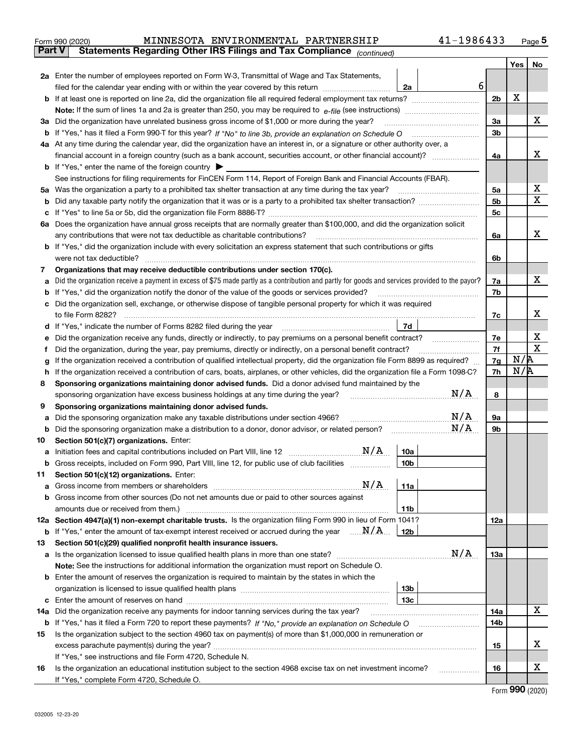Form 990 (2020) MINNESOTA ENVIRONMENTAL PARTNERSHIP 41-1986433 Page 5

## Part V Statements Regarding Other IRS Filings and Tax Compliance *(continued)*

| | | | | | Yes | No |
|---|---|---|---|---|---|---|
| **2a** | Enter the number of employees reported on Form W-3, Transmittal of Wage and Tax Statements, filed for the calendar year ending with or within the year covered by this return | 2a | 6 | | | |
| **b** | If at least one is reported on line 2a, did the organization file all required federal employment tax returns? | | | 2b | X | |
| | **Note:** If the sum of lines 1a and 2a is greater than 250, you may be required to *e-file* (see instructions) | | | | | |
| **3a** | Did the organization have unrelated business gross income of $1,000 or more during the year? | | | 3a | | X |
| **b** | If "Yes," has it filed a Form 990-T for this year? *If "No" to line 3b, provide an explanation on Schedule O* | | | 3b | | |
| **4a** | At any time during the calendar year, did the organization have an interest in, or a signature or other authority over, a financial account in a foreign country (such as a bank account, securities account, or other financial account)? | | | 4a | | X |
| **b** | If "Yes," enter the name of the foreign country ▶ | | | | | |
| | See instructions for filing requirements for FinCEN Form 114, Report of Foreign Bank and Financial Accounts (FBAR). | | | | | |
| **5a** | Was the organization a party to a prohibited tax shelter transaction at any time during the tax year? | | | 5a | | X |
| **b** | Did any taxable party notify the organization that it was or is a party to a prohibited tax shelter transaction? | | | 5b | | X |
| **c** | If "Yes" to line 5a or 5b, did the organization file Form 8886-T? | | | 5c | | |
| **6a** | Does the organization have annual gross receipts that are normally greater than $100,000, and did the organization solicit any contributions that were not tax deductible as charitable contributions? | | | 6a | | X |
| **b** | If "Yes," did the organization include with every solicitation an express statement that such contributions or gifts were not tax deductible? | | | 6b | | |
| **7** | **Organizations that may receive deductible contributions under section 170(c).** | | | | | |
| **a** | Did the organization receive a payment in excess of $75 made partly as a contribution and partly for goods and services provided to the payor? | | | 7a | | X |
| **b** | If "Yes," did the organization notify the donor of the value of the goods or services provided? | | | 7b | | |
| **c** | Did the organization sell, exchange, or otherwise dispose of tangible personal property for which it was required to file Form 8282? | | | 7c | | X |
| **d** | If "Yes," indicate the number of Forms 8282 filed during the year | 7d | | | | |
| **e** | Did the organization receive any funds, directly or indirectly, to pay premiums on a personal benefit contract? | | | 7e | | X |
| **f** | Did the organization, during the year, pay premiums, directly or indirectly, on a personal benefit contract? | | | 7f | | X |
| **g** | If the organization received a contribution of qualified intellectual property, did the organization file Form 8899 as required? | | | 7g | N/A | |
| **h** | If the organization received a contribution of cars, boats, airplanes, or other vehicles, did the organization file a Form 1098-C? | | | 7h | N/A | |
| **8** | **Sponsoring organizations maintaining donor advised funds.** Did a donor advised fund maintained by the sponsoring organization have excess business holdings at any time during the year? N/A | | | 8 | | |
| **9** | **Sponsoring organizations maintaining donor advised funds.** | | | | | |
| **a** | Did the sponsoring organization make any taxable distributions under section 4966? N/A | | | 9a | | |
| **b** | Did the sponsoring organization make a distribution to a donor, donor advisor, or related person? N/A | | | 9b | | |
| **10** | **Section 501(c)(7) organizations.** Enter: | | | | | |
| **a** | Initiation fees and capital contributions included on Part VIII, line 12 N/A | 10a | | | | |
| **b** | Gross receipts, included on Form 990, Part VIII, line 12, for public use of club facilities | 10b | | | | |
| **11** | **Section 501(c)(12) organizations.** Enter: | | | | | |
| **a** | Gross income from members or shareholders N/A | 11a | | | | |
| **b** | Gross income from other sources (Do not net amounts due or paid to other sources against amounts due or received from them.) | 11b | | | | |
| **12a** | **Section 4947(a)(1) non-exempt charitable trusts.** Is the organization filing Form 990 in lieu of Form 1041? | | | 12a | | |
| **b** | If "Yes," enter the amount of tax-exempt interest received or accrued during the year N/A | 12b | | | | |
| **13** | **Section 501(c)(29) qualified nonprofit health insurance issuers.** | | | | | |
| **a** | Is the organization licensed to issue qualified health plans in more than one state? N/A | | | 13a | | |
| | **Note:** See the instructions for additional information the organization must report on Schedule O. | | | | | |
| **b** | Enter the amount of reserves the organization is required to maintain by the states in which the organization is licensed to issue qualified health plans | 13b | | | | |
| **c** | Enter the amount of reserves on hand | 13c | | | | |
| **14a** | Did the organization receive any payments for indoor tanning services during the tax year? | | | 14a | | X |
| **b** | If "Yes," has it filed a Form 720 to report these payments? *If "No," provide an explanation on Schedule O* | | | 14b | | |
| **15** | Is the organization subject to the section 4960 tax on payment(s) of more than $1,000,000 in remuneration or excess parachute payment(s) during the year? | | | 15 | | X |
| | If "Yes," see instructions and file Form 4720, Schedule N. | | | | | |
| **16** | Is the organization an educational institution subject to the section 4968 excise tax on net investment income? | | | 16 | | X |
| | If "Yes," complete Form 4720, Schedule O. | | | | | |

Form **990** (2020)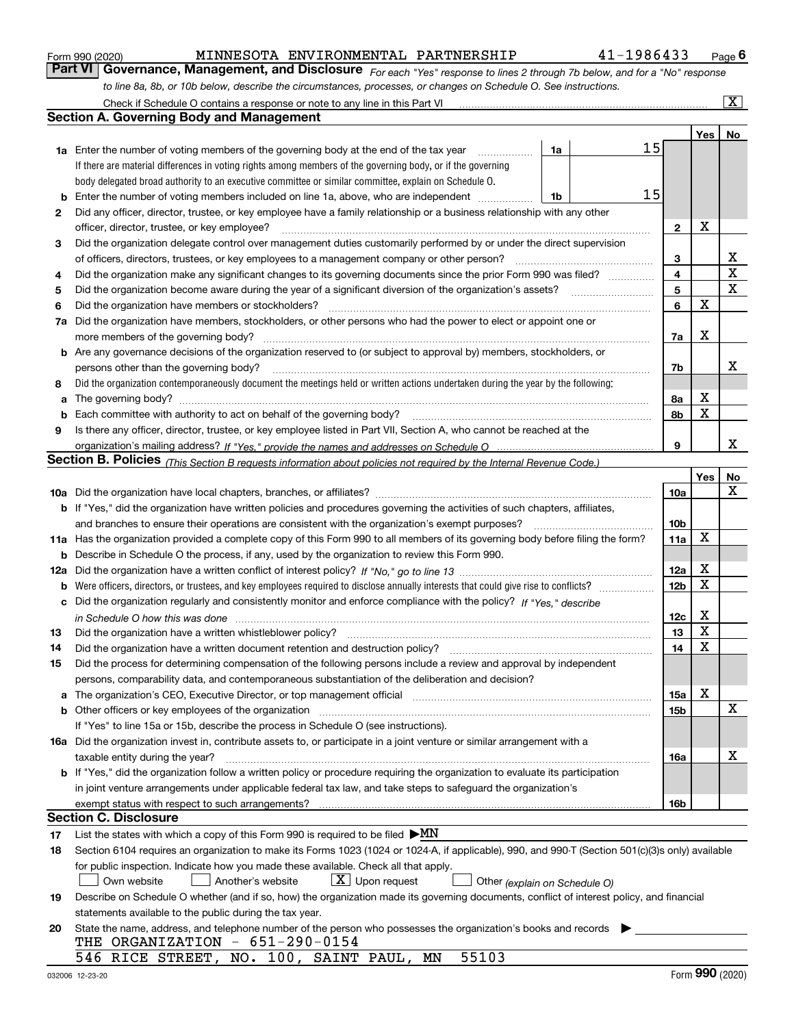Form 990 (2020) MINNESOTA ENVIRONMENTAL PARTNERSHIP 41-1986433

## Part VI Governance, Management, and Disclosure

*For each "Yes" response to lines 2 through 7b below, and for a "No" response to line 8a, 8b, or 10b below, describe the circumstances, processes, or changes on Schedule O. See instructions.*

Check if Schedule O contains a response or note to any line in this Part VI [X]

### Section A. Governing Body and Management

| | | | | Yes | No |
|---|---|---|---|---|---|
| **1a** | Enter the number of voting members of the governing body at the end of the tax year. If there are material differences in voting rights among members of the governing body, or if the governing body delegated broad authority to an executive committee or similar committee, explain on Schedule O. | 1a: 15 | | | |
| **b** | Enter the number of voting members included on line 1a, above, who are independent | 1b: 15 | | | |
| **2** | Did any officer, director, trustee, or key employee have a family relationship or a business relationship with any other officer, director, trustee, or key employee? | | 2 | X | |
| **3** | Did the organization delegate control over management duties customarily performed by or under the direct supervision of officers, directors, trustees, or key employees to a management company or other person? | | 3 | | X |
| **4** | Did the organization make any significant changes to its governing documents since the prior Form 990 was filed? | | 4 | | X |
| **5** | Did the organization become aware during the year of a significant diversion of the organization's assets? | | 5 | | X |
| **6** | Did the organization have members or stockholders? | | 6 | X | |
| **7a** | Did the organization have members, stockholders, or other persons who had the power to elect or appoint one or more members of the governing body? | | 7a | X | |
| **b** | Are any governance decisions of the organization reserved to (or subject to approval by) members, stockholders, or persons other than the governing body? | | 7b | | X |
| **8** | Did the organization contemporaneously document the meetings held or written actions undertaken during the year by the following: | | | | |
| **a** | The governing body? | | 8a | X | |
| **b** | Each committee with authority to act on behalf of the governing body? | | 8b | X | |
| **9** | Is there any officer, director, trustee, or key employee listed in Part VII, Section A, who cannot be reached at the organization's mailing address? *If "Yes," provide the names and addresses on Schedule O* | | 9 | | X |

### Section B. Policies *(This Section B requests information about policies not required by the Internal Revenue Code.)*

| | | | Yes | No |
|---|---|---|---|---|
| **10a** | Did the organization have local chapters, branches, or affiliates? | 10a | | X |
| **b** | If "Yes," did the organization have written policies and procedures governing the activities of such chapters, affiliates, and branches to ensure their operations are consistent with the organization's exempt purposes? | 10b | | |
| **11a** | Has the organization provided a complete copy of this Form 990 to all members of its governing body before filing the form? | 11a | X | |
| **b** | Describe in Schedule O the process, if any, used by the organization to review this Form 990. | | | |
| **12a** | Did the organization have a written conflict of interest policy? *If "No," go to line 13* | 12a | X | |
| **b** | Were officers, directors, or trustees, and key employees required to disclose annually interests that could give rise to conflicts? | 12b | X | |
| **c** | Did the organization regularly and consistently monitor and enforce compliance with the policy? *If "Yes," describe in Schedule O how this was done* | 12c | X | |
| **13** | Did the organization have a written whistleblower policy? | 13 | X | |
| **14** | Did the organization have a written document retention and destruction policy? | 14 | X | |
| **15** | Did the process for determining compensation of the following persons include a review and approval by independent persons, comparability data, and contemporaneous substantiation of the deliberation and decision? | | | |
| **a** | The organization's CEO, Executive Director, or top management official | 15a | X | |
| **b** | Other officers or key employees of the organization | 15b | | X |
| | If "Yes" to line 15a or 15b, describe the process in Schedule O (see instructions). | | | |
| **16a** | Did the organization invest in, contribute assets to, or participate in a joint venture or similar arrangement with a taxable entity during the year? | 16a | | X |
| **b** | If "Yes," did the organization follow a written policy or procedure requiring the organization to evaluate its participation in joint venture arrangements under applicable federal tax law, and take steps to safeguard the organization's exempt status with respect to such arrangements? | 16b | | |

### Section C. Disclosure

**17** List the states with which a copy of this Form 990 is required to be filed ▶MN

**18** Section 6104 requires an organization to make its Forms 1023 (1024 or 1024-A, if applicable), 990, and 990-T (Section 501(c)(3)s only) available for public inspection. Indicate how you made these available. Check all that apply.

[ ] Own website [ ] Another's website [X] Upon request [ ] Other *(explain on Schedule O)*

**19** Describe on Schedule O whether (and if so, how) the organization made its governing documents, conflict of interest policy, and financial statements available to the public during the tax year.

**20** State the name, address, and telephone number of the person who possesses the organization's books and records ▶

THE ORGANIZATION - 651-290-0154
546 RICE STREET, NO. 100, SAINT PAUL, MN 55103

032006 12-23-20 Form **990** (2020)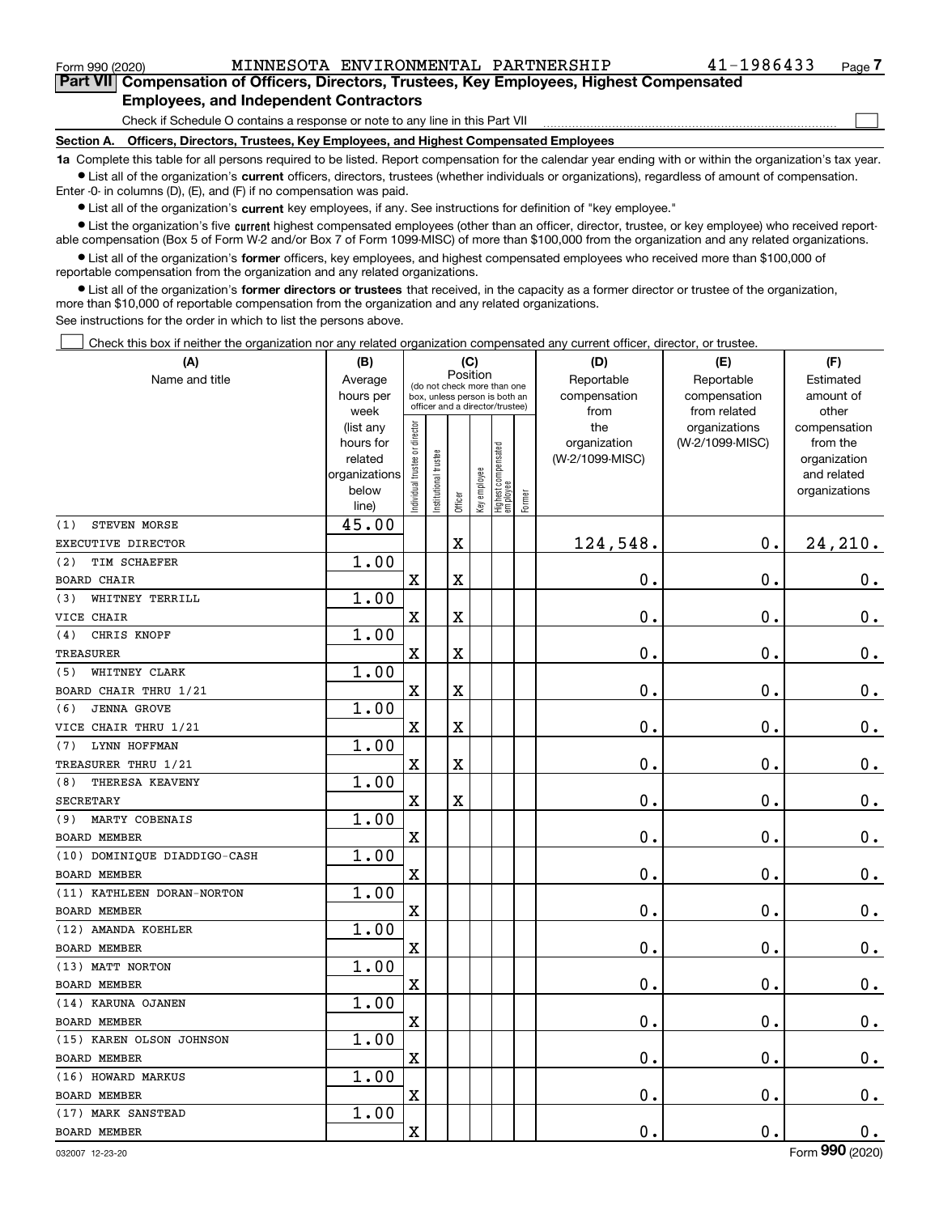Form 990 (2020) MINNESOTA ENVIRONMENTAL PARTNERSHIP 41-1986433

## Part VII Compensation of Officers, Directors, Trustees, Key Employees, Highest Compensated Employees, and Independent Contractors

Check if Schedule O contains a response or note to any line in this Part VII ☐

### Section A. Officers, Directors, Trustees, Key Employees, and Highest Compensated Employees

**1a** Complete this table for all persons required to be listed. Report compensation for the calendar year ending with or within the organization's tax year.

- List all of the organization's **current** officers, directors, trustees (whether individuals or organizations), regardless of amount of compensation. Enter -0- in columns (D), (E), and (F) if no compensation was paid.
- List all of the organization's **current** key employees, if any. See instructions for definition of "key employee."
- List the organization's five **current** highest compensated employees (other than an officer, director, trustee, or key employee) who received reportable compensation (Box 5 of Form W-2 and/or Box 7 of Form 1099-MISC) of more than $100,000 from the organization and any related organizations.
- List all of the organization's **former** officers, key employees, and highest compensated employees who received more than $100,000 of reportable compensation from the organization and any related organizations.
- List all of the organization's **former directors or trustees** that received, in the capacity as a former director or trustee of the organization, more than $10,000 of reportable compensation from the organization and any related organizations.

See instructions for the order in which to list the persons above.

☐ Check this box if neither the organization nor any related organization compensated any current officer, director, or trustee.

| (A) Name and title | (B) Average hours per week (list any hours for related organizations below line) | (C) Position: Individual trustee or director | Institutional trustee | Officer | Key employee | Highest compensated employee | Former | (D) Reportable compensation from the organization (W-2/1099-MISC) | (E) Reportable compensation from related organizations (W-2/1099-MISC) | (F) Estimated amount of other compensation from the organization and related organizations |
|---|---|---|---|---|---|---|---|---|---|---|
| (1) STEVEN MORSE<br>EXECUTIVE DIRECTOR | 45.00 | | | X | | | | 124,548. | 0. | 24,210. |
| (2) TIM SCHAEFER<br>BOARD CHAIR | 1.00 | X | | X | | | | 0. | 0. | 0. |
| (3) WHITNEY TERRILL<br>VICE CHAIR | 1.00 | X | | X | | | | 0. | 0. | 0. |
| (4) CHRIS KNOPF<br>TREASURER | 1.00 | X | | X | | | | 0. | 0. | 0. |
| (5) WHITNEY CLARK<br>BOARD CHAIR THRU 1/21 | 1.00 | X | | X | | | | 0. | 0. | 0. |
| (6) JENNA GROVE<br>VICE CHAIR THRU 1/21 | 1.00 | X | | X | | | | 0. | 0. | 0. |
| (7) LYNN HOFFMAN<br>TREASURER THRU 1/21 | 1.00 | X | | X | | | | 0. | 0. | 0. |
| (8) THERESA KEAVENY<br>SECRETARY | 1.00 | X | | X | | | | 0. | 0. | 0. |
| (9) MARTY COBENAIS<br>BOARD MEMBER | 1.00 | X | | | | | | 0. | 0. | 0. |
| (10) DOMINIQUE DIADDIGO-CASH<br>BOARD MEMBER | 1.00 | X | | | | | | 0. | 0. | 0. |
| (11) KATHLEEN DORAN-NORTON<br>BOARD MEMBER | 1.00 | X | | | | | | 0. | 0. | 0. |
| (12) AMANDA KOEHLER<br>BOARD MEMBER | 1.00 | X | | | | | | 0. | 0. | 0. |
| (13) MATT NORTON<br>BOARD MEMBER | 1.00 | X | | | | | | 0. | 0. | 0. |
| (14) KARUNA OJANEN<br>BOARD MEMBER | 1.00 | X | | | | | | 0. | 0. | 0. |
| (15) KAREN OLSON JOHNSON<br>BOARD MEMBER | 1.00 | X | | | | | | 0. | 0. | 0. |
| (16) HOWARD MARKUS<br>BOARD MEMBER | 1.00 | X | | | | | | 0. | 0. | 0. |
| (17) MARK SANSTEAD<br>BOARD MEMBER | 1.00 | X | | | | | | 0. | 0. | 0. |

032007 12-23-20 Form **990** (2020)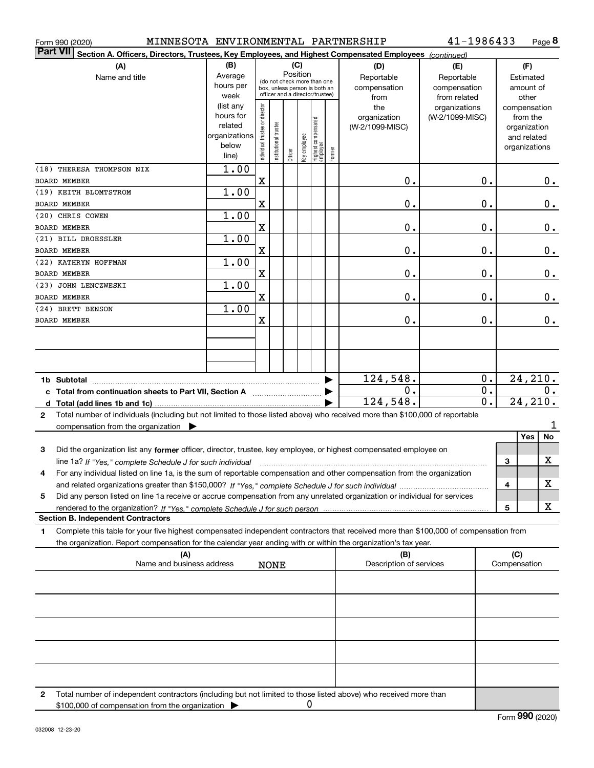Form 990 (2020) MINNESOTA ENVIRONMENTAL PARTNERSHIP 41-1986433 Page 8

**Part VII Section A. Officers, Directors, Trustees, Key Employees, and Highest Compensated Employees** *(continued)*

| (A) Name and title | (B) Average hours per week (list any hours for related organizations below line) | (C) Position: Individual trustee or director | Institutional trustee | Officer | Key employee | Highest compensated employee | Former | (D) Reportable compensation from the organization (W-2/1099-MISC) | (E) Reportable compensation from related organizations (W-2/1099-MISC) | (F) Estimated amount of other compensation from the organization and related organizations |
|---|---|---|---|---|---|---|---|---|---|---|
| (18) THERESA THOMPSON NIX<br>BOARD MEMBER | 1.00 | X | | | | | | 0. | 0. | 0. |
| (19) KEITH BLOMTSTROM<br>BOARD MEMBER | 1.00 | X | | | | | | 0. | 0. | 0. |
| (20) CHRIS COWEN<br>BOARD MEMBER | 1.00 | X | | | | | | 0. | 0. | 0. |
| (21) BILL DROESSLER<br>BOARD MEMBER | 1.00 | X | | | | | | 0. | 0. | 0. |
| (22) KATHRYN HOFFMAN<br>BOARD MEMBER | 1.00 | X | | | | | | 0. | 0. | 0. |
| (23) JOHN LENCZWESKI<br>BOARD MEMBER | 1.00 | X | | | | | | 0. | 0. | 0. |
| (24) BRETT BENSON<br>BOARD MEMBER | 1.00 | X | | | | | | 0. | 0. | 0. |
| 1b Subtotal | | | | | | | | 124,548. | 0. | 24,210. |
| c Total from continuation sheets to Part VII, Section A | | | | | | | | 0. | 0. | 0. |
| d Total (add lines 1b and 1c) | | | | | | | | 124,548. | 0. | 24,210. |

2 Total number of individuals (including but not limited to those listed above) who received more than $100,000 of reportable compensation from the organization ▶ 1

| | | Yes | No |
|---|---|---|---|
| 3 Did the organization list any **former** officer, director, trustee, key employee, or highest compensated employee on line 1a? *If "Yes," complete Schedule J for such individual* | 3 | | X |
| 4 For any individual listed on line 1a, is the sum of reportable compensation and other compensation from the organization and related organizations greater than $150,000? *If "Yes," complete Schedule J for such individual* | 4 | | X |
| 5 Did any person listed on line 1a receive or accrue compensation from any unrelated organization or individual for services rendered to the organization? *If "Yes," complete Schedule J for such person* | 5 | | X |

**Section B. Independent Contractors**

1 Complete this table for your five highest compensated independent contractors that received more than $100,000 of compensation from the organization. Report compensation for the calendar year ending with or within the organization's tax year.

| (A) Name and business address | (B) Description of services | (C) Compensation |
|---|---|---|
| NONE | | |
| | | |
| | | |
| | | |
| | | |

2 Total number of independent contractors (including but not limited to those listed above) who received more than $100,000 of compensation from the organization ▶ 0

Form **990** (2020)

032008 12-23-20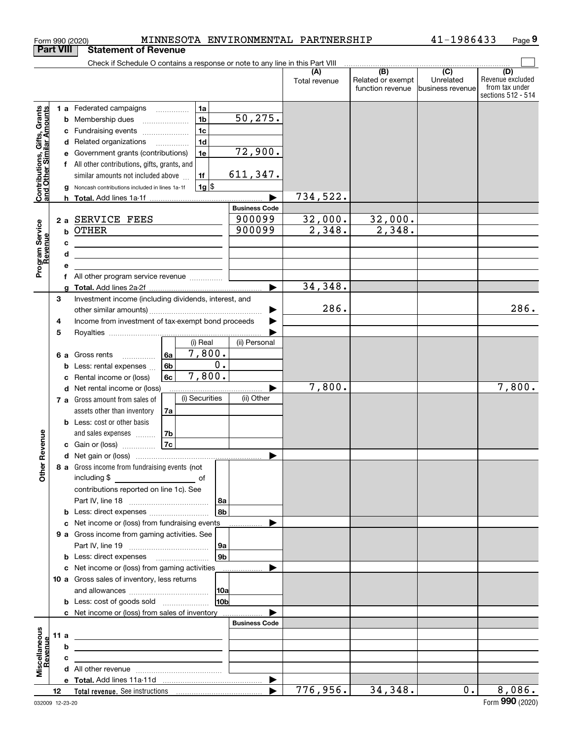Form 990 (2020) MINNESOTA ENVIRONMENTAL PARTNERSHIP 41-1986433

## Part VIII Statement of Revenue

Check if Schedule O contains a response or note to any line in this Part VIII

| | | | | (A) Total revenue | (B) Related or exempt function revenue | (C) Unrelated business revenue | (D) Revenue excluded from tax under sections 512 - 514 |
|---|---|---|---|---|---|---|---|
| **Contributions, Gifts, Grants and Other Similar Amounts** | 1 a Federated campaigns | 1a | | | | | |
| | b Membership dues | 1b | 50,275. | | | | |
| | c Fundraising events | 1c | | | | | |
| | d Related organizations | 1d | | | | | |
| | e Government grants (contributions) | 1e | 72,900. | | | | |
| | f All other contributions, gifts, grants, and similar amounts not included above | 1f | 611,347. | | | | |
| | g Noncash contributions included in lines 1a-1f | 1g | $ | | | | |
| | h **Total.** Add lines 1a-1f | | | 734,522. | | | |
| **Program Service Revenue** | | | **Business Code** | | | | |
| | 2 a SERVICE FEES | | 900099 | 32,000. | 32,000. | | |
| | b OTHER | | 900099 | 2,348. | 2,348. | | |
| | c | | | | | | |
| | d | | | | | | |
| | e | | | | | | |
| | f All other program service revenue | | | | | | |
| | g **Total.** Add lines 2a-2f | | | 34,348. | | | |
| **Other Revenue** | 3 Investment income (including dividends, interest, and other similar amounts) | | | 286. | | | 286. |
| | 4 Income from investment of tax-exempt bond proceeds | | | | | | |
| | 5 Royalties | | | | | | |
| | | | (i) Real / (ii) Personal | | | | |
| | 6 a Gross rents | 6a | (i) 7,800. | | | | |
| | b Less: rental expenses | 6b | (i) 0. | | | | |
| | c Rental income or (loss) | 6c | (i) 7,800. | | | | |
| | d Net rental income or (loss) | | | 7,800. | | | 7,800. |
| | | | (i) Securities / (ii) Other | | | | |
| | 7 a Gross amount from sales of assets other than inventory | 7a | | | | | |
| | b Less: cost or other basis and sales expenses | 7b | | | | | |
| | c Gain or (loss) | 7c | | | | | |
| | d Net gain or (loss) | | | | | | |
| | 8 a Gross income from fundraising events (not including $ of contributions reported on line 1c). See Part IV, line 18 | 8a | | | | | |
| | b Less: direct expenses | 8b | | | | | |
| | c Net income or (loss) from fundraising events | | | | | | |
| | 9 a Gross income from gaming activities. See Part IV, line 19 | 9a | | | | | |
| | b Less: direct expenses | 9b | | | | | |
| | c Net income or (loss) from gaming activities | | | | | | |
| | 10 a Gross sales of inventory, less returns and allowances | 10a | | | | | |
| | b Less: cost of goods sold | 10b | | | | | |
| | c Net income or (loss) from sales of inventory | | | | | | |
| **Miscellaneous Revenue** | | | **Business Code** | | | | |
| | 11 a | | | | | | |
| | b | | | | | | |
| | c | | | | | | |
| | d All other revenue | | | | | | |
| | e **Total.** Add lines 11a-11d | | | | | | |
| | 12 **Total revenue.** See instructions | | | 776,956. | 34,348. | 0. | 8,086. |

032009 12-23-20 Form **990** (2020)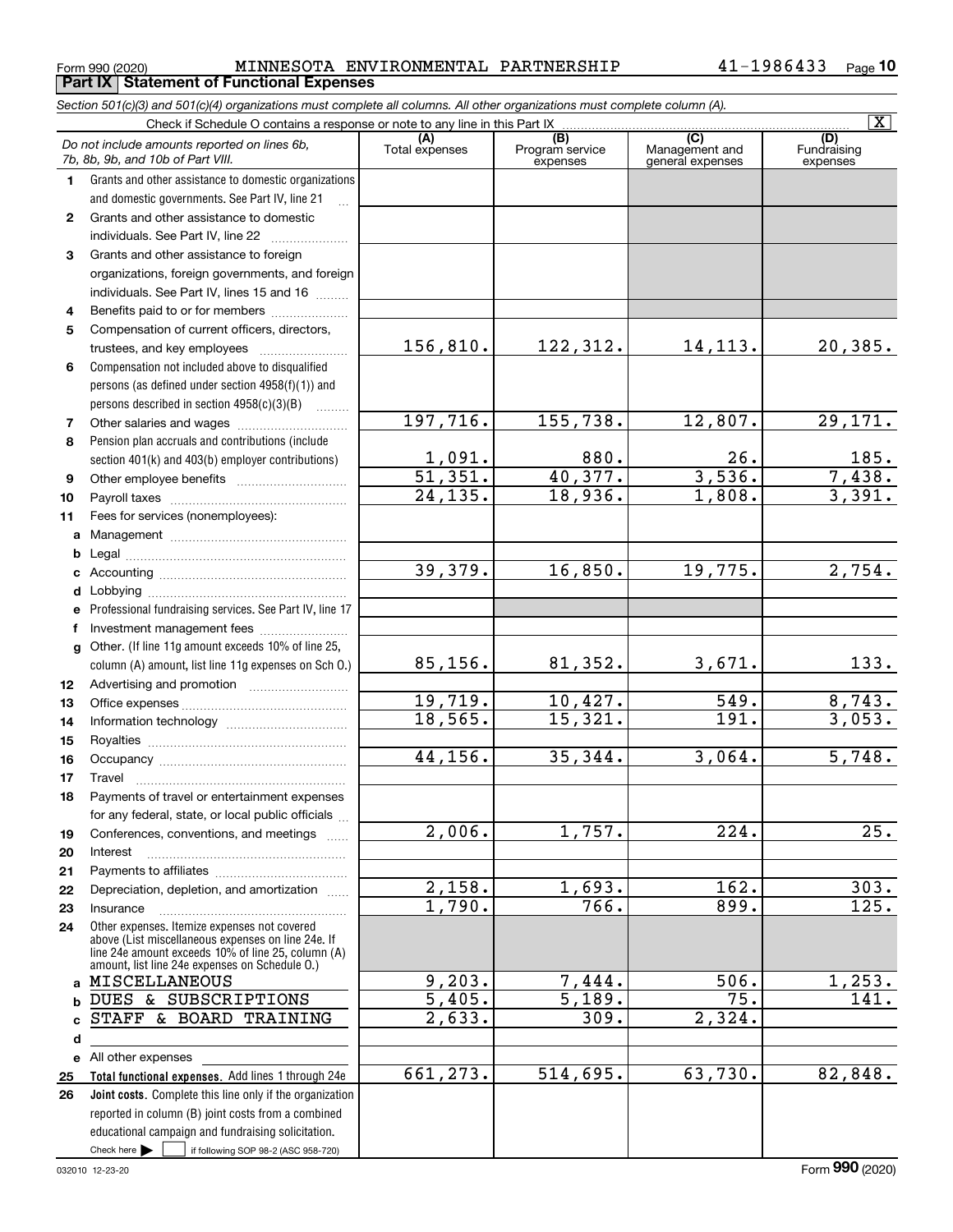Form 990 (2020) MINNESOTA ENVIRONMENTAL PARTNERSHIP 41-1986433 Page 10

## Part IX Statement of Functional Expenses

*Section 501(c)(3) and 501(c)(4) organizations must complete all columns. All other organizations must complete column (A).*

Check if Schedule O contains a response or note to any line in this Part IX [X]

| | *Do not include amounts reported on lines 6b, 7b, 8b, 9b, and 10b of Part VIII.* | (A) Total expenses | (B) Program service expenses | (C) Management and general expenses | (D) Fundraising expenses |
|---|---|---|---|---|---|
| 1 | Grants and other assistance to domestic organizations and domestic governments. See Part IV, line 21 | | | | |
| 2 | Grants and other assistance to domestic individuals. See Part IV, line 22 | | | | |
| 3 | Grants and other assistance to foreign organizations, foreign governments, and foreign individuals. See Part IV, lines 15 and 16 | | | | |
| 4 | Benefits paid to or for members | | | | |
| 5 | Compensation of current officers, directors, trustees, and key employees | 156,810. | 122,312. | 14,113. | 20,385. |
| 6 | Compensation not included above to disqualified persons (as defined under section 4958(f)(1)) and persons described in section 4958(c)(3)(B) | | | | |
| 7 | Other salaries and wages | 197,716. | 155,738. | 12,807. | 29,171. |
| 8 | Pension plan accruals and contributions (include section 401(k) and 403(b) employer contributions) | 1,091. | 880. | 26. | 185. |
| 9 | Other employee benefits | 51,351. | 40,377. | 3,536. | 7,438. |
| 10 | Payroll taxes | 24,135. | 18,936. | 1,808. | 3,391. |
| 11 | Fees for services (nonemployees): | | | | |
| a | Management | | | | |
| b | Legal | | | | |
| c | Accounting | 39,379. | 16,850. | 19,775. | 2,754. |
| d | Lobbying | | | | |
| e | Professional fundraising services. See Part IV, line 17 | | | | |
| f | Investment management fees | | | | |
| g | Other. (If line 11g amount exceeds 10% of line 25, column (A) amount, list line 11g expenses on Sch O.) | 85,156. | 81,352. | 3,671. | 133. |
| 12 | Advertising and promotion | | | | |
| 13 | Office expenses | 19,719. | 10,427. | 549. | 8,743. |
| 14 | Information technology | 18,565. | 15,321. | 191. | 3,053. |
| 15 | Royalties | | | | |
| 16 | Occupancy | 44,156. | 35,344. | 3,064. | 5,748. |
| 17 | Travel | | | | |
| 18 | Payments of travel or entertainment expenses for any federal, state, or local public officials | | | | |
| 19 | Conferences, conventions, and meetings | 2,006. | 1,757. | 224. | 25. |
| 20 | Interest | | | | |
| 21 | Payments to affiliates | | | | |
| 22 | Depreciation, depletion, and amortization | 2,158. | 1,693. | 162. | 303. |
| 23 | Insurance | 1,790. | 766. | 899. | 125. |
| 24 | Other expenses. Itemize expenses not covered above (List miscellaneous expenses on line 24e. If line 24e amount exceeds 10% of line 25, column (A) amount, list line 24e expenses on Schedule O.) | | | | |
| a | MISCELLANEOUS | 9,203. | 7,444. | 506. | 1,253. |
| b | DUES & SUBSCRIPTIONS | 5,405. | 5,189. | 75. | 141. |
| c | STAFF & BOARD TRAINING | 2,633. | 309. | 2,324. | |
| d | | | | | |
| e | All other expenses | | | | |
| 25 | **Total functional expenses.** Add lines 1 through 24e | 661,273. | 514,695. | 63,730. | 82,848. |
| 26 | **Joint costs.** Complete this line only if the organization reported in column (B) joint costs from a combined educational campaign and fundraising solicitation. Check here [ ] if following SOP 98-2 (ASC 958-720) | | | | |

032010 12-23-20 Form **990** (2020)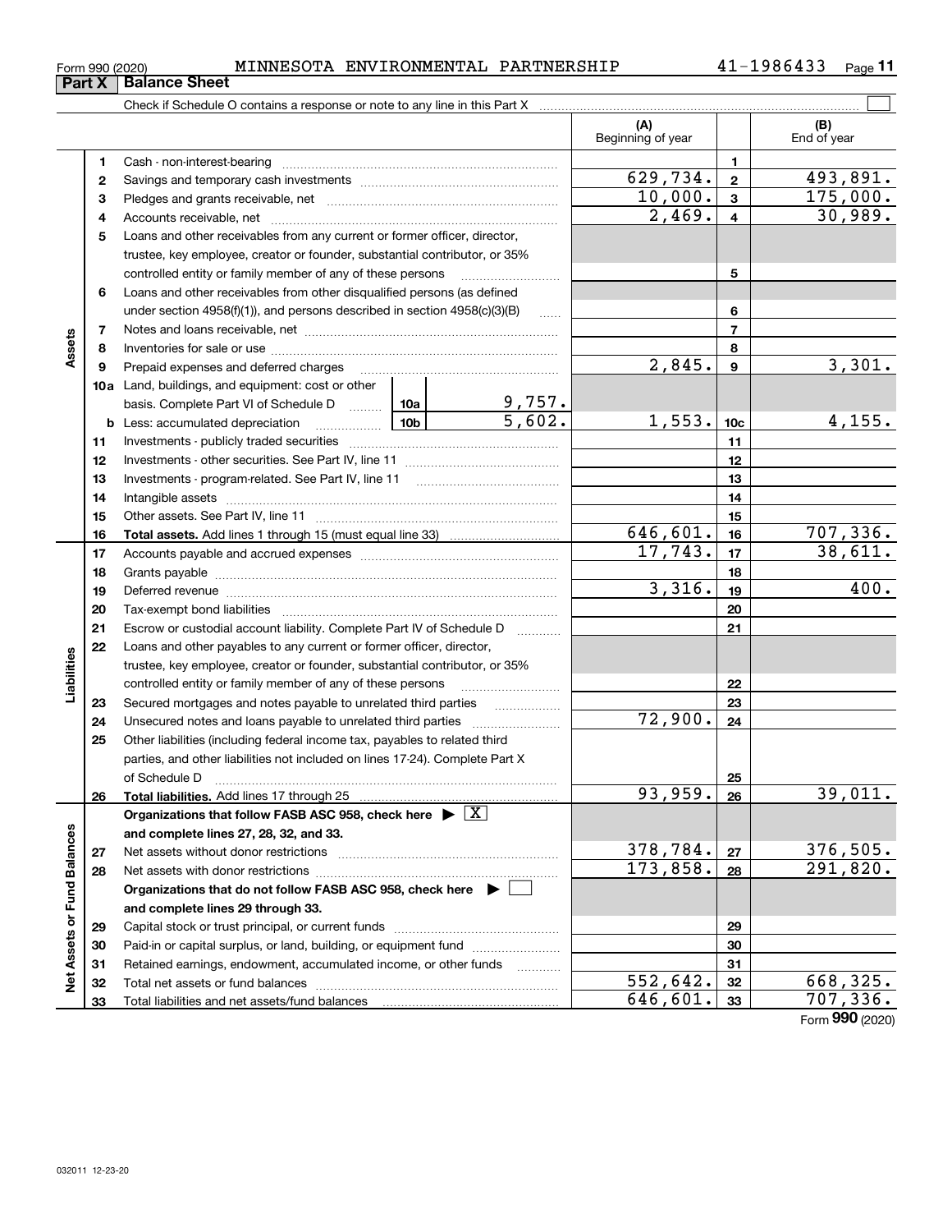Form 990 (2020) MINNESOTA ENVIRONMENTAL PARTNERSHIP 41-1986433

## Part X Balance Sheet

Check if Schedule O contains a response or note to any line in this Part X

| | | | | (A) Beginning of year | | (B) End of year |
|---|---|---|---|---|---|---|
| **Assets** | 1 | Cash - non-interest-bearing | | | 1 | |
| | 2 | Savings and temporary cash investments | | 629,734. | 2 | 493,891. |
| | 3 | Pledges and grants receivable, net | | 10,000. | 3 | 175,000. |
| | 4 | Accounts receivable, net | | 2,469. | 4 | 30,989. |
| | 5 | Loans and other receivables from any current or former officer, director, trustee, key employee, creator or founder, substantial contributor, or 35% controlled entity or family member of any of these persons | | | 5 | |
| | 6 | Loans and other receivables from other disqualified persons (as defined under section 4958(f)(1)), and persons described in section 4958(c)(3)(B) | | | 6 | |
| | 7 | Notes and loans receivable, net | | | 7 | |
| | 8 | Inventories for sale or use | | | 8 | |
| | 9 | Prepaid expenses and deferred charges | | 2,845. | 9 | 3,301. |
| | 10a | Land, buildings, and equipment: cost or other basis. Complete Part VI of Schedule D | 10a 9,757. | | | |
| | b | Less: accumulated depreciation | 10b 5,602. | 1,553. | 10c | 4,155. |
| | 11 | Investments - publicly traded securities | | | 11 | |
| | 12 | Investments - other securities. See Part IV, line 11 | | | 12 | |
| | 13 | Investments - program-related. See Part IV, line 11 | | | 13 | |
| | 14 | Intangible assets | | | 14 | |
| | 15 | Other assets. See Part IV, line 11 | | | 15 | |
| | 16 | **Total assets.** Add lines 1 through 15 (must equal line 33) | | 646,601. | 16 | 707,336. |
| **Liabilities** | 17 | Accounts payable and accrued expenses | | 17,743. | 17 | 38,611. |
| | 18 | Grants payable | | | 18 | |
| | 19 | Deferred revenue | | 3,316. | 19 | 400. |
| | 20 | Tax-exempt bond liabilities | | | 20 | |
| | 21 | Escrow or custodial account liability. Complete Part IV of Schedule D | | | 21 | |
| | 22 | Loans and other payables to any current or former officer, director, trustee, key employee, creator or founder, substantial contributor, or 35% controlled entity or family member of any of these persons | | | 22 | |
| | 23 | Secured mortgages and notes payable to unrelated third parties | | | 23 | |
| | 24 | Unsecured notes and loans payable to unrelated third parties | | 72,900. | 24 | |
| | 25 | Other liabilities (including federal income tax, payables to related third parties, and other liabilities not included on lines 17-24). Complete Part X of Schedule D | | | 25 | |
| | 26 | **Total liabilities.** Add lines 17 through 25 | | 93,959. | 26 | 39,011. |
| **Net Assets or Fund Balances** | | **Organizations that follow FASB ASC 958, check here ▶ [X] and complete lines 27, 28, 32, and 33.** | | | | |
| | 27 | Net assets without donor restrictions | | 378,784. | 27 | 376,505. |
| | 28 | Net assets with donor restrictions | | 173,858. | 28 | 291,820. |
| | | **Organizations that do not follow FASB ASC 958, check here ▶ [ ] and complete lines 29 through 33.** | | | | |
| | 29 | Capital stock or trust principal, or current funds | | | 29 | |
| | 30 | Paid-in or capital surplus, or land, building, or equipment fund | | | 30 | |
| | 31 | Retained earnings, endowment, accumulated income, or other funds | | | 31 | |
| | 32 | Total net assets or fund balances | | 552,642. | 32 | 668,325. |
| | 33 | Total liabilities and net assets/fund balances | | 646,601. | 33 | 707,336. |

Form **990** (2020)

032011 12-23-20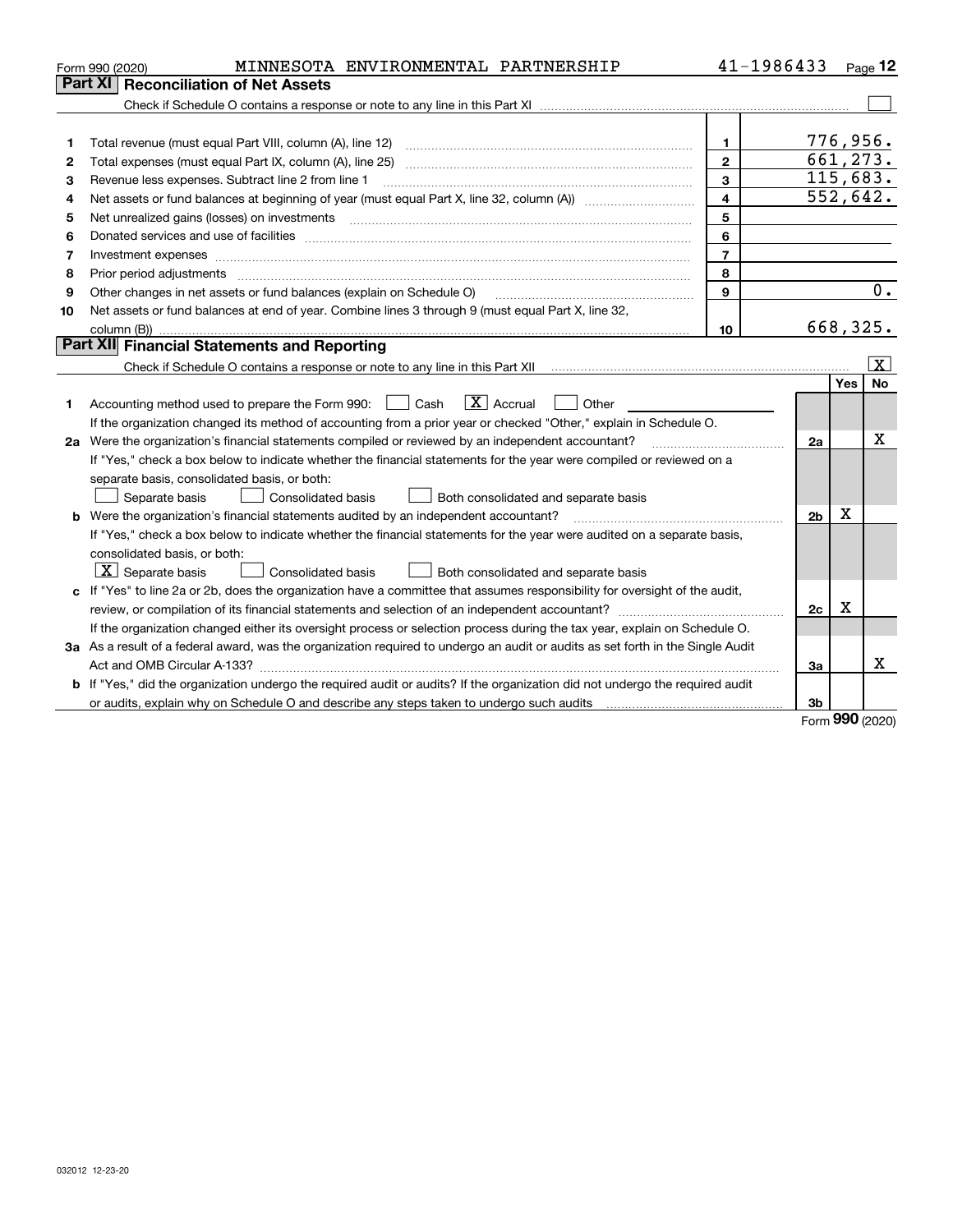Form 990 (2020) MINNESOTA ENVIRONMENTAL PARTNERSHIP 41-1986433 Page **12**

## Part XI Reconciliation of Net Assets

Check if Schedule O contains a response or note to any line in this Part XI ☐

| | | | |
|---|---|---|---|
| 1 | Total revenue (must equal Part VIII, column (A), line 12) | 1 | 776,956. |
| 2 | Total expenses (must equal Part IX, column (A), line 25) | 2 | 661,273. |
| 3 | Revenue less expenses. Subtract line 2 from line 1 | 3 | 115,683. |
| 4 | Net assets or fund balances at beginning of year (must equal Part X, line 32, column (A)) | 4 | 552,642. |
| 5 | Net unrealized gains (losses) on investments | 5 | |
| 6 | Donated services and use of facilities | 6 | |
| 7 | Investment expenses | 7 | |
| 8 | Prior period adjustments | 8 | |
| 9 | Other changes in net assets or fund balances (explain on Schedule O) | 9 | 0. |
| 10 | Net assets or fund balances at end of year. Combine lines 3 through 9 (must equal Part X, line 32, column (B)) | 10 | 668,325. |

## Part XII Financial Statements and Reporting

Check if Schedule O contains a response or note to any line in this Part XII ☒

| | | | Yes | No |
|---|---|---|---|---|
| 1 | Accounting method used to prepare the Form 990: ☐ Cash ☒ Accrual ☐ Other<br>If the organization changed its method of accounting from a prior year or checked "Other," explain in Schedule O. | | | |
| 2a | Were the organization's financial statements compiled or reviewed by an independent accountant?<br>If "Yes," check a box below to indicate whether the financial statements for the year were compiled or reviewed on a separate basis, consolidated basis, or both:<br>☐ Separate basis ☐ Consolidated basis ☐ Both consolidated and separate basis | 2a | | X |
| b | Were the organization's financial statements audited by an independent accountant?<br>If "Yes," check a box below to indicate whether the financial statements for the year were audited on a separate basis, consolidated basis, or both:<br>☒ Separate basis ☐ Consolidated basis ☐ Both consolidated and separate basis | 2b | X | |
| c | If "Yes" to line 2a or 2b, does the organization have a committee that assumes responsibility for oversight of the audit, review, or compilation of its financial statements and selection of an independent accountant?<br>If the organization changed either its oversight process or selection process during the tax year, explain on Schedule O. | 2c | X | |
| 3a | As a result of a federal award, was the organization required to undergo an audit or audits as set forth in the Single Audit Act and OMB Circular A-133? | 3a | | X |
| b | If "Yes," did the organization undergo the required audit or audits? If the organization did not undergo the required audit or audits, explain why on Schedule O and describe any steps taken to undergo such audits | 3b | | |

Form **990** (2020)

032012 12-23-20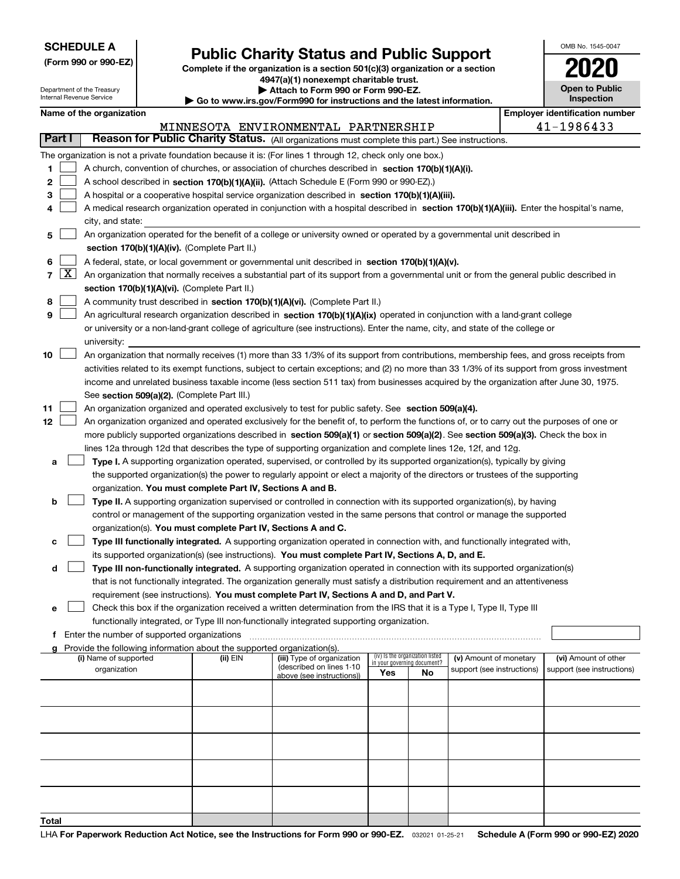**SCHEDULE A**
**(Form 990 or 990-EZ)**

Department of the Treasury
Internal Revenue Service

# Public Charity Status and Public Support

**Complete if the organization is a section 501(c)(3) organization or a section 4947(a)(1) nonexempt charitable trust.**
**▶ Attach to Form 990 or Form 990-EZ.**
**▶ Go to www.irs.gov/Form990 for instructions and the latest information.**

OMB No. 1545-0047

**2020**

**Open to Public Inspection**

**Name of the organization**
MINNESOTA ENVIRONMENTAL PARTNERSHIP

**Employer identification number**
41-1986433

**Part I — Reason for Public Charity Status.** (All organizations must complete this part.) See instructions.

The organization is not a private foundation because it is: (For lines 1 through 12, check only one box.)

1 ☐ A church, convention of churches, or association of churches described in **section 170(b)(1)(A)(i).**

2 ☐ A school described in **section 170(b)(1)(A)(ii).** (Attach Schedule E (Form 990 or 990-EZ).)

3 ☐ A hospital or a cooperative hospital service organization described in **section 170(b)(1)(A)(iii).**

4 ☐ A medical research organization operated in conjunction with a hospital described in **section 170(b)(1)(A)(iii).** Enter the hospital's name, city, and state:

5 ☐ An organization operated for the benefit of a college or university owned or operated by a governmental unit described in **section 170(b)(1)(A)(iv).** (Complete Part II.)

6 ☐ A federal, state, or local government or governmental unit described in **section 170(b)(1)(A)(v).**

7 ☒ An organization that normally receives a substantial part of its support from a governmental unit or from the general public described in **section 170(b)(1)(A)(vi).** (Complete Part II.)

8 ☐ A community trust described in **section 170(b)(1)(A)(vi).** (Complete Part II.)

9 ☐ An agricultural research organization described in **section 170(b)(1)(A)(ix)** operated in conjunction with a land-grant college or university or a non-land-grant college of agriculture (see instructions). Enter the name, city, and state of the college or university:

10 ☐ An organization that normally receives (1) more than 33 1/3% of its support from contributions, membership fees, and gross receipts from activities related to its exempt functions, subject to certain exceptions; and (2) no more than 33 1/3% of its support from gross investment income and unrelated business taxable income (less section 511 tax) from businesses acquired by the organization after June 30, 1975. See **section 509(a)(2).** (Complete Part III.)

11 ☐ An organization organized and operated exclusively to test for public safety. See **section 509(a)(4).**

12 ☐ An organization organized and operated exclusively for the benefit of, to perform the functions of, or to carry out the purposes of one or more publicly supported organizations described in **section 509(a)(1)** or **section 509(a)(2)**. See **section 509(a)(3).** Check the box in lines 12a through 12d that describes the type of supporting organization and complete lines 12e, 12f, and 12g.

a ☐ **Type I.** A supporting organization operated, supervised, or controlled by its supported organization(s), typically by giving the supported organization(s) the power to regularly appoint or elect a majority of the directors or trustees of the supporting organization. **You must complete Part IV, Sections A and B.**

b ☐ **Type II.** A supporting organization supervised or controlled in connection with its supported organization(s), by having control or management of the supporting organization vested in the same persons that control or manage the supported organization(s). **You must complete Part IV, Sections A and C.**

c ☐ **Type III functionally integrated.** A supporting organization operated in connection with, and functionally integrated with, its supported organization(s) (see instructions). **You must complete Part IV, Sections A, D, and E.**

d ☐ **Type III non-functionally integrated.** A supporting organization operated in connection with its supported organization(s) that is not functionally integrated. The organization generally must satisfy a distribution requirement and an attentiveness requirement (see instructions). **You must complete Part IV, Sections A and D, and Part V.**

e ☐ Check this box if the organization received a written determination from the IRS that it is a Type I, Type II, Type III functionally integrated, or Type III non-functionally integrated supporting organization.

f Enter the number of supported organizations

g Provide the following information about the supported organization(s).

| (i) Name of supported organization | (ii) EIN | (iii) Type of organization (described on lines 1-10 above (see instructions)) | (iv) Is the organization listed in your governing document? Yes | No | (v) Amount of monetary support (see instructions) | (vi) Amount of other support (see instructions) |
|---|---|---|---|---|---|---|
| | | | | | | |
| | | | | | | |
| | | | | | | |
| | | | | | | |
| | | | | | | |
| **Total** | | | | | | |

LHA **For Paperwork Reduction Act Notice, see the Instructions for Form 990 or 990-EZ.** 032021 01-25-21 **Schedule A (Form 990 or 990-EZ) 2020**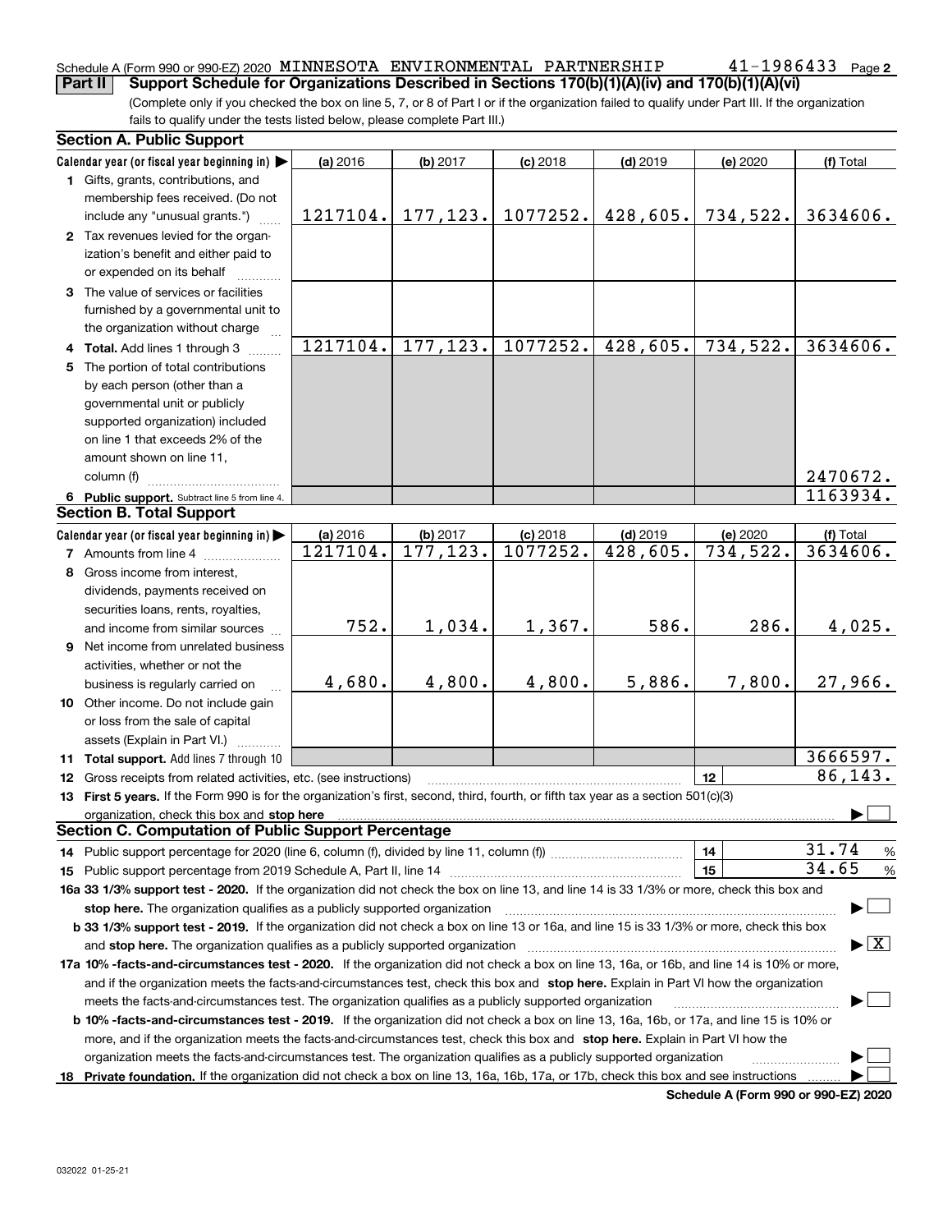Schedule A (Form 990 or 990-EZ) 2020 MINNESOTA ENVIRONMENTAL PARTNERSHIP 41-1986433 Page 2

**Part II Support Schedule for Organizations Described in Sections 170(b)(1)(A)(iv) and 170(b)(1)(A)(vi)**

(Complete only if you checked the box on line 5, 7, or 8 of Part I or if the organization failed to qualify under Part III. If the organization fails to qualify under the tests listed below, please complete Part III.)

### Section A. Public Support

| Calendar year (or fiscal year beginning in) ▶ | (a) 2016 | (b) 2017 | (c) 2018 | (d) 2019 | (e) 2020 | (f) Total |
|---|---|---|---|---|---|---|
| 1 Gifts, grants, contributions, and membership fees received. (Do not include any "unusual grants.") | 1217104. | 177,123. | 1077252. | 428,605. | 734,522. | 3634606. |
| 2 Tax revenues levied for the organization's benefit and either paid to or expended on its behalf | | | | | | |
| 3 The value of services or facilities furnished by a governmental unit to the organization without charge | | | | | | |
| 4 Total. Add lines 1 through 3 | 1217104. | 177,123. | 1077252. | 428,605. | 734,522. | 3634606. |
| 5 The portion of total contributions by each person (other than a governmental unit or publicly supported organization) included on line 1 that exceeds 2% of the amount shown on line 11, column (f) | | | | | | 2470672. |
| 6 Public support. Subtract line 5 from line 4. | | | | | | 1163934. |

### Section B. Total Support

| Calendar year (or fiscal year beginning in) ▶ | (a) 2016 | (b) 2017 | (c) 2018 | (d) 2019 | (e) 2020 | (f) Total |
|---|---|---|---|---|---|---|
| 7 Amounts from line 4 | 1217104. | 177,123. | 1077252. | 428,605. | 734,522. | 3634606. |
| 8 Gross income from interest, dividends, payments received on securities loans, rents, royalties, and income from similar sources | 752. | 1,034. | 1,367. | 586. | 286. | 4,025. |
| 9 Net income from unrelated business activities, whether or not the business is regularly carried on | 4,680. | 4,800. | 4,800. | 5,886. | 7,800. | 27,966. |
| 10 Other income. Do not include gain or loss from the sale of capital assets (Explain in Part VI.) | | | | | | |
| 11 Total support. Add lines 7 through 10 | | | | | | 3666597. |

12 Gross receipts from related activities, etc. (see instructions) — 12 — 86,143.

13 **First 5 years.** If the Form 990 is for the organization's first, second, third, fourth, or fifth tax year as a section 501(c)(3) organization, check this box and **stop here** ▶ ☐

### Section C. Computation of Public Support Percentage

14 Public support percentage for 2020 (line 6, column (f), divided by line 11, column (f)) — 14 — 31.74 %

15 Public support percentage from 2019 Schedule A, Part II, line 14 — 15 — 34.65 %

**16a 33 1/3% support test - 2020.** If the organization did not check the box on line 13, and line 14 is 33 1/3% or more, check this box and **stop here.** The organization qualifies as a publicly supported organization ▶ ☐

**b 33 1/3% support test - 2019.** If the organization did not check a box on line 13 or 16a, and line 15 is 33 1/3% or more, check this box and **stop here.** The organization qualifies as a publicly supported organization ▶ ☒

**17a 10% -facts-and-circumstances test - 2020.** If the organization did not check a box on line 13, 16a, or 16b, and line 14 is 10% or more, and if the organization meets the facts-and-circumstances test, check this box and **stop here.** Explain in Part VI how the organization meets the facts-and-circumstances test. The organization qualifies as a publicly supported organization ▶ ☐

**b 10% -facts-and-circumstances test - 2019.** If the organization did not check a box on line 13, 16a, 16b, or 17a, and line 15 is 10% or more, and if the organization meets the facts-and-circumstances test, check this box and **stop here.** Explain in Part VI how the organization meets the facts-and-circumstances test. The organization qualifies as a publicly supported organization ▶ ☐

**18 Private foundation.** If the organization did not check a box on line 13, 16a, 16b, 17a, or 17b, check this box and see instructions ▶ ☐

**Schedule A (Form 990 or 990-EZ) 2020**

032022 01-25-21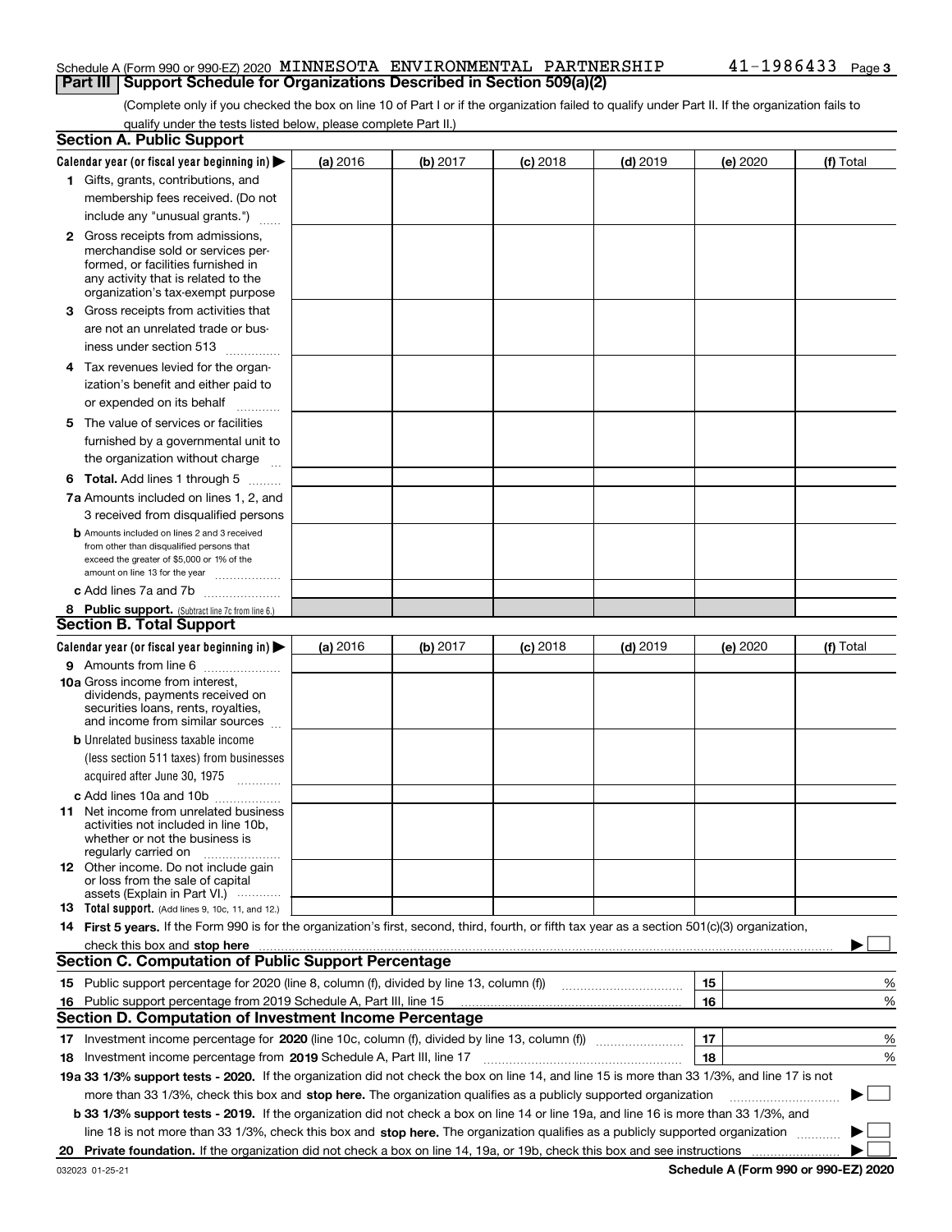Schedule A (Form 990 or 990-EZ) 2020 MINNESOTA ENVIRONMENTAL PARTNERSHIP 41-1986433 Page 3

## Part III Support Schedule for Organizations Described in Section 509(a)(2)

(Complete only if you checked the box on line 10 of Part I or if the organization failed to qualify under Part II. If the organization fails to qualify under the tests listed below, please complete Part II.)

### Section A. Public Support

| Calendar year (or fiscal year beginning in) ▶ | (a) 2016 | (b) 2017 | (c) 2018 | (d) 2019 | (e) 2020 | (f) Total |
|---|---|---|---|---|---|---|
| 1 Gifts, grants, contributions, and membership fees received. (Do not include any "unusual grants.") | | | | | | |
| 2 Gross receipts from admissions, merchandise sold or services performed, or facilities furnished in any activity that is related to the organization's tax-exempt purpose | | | | | | |
| 3 Gross receipts from activities that are not an unrelated trade or business under section 513 | | | | | | |
| 4 Tax revenues levied for the organization's benefit and either paid to or expended on its behalf | | | | | | |
| 5 The value of services or facilities furnished by a governmental unit to the organization without charge | | | | | | |
| 6 Total. Add lines 1 through 5 | | | | | | |
| 7a Amounts included on lines 1, 2, and 3 received from disqualified persons | | | | | | |
| b Amounts included on lines 2 and 3 received from other than disqualified persons that exceed the greater of $5,000 or 1% of the amount on line 13 for the year | | | | | | |
| c Add lines 7a and 7b | | | | | | |
| 8 Public support. (Subtract line 7c from line 6.) | | | | | | |

### Section B. Total Support

| Calendar year (or fiscal year beginning in) ▶ | (a) 2016 | (b) 2017 | (c) 2018 | (d) 2019 | (e) 2020 | (f) Total |
|---|---|---|---|---|---|---|
| 9 Amounts from line 6 | | | | | | |
| 10a Gross income from interest, dividends, payments received on securities loans, rents, royalties, and income from similar sources | | | | | | |
| b Unrelated business taxable income (less section 511 taxes) from businesses acquired after June 30, 1975 | | | | | | |
| c Add lines 10a and 10b | | | | | | |
| 11 Net income from unrelated business activities not included in line 10b, whether or not the business is regularly carried on | | | | | | |
| 12 Other income. Do not include gain or loss from the sale of capital assets (Explain in Part VI.) | | | | | | |
| 13 Total support. (Add lines 9, 10c, 11, and 12.) | | | | | | |

14 **First 5 years.** If the Form 990 is for the organization's first, second, third, fourth, or fifth tax year as a section 501(c)(3) organization, check this box and **stop here** ▶ ☐

### Section C. Computation of Public Support Percentage

| | | | |
|---|---|---|---|
| 15 | Public support percentage for 2020 (line 8, column (f), divided by line 13, column (f)) | 15 | % |
| 16 | Public support percentage from 2019 Schedule A, Part III, line 15 | 16 | % |

### Section D. Computation of Investment Income Percentage

| | | | |
|---|---|---|---|
| 17 | Investment income percentage for **2020** (line 10c, column (f), divided by line 13, column (f)) | 17 | % |
| 18 | Investment income percentage from **2019** Schedule A, Part III, line 17 | 18 | % |

**19a 33 1/3% support tests - 2020.** If the organization did not check the box on line 14, and line 15 is more than 33 1/3%, and line 17 is not more than 33 1/3%, check this box and **stop here.** The organization qualifies as a publicly supported organization ▶ ☐

**b 33 1/3% support tests - 2019.** If the organization did not check a box on line 14 or line 19a, and line 16 is more than 33 1/3%, and line 18 is not more than 33 1/3%, check this box and **stop here.** The organization qualifies as a publicly supported organization ▶ ☐

**20 Private foundation.** If the organization did not check a box on line 14, 19a, or 19b, check this box and see instructions ▶ ☐

032023 01-25-21 **Schedule A (Form 990 or 990-EZ) 2020**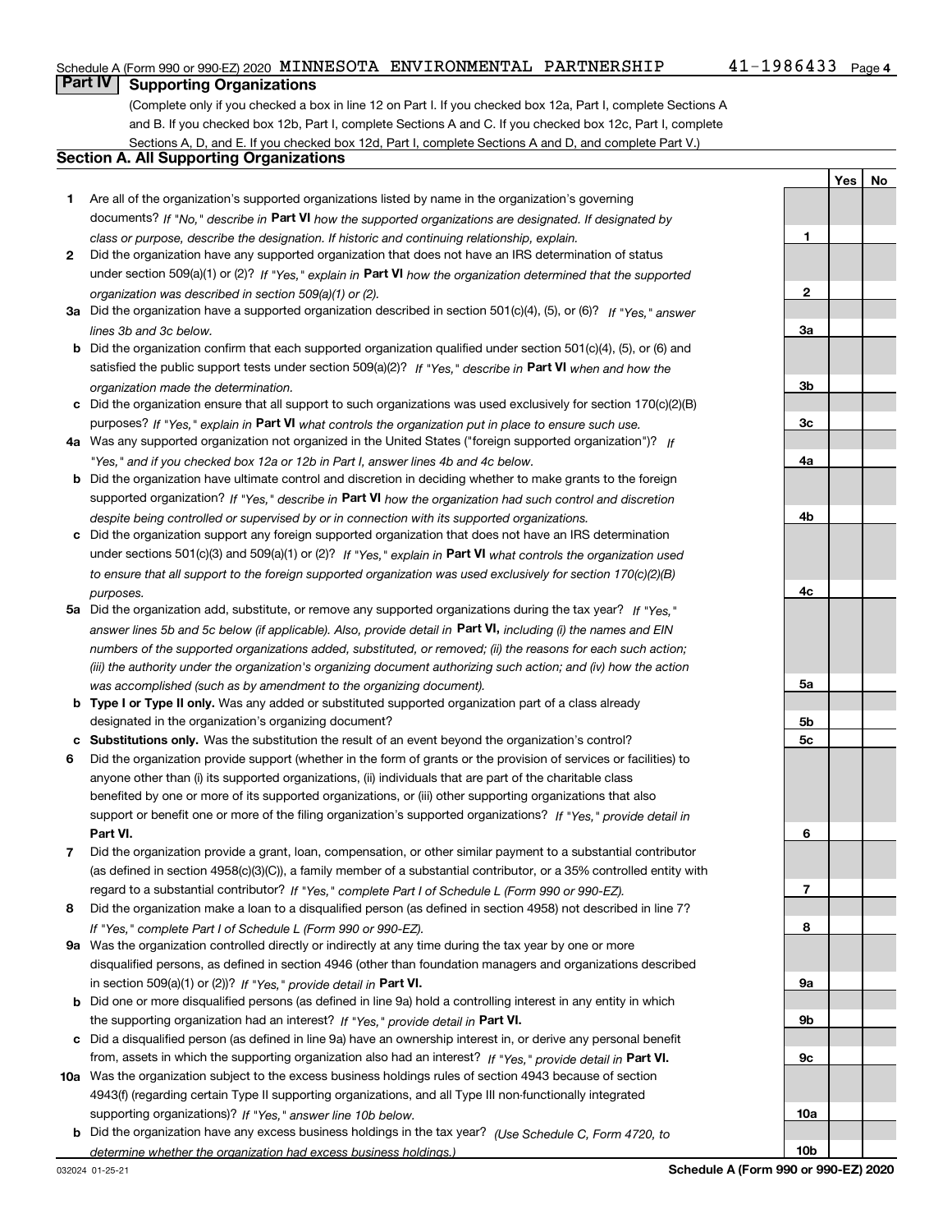Schedule A (Form 990 or 990-EZ) 2020 MINNESOTA ENVIRONMENTAL PARTNERSHIP 41-1986433 Page 4

## Part IV Supporting Organizations

(Complete only if you checked a box in line 12 on Part I. If you checked box 12a, Part I, complete Sections A and B. If you checked box 12b, Part I, complete Sections A and C. If you checked box 12c, Part I, complete Sections A, D, and E. If you checked box 12d, Part I, complete Sections A and D, and complete Part V.)

### Section A. All Supporting Organizations

| | | | Yes | No |
|---|---|---|---|---|
| **1** | Are all of the organization's supported organizations listed by name in the organization's governing documents? *If "No," describe in* **Part VI** *how the supported organizations are designated. If designated by class or purpose, describe the designation. If historic and continuing relationship, explain.* | **1** | | |
| **2** | Did the organization have any supported organization that does not have an IRS determination of status under section 509(a)(1) or (2)? *If "Yes," explain in* **Part VI** *how the organization determined that the supported organization was described in section 509(a)(1) or (2).* | **2** | | |
| **3a** | Did the organization have a supported organization described in section 501(c)(4), (5), or (6)? *If "Yes," answer lines 3b and 3c below.* | **3a** | | |
| **b** | Did the organization confirm that each supported organization qualified under section 501(c)(4), (5), or (6) and satisfied the public support tests under section 509(a)(2)? *If "Yes," describe in* **Part VI** *when and how the organization made the determination.* | **3b** | | |
| **c** | Did the organization ensure that all support to such organizations was used exclusively for section 170(c)(2)(B) purposes? *If "Yes," explain in* **Part VI** *what controls the organization put in place to ensure such use.* | **3c** | | |
| **4a** | Was any supported organization not organized in the United States ("foreign supported organization")? *If "Yes," and if you checked box 12a or 12b in Part I, answer lines 4b and 4c below.* | **4a** | | |
| **b** | Did the organization have ultimate control and discretion in deciding whether to make grants to the foreign supported organization? *If "Yes," describe in* **Part VI** *how the organization had such control and discretion despite being controlled or supervised by or in connection with its supported organizations.* | **4b** | | |
| **c** | Did the organization support any foreign supported organization that does not have an IRS determination under sections 501(c)(3) and 509(a)(1) or (2)? *If "Yes," explain in* **Part VI** *what controls the organization used to ensure that all support to the foreign supported organization was used exclusively for section 170(c)(2)(B) purposes.* | **4c** | | |
| **5a** | Did the organization add, substitute, or remove any supported organizations during the tax year? *If "Yes," answer lines 5b and 5c below (if applicable). Also, provide detail in* **Part VI,** *including (i) the names and EIN numbers of the supported organizations added, substituted, or removed; (ii) the reasons for each such action; (iii) the authority under the organization's organizing document authorizing such action; and (iv) how the action was accomplished (such as by amendment to the organizing document).* | **5a** | | |
| **b** | **Type I or Type II only.** Was any added or substituted supported organization part of a class already designated in the organization's organizing document? | **5b** | | |
| **c** | **Substitutions only.** Was the substitution the result of an event beyond the organization's control? | **5c** | | |
| **6** | Did the organization provide support (whether in the form of grants or the provision of services or facilities) to anyone other than (i) its supported organizations, (ii) individuals that are part of the charitable class benefited by one or more of its supported organizations, or (iii) other supporting organizations that also support or benefit one or more of the filing organization's supported organizations? *If "Yes," provide detail in* **Part VI.** | **6** | | |
| **7** | Did the organization provide a grant, loan, compensation, or other similar payment to a substantial contributor (as defined in section 4958(c)(3)(C)), a family member of a substantial contributor, or a 35% controlled entity with regard to a substantial contributor? *If "Yes," complete Part I of Schedule L (Form 990 or 990-EZ).* | **7** | | |
| **8** | Did the organization make a loan to a disqualified person (as defined in section 4958) not described in line 7? *If "Yes," complete Part I of Schedule L (Form 990 or 990-EZ).* | **8** | | |
| **9a** | Was the organization controlled directly or indirectly at any time during the tax year by one or more disqualified persons, as defined in section 4946 (other than foundation managers and organizations described in section 509(a)(1) or (2))? *If "Yes," provide detail in* **Part VI.** | **9a** | | |
| **b** | Did one or more disqualified persons (as defined in line 9a) hold a controlling interest in any entity in which the supporting organization had an interest? *If "Yes," provide detail in* **Part VI.** | **9b** | | |
| **c** | Did a disqualified person (as defined in line 9a) have an ownership interest in, or derive any personal benefit from, assets in which the supporting organization also had an interest? *If "Yes," provide detail in* **Part VI.** | **9c** | | |
| **10a** | Was the organization subject to the excess business holdings rules of section 4943 because of section 4943(f) (regarding certain Type II supporting organizations, and all Type III non-functionally integrated supporting organizations)? *If "Yes," answer line 10b below.* | **10a** | | |
| **b** | Did the organization have any excess business holdings in the tax year? *(Use Schedule C, Form 4720, to determine whether the organization had excess business holdings.)* | **10b** | | |

032024 01-25-21 **Schedule A (Form 990 or 990-EZ) 2020**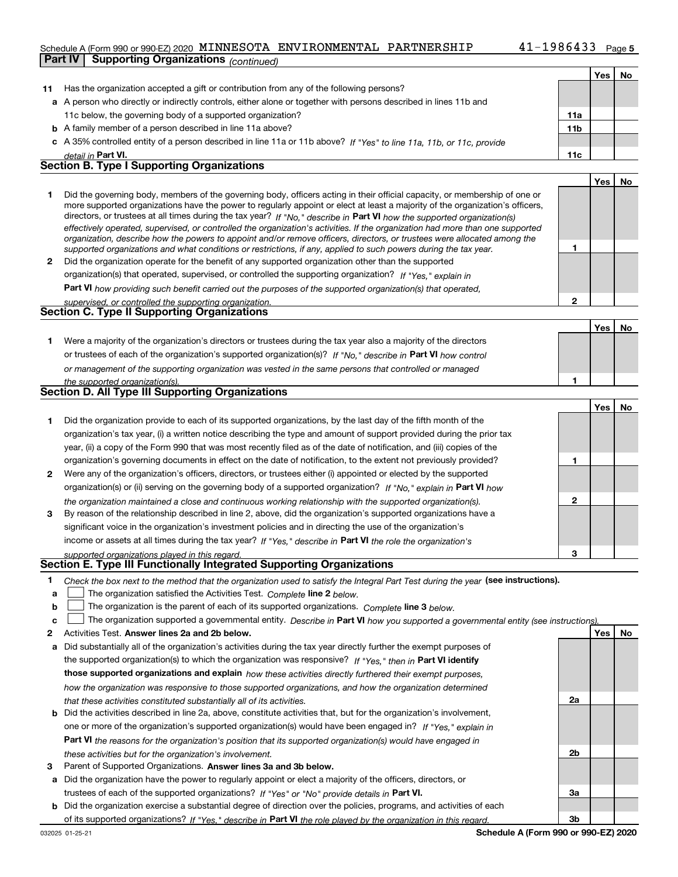Schedule A (Form 990 or 990-EZ) 2020 MINNESOTA ENVIRONMENTAL PARTNERSHIP 41-1986433

**Part IV | Supporting Organizations** *(continued)*

| | | | Yes | No |
|---|---|---|---|---|
| **11** | Has the organization accepted a gift or contribution from any of the following persons? | | | |
| **a** | A person who directly or indirectly controls, either alone or together with persons described in lines 11b and 11c below, the governing body of a supported organization? | **11a** | | |
| **b** | A family member of a person described in line 11a above? | **11b** | | |
| **c** | A 35% controlled entity of a person described in line 11a or 11b above? *If "Yes" to line 11a, 11b, or 11c, provide detail in* **Part VI.** | **11c** | | |

## Section B. Type I Supporting Organizations

| | | | Yes | No |
|---|---|---|---|---|
| **1** | Did the governing body, members of the governing body, officers acting in their official capacity, or membership of one or more supported organizations have the power to regularly appoint or elect at least a majority of the organization's officers, directors, or trustees at all times during the tax year? *If "No," describe in* **Part VI** *how the supported organization(s) effectively operated, supervised, or controlled the organization's activities. If the organization had more than one supported organization, describe how the powers to appoint and/or remove officers, directors, or trustees were allocated among the supported organizations and what conditions or restrictions, if any, applied to such powers during the tax year.* | **1** | | |
| **2** | Did the organization operate for the benefit of any supported organization other than the supported organization(s) that operated, supervised, or controlled the supporting organization? *If "Yes," explain in* **Part VI** *how providing such benefit carried out the purposes of the supported organization(s) that operated, supervised, or controlled the supporting organization.* | **2** | | |

## Section C. Type II Supporting Organizations

| | | | Yes | No |
|---|---|---|---|---|
| **1** | Were a majority of the organization's directors or trustees during the tax year also a majority of the directors or trustees of each of the organization's supported organization(s)? *If "No," describe in* **Part VI** *how control or management of the supporting organization was vested in the same persons that controlled or managed the supported organization(s).* | **1** | | |

## Section D. All Type III Supporting Organizations

| | | | Yes | No |
|---|---|---|---|---|
| **1** | Did the organization provide to each of its supported organizations, by the last day of the fifth month of the organization's tax year, (i) a written notice describing the type and amount of support provided during the prior tax year, (ii) a copy of the Form 990 that was most recently filed as of the date of notification, and (iii) copies of the organization's governing documents in effect on the date of notification, to the extent not previously provided? | **1** | | |
| **2** | Were any of the organization's officers, directors, or trustees either (i) appointed or elected by the supported organization(s) or (ii) serving on the governing body of a supported organization? *If "No," explain in* **Part VI** *how the organization maintained a close and continuous working relationship with the supported organization(s).* | **2** | | |
| **3** | By reason of the relationship described in line 2, above, did the organization's supported organizations have a significant voice in the organization's investment policies and in directing the use of the organization's income or assets at all times during the tax year? *If "Yes," describe in* **Part VI** *the role the organization's supported organizations played in this regard.* | **3** | | |

## Section E. Type III Functionally Integrated Supporting Organizations

**1** *Check the box next to the method that the organization used to satisfy the Integral Part Test during the year* **(see instructions).**

- **a** ☐ The organization satisfied the Activities Test. *Complete* **line 2** *below.*
- **b** ☐ The organization is the parent of each of its supported organizations. *Complete* **line 3** *below.*
- **c** ☐ The organization supported a governmental entity. *Describe in* **Part VI** *how you supported a governmental entity (see instructions).*

| | | | Yes | No |
|---|---|---|---|---|
| **2** | Activities Test. **Answer lines 2a and 2b below.** | | | |
| **a** | Did substantially all of the organization's activities during the tax year directly further the exempt purposes of the supported organization(s) to which the organization was responsive? *If "Yes," then in* **Part VI identify those supported organizations and explain** *how these activities directly furthered their exempt purposes, how the organization was responsive to those supported organizations, and how the organization determined that these activities constituted substantially all of its activities.* | **2a** | | |
| **b** | Did the activities described in line 2a, above, constitute activities that, but for the organization's involvement, one or more of the organization's supported organization(s) would have been engaged in? *If "Yes," explain in* **Part VI** *the reasons for the organization's position that its supported organization(s) would have engaged in these activities but for the organization's involvement.* | **2b** | | |
| **3** | Parent of Supported Organizations. **Answer lines 3a and 3b below.** | | | |
| **a** | Did the organization have the power to regularly appoint or elect a majority of the officers, directors, or trustees of each of the supported organizations? *If "Yes" or "No" provide details in* **Part VI.** | **3a** | | |
| **b** | Did the organization exercise a substantial degree of direction over the policies, programs, and activities of each of its supported organizations? *If "Yes," describe in* **Part VI** *the role played by the organization in this regard.* | **3b** | | |

032025 01-25-21 **Schedule A (Form 990 or 990-EZ) 2020**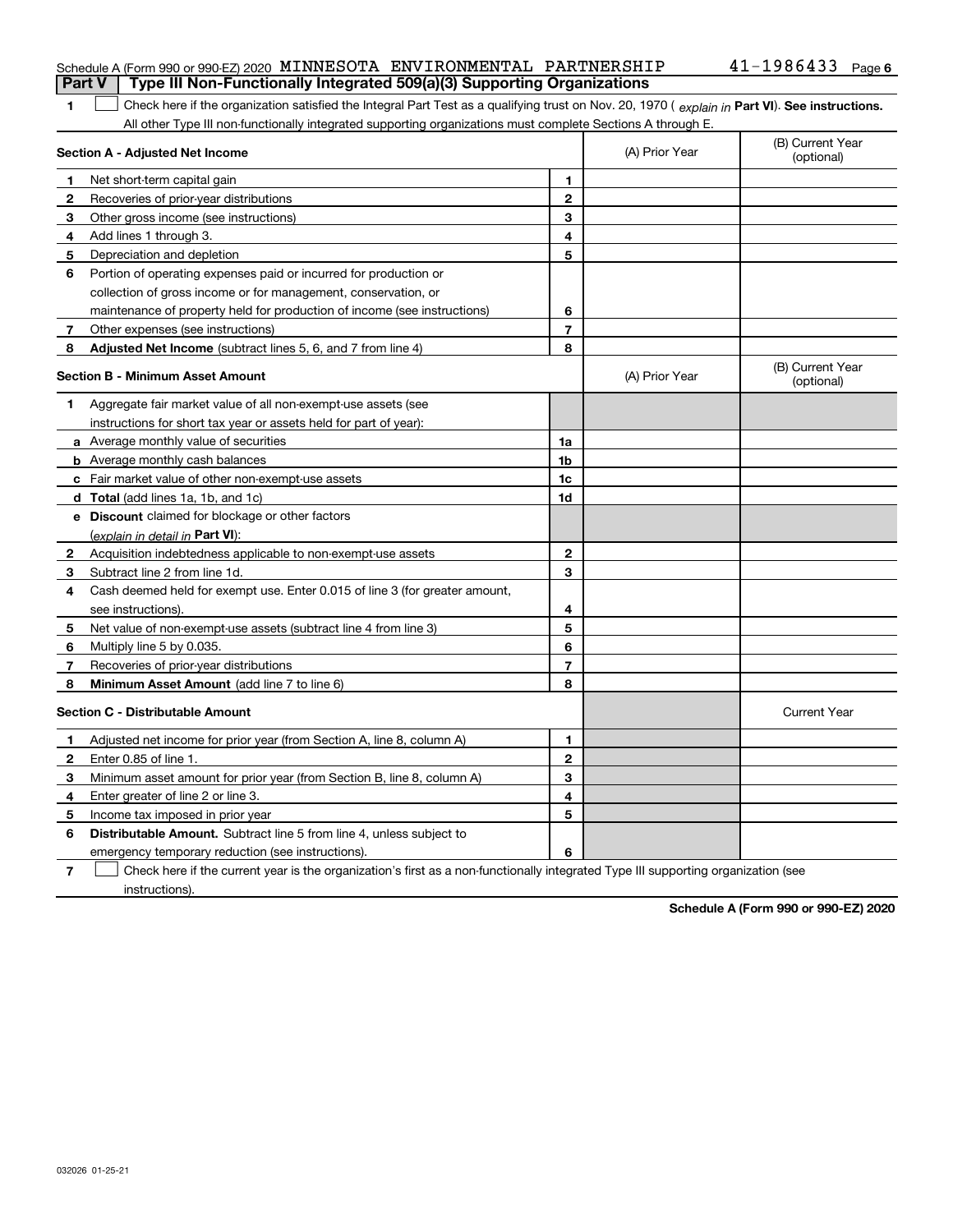Schedule A (Form 990 or 990-EZ) 2020 MINNESOTA ENVIRONMENTAL PARTNERSHIP 41-1986433 Page 6

## Part V Type III Non-Functionally Integrated 509(a)(3) Supporting Organizations

**1** ☐ Check here if the organization satisfied the Integral Part Test as a qualifying trust on Nov. 20, 1970 ( *explain in* **Part VI**). **See instructions.** All other Type III non-functionally integrated supporting organizations must complete Sections A through E.

| **Section A - Adjusted Net Income** | | (A) Prior Year | (B) Current Year (optional) |
|---|---|---|---|
| **1** Net short-term capital gain | 1 | | |
| **2** Recoveries of prior-year distributions | 2 | | |
| **3** Other gross income (see instructions) | 3 | | |
| **4** Add lines 1 through 3. | 4 | | |
| **5** Depreciation and depletion | 5 | | |
| **6** Portion of operating expenses paid or incurred for production or collection of gross income or for management, conservation, or maintenance of property held for production of income (see instructions) | 6 | | |
| **7** Other expenses (see instructions) | 7 | | |
| **8** **Adjusted Net Income** (subtract lines 5, 6, and 7 from line 4) | 8 | | |

| **Section B - Minimum Asset Amount** | | (A) Prior Year | (B) Current Year (optional) |
|---|---|---|---|
| **1** Aggregate fair market value of all non-exempt-use assets (see instructions for short tax year or assets held for part of year): | | | |
| **a** Average monthly value of securities | 1a | | |
| **b** Average monthly cash balances | 1b | | |
| **c** Fair market value of other non-exempt-use assets | 1c | | |
| **d** **Total** (add lines 1a, 1b, and 1c) | 1d | | |
| **e** **Discount** claimed for blockage or other factors (*explain in detail in* **Part VI**): | | | |
| **2** Acquisition indebtedness applicable to non-exempt-use assets | 2 | | |
| **3** Subtract line 2 from line 1d. | 3 | | |
| **4** Cash deemed held for exempt use. Enter 0.015 of line 3 (for greater amount, see instructions). | 4 | | |
| **5** Net value of non-exempt-use assets (subtract line 4 from line 3) | 5 | | |
| **6** Multiply line 5 by 0.035. | 6 | | |
| **7** Recoveries of prior-year distributions | 7 | | |
| **8** **Minimum Asset Amount** (add line 7 to line 6) | 8 | | |

| **Section C - Distributable Amount** | | | Current Year |
|---|---|---|---|
| **1** Adjusted net income for prior year (from Section A, line 8, column A) | 1 | | |
| **2** Enter 0.85 of line 1. | 2 | | |
| **3** Minimum asset amount for prior year (from Section B, line 8, column A) | 3 | | |
| **4** Enter greater of line 2 or line 3. | 4 | | |
| **5** Income tax imposed in prior year | 5 | | |
| **6** **Distributable Amount.** Subtract line 5 from line 4, unless subject to emergency temporary reduction (see instructions). | 6 | | |

**7** ☐ Check here if the current year is the organization's first as a non-functionally integrated Type III supporting organization (see instructions).

**Schedule A (Form 990 or 990-EZ) 2020**

032026 01-25-21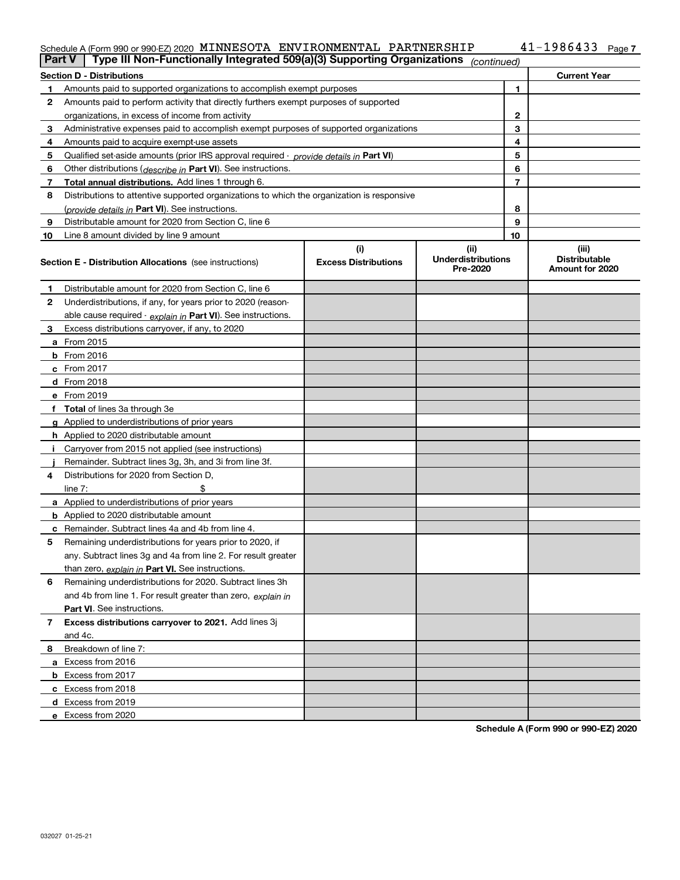Schedule A (Form 990 or 990-EZ) 2020 MINNESOTA ENVIRONMENTAL PARTNERSHIP 41-1986433 Page 7

**Part V | Type III Non-Functionally Integrated 509(a)(3) Supporting Organizations** *(continued)*

| Section D - Distributions | | | Current Year |
|---|---|---|---|
| 1 | Amounts paid to supported organizations to accomplish exempt purposes | 1 | |
| 2 | Amounts paid to perform activity that directly furthers exempt purposes of supported organizations, in excess of income from activity | 2 | |
| 3 | Administrative expenses paid to accomplish exempt purposes of supported organizations | 3 | |
| 4 | Amounts paid to acquire exempt-use assets | 4 | |
| 5 | Qualified set-aside amounts (prior IRS approval required - *provide details in* **Part VI**) | 5 | |
| 6 | Other distributions (*describe in* **Part VI**). See instructions. | 6 | |
| 7 | **Total annual distributions.** Add lines 1 through 6. | 7 | |
| 8 | Distributions to attentive supported organizations to which the organization is responsive (*provide details in* **Part VI**). See instructions. | 8 | |
| 9 | Distributable amount for 2020 from Section C, line 6 | 9 | |
| 10 | Line 8 amount divided by line 9 amount | 10 | |

| **Section E - Distribution Allocations** (see instructions) | (i) Excess Distributions | (ii) Underdistributions Pre-2020 | (iii) Distributable Amount for 2020 |
|---|---|---|---|
| **1** Distributable amount for 2020 from Section C, line 6 | | | |
| **2** Underdistributions, if any, for years prior to 2020 (reasonable cause required - *explain in* **Part VI**). See instructions. | | | |
| **3** Excess distributions carryover, if any, to 2020 | | | |
| **a** From 2015 | | | |
| **b** From 2016 | | | |
| **c** From 2017 | | | |
| **d** From 2018 | | | |
| **e** From 2019 | | | |
| **f** **Total** of lines 3a through 3e | | | |
| **g** Applied to underdistributions of prior years | | | |
| **h** Applied to 2020 distributable amount | | | |
| **i** Carryover from 2015 not applied (see instructions) | | | |
| **j** Remainder. Subtract lines 3g, 3h, and 3i from line 3f. | | | |
| **4** Distributions for 2020 from Section D, line 7: $ | | | |
| **a** Applied to underdistributions of prior years | | | |
| **b** Applied to 2020 distributable amount | | | |
| **c** Remainder. Subtract lines 4a and 4b from line 4. | | | |
| **5** Remaining underdistributions for years prior to 2020, if any. Subtract lines 3g and 4a from line 2. For result greater than zero, *explain in* **Part VI.** See instructions. | | | |
| **6** Remaining underdistributions for 2020. Subtract lines 3h and 4b from line 1. For result greater than zero, *explain in* **Part VI**. See instructions. | | | |
| **7** **Excess distributions carryover to 2021.** Add lines 3j and 4c. | | | |
| **8** Breakdown of line 7: | | | |
| **a** Excess from 2016 | | | |
| **b** Excess from 2017 | | | |
| **c** Excess from 2018 | | | |
| **d** Excess from 2019 | | | |
| **e** Excess from 2020 | | | |

**Schedule A (Form 990 or 990-EZ) 2020**

032027 01-25-21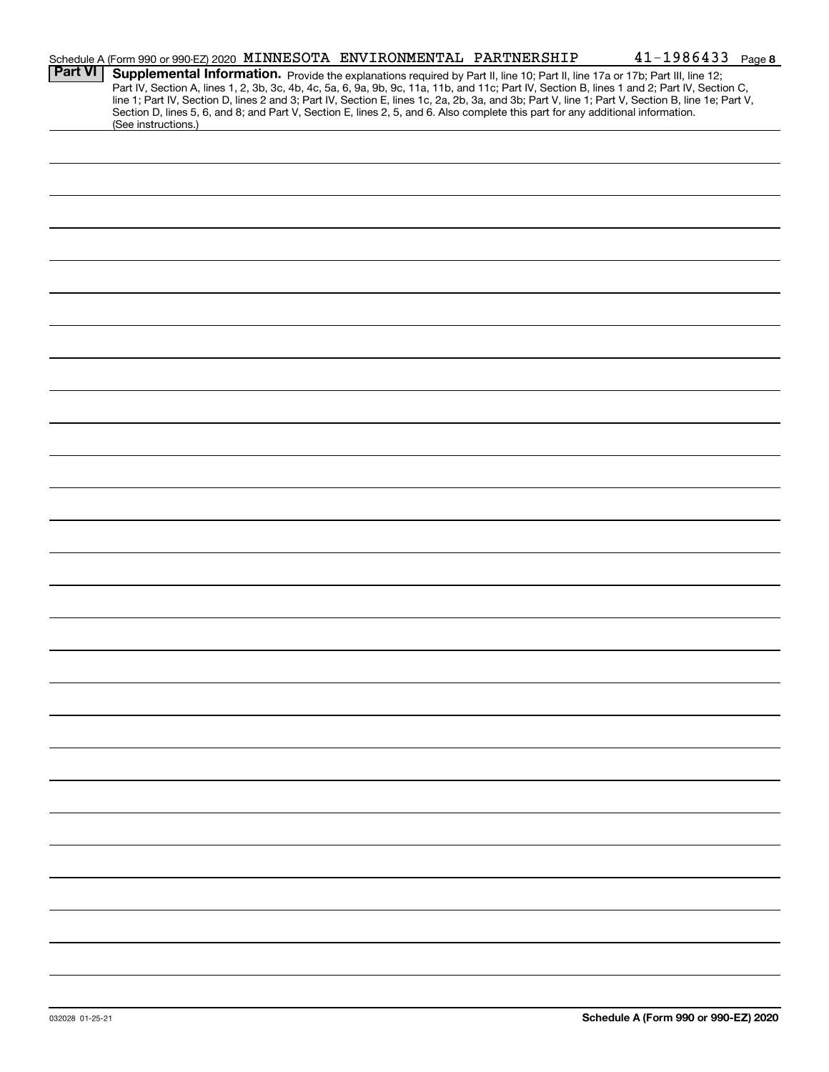Schedule A (Form 990 or 990-EZ) 2020 MINNESOTA ENVIRONMENTAL PARTNERSHIP 41-1986433 Page 8

## Part VI Supplemental Information.

Provide the explanations required by Part II, line 10; Part II, line 17a or 17b; Part III, line 12; Part IV, Section A, lines 1, 2, 3b, 3c, 4b, 4c, 5a, 6, 9a, 9b, 9c, 11a, 11b, and 11c; Part IV, Section B, lines 1 and 2; Part IV, Section C, line 1; Part IV, Section D, lines 2 and 3; Part IV, Section E, lines 1c, 2a, 2b, 3a, and 3b; Part V, line 1; Part V, Section B, line 1e; Part V, Section D, lines 5, 6, and 8; and Part V, Section E, lines 2, 5, and 6. Also complete this part for any additional information. (See instructions.)

032028 01-25-21

**Schedule A (Form 990 or 990-EZ) 2020**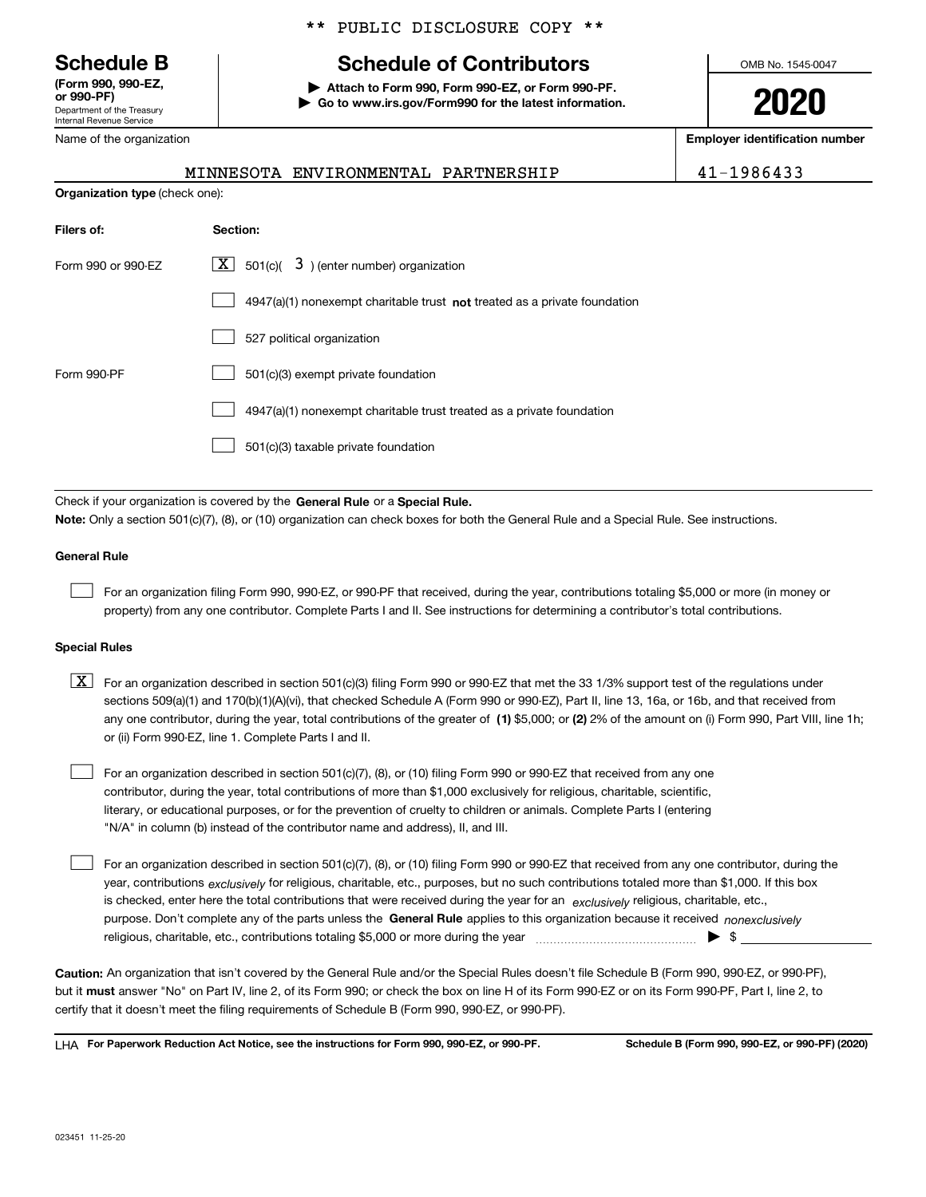** PUBLIC DISCLOSURE COPY **

# Schedule B

**(Form 990, 990-EZ, or 990-PF)**
Department of the Treasury
Internal Revenue Service

## Schedule of Contributors

**▶ Attach to Form 990, Form 990-EZ, or Form 990-PF.**
**▶ Go to www.irs.gov/Form990 for the latest information.**

OMB No. 1545-0047

**2020**

Name of the organization: MINNESOTA ENVIRONMENTAL PARTNERSHIP

**Employer identification number**: 41-1986433

**Organization type** (check one):

| Filers of: | Section: |
|---|---|
| Form 990 or 990-EZ | [X] 501(c)( 3 ) (enter number) organization |
| | [ ] 4947(a)(1) nonexempt charitable trust **not** treated as a private foundation |
| | [ ] 527 political organization |
| Form 990-PF | [ ] 501(c)(3) exempt private foundation |
| | [ ] 4947(a)(1) nonexempt charitable trust treated as a private foundation |
| | [ ] 501(c)(3) taxable private foundation |

Check if your organization is covered by the **General Rule** or a **Special Rule.**

**Note:** Only a section 501(c)(7), (8), or (10) organization can check boxes for both the General Rule and a Special Rule. See instructions.

**General Rule**

[ ] For an organization filing Form 990, 990-EZ, or 990-PF that received, during the year, contributions totaling $5,000 or more (in money or property) from any one contributor. Complete Parts I and II. See instructions for determining a contributor's total contributions.

**Special Rules**

[X] For an organization described in section 501(c)(3) filing Form 990 or 990-EZ that met the 33 1/3% support test of the regulations under sections 509(a)(1) and 170(b)(1)(A)(vi), that checked Schedule A (Form 990 or 990-EZ), Part II, line 13, 16a, or 16b, and that received from any one contributor, during the year, total contributions of the greater of **(1)** $5,000; or **(2)** 2% of the amount on (i) Form 990, Part VIII, line 1h; or (ii) Form 990-EZ, line 1. Complete Parts I and II.

[ ] For an organization described in section 501(c)(7), (8), or (10) filing Form 990 or 990-EZ that received from any one contributor, during the year, total contributions of more than $1,000 exclusively for religious, charitable, scientific, literary, or educational purposes, or for the prevention of cruelty to children or animals. Complete Parts I (entering "N/A" in column (b) instead of the contributor name and address), II, and III.

[ ] For an organization described in section 501(c)(7), (8), or (10) filing Form 990 or 990-EZ that received from any one contributor, during the year, contributions *exclusively* for religious, charitable, etc., purposes, but no such contributions totaled more than $1,000. If this box is checked, enter here the total contributions that were received during the year for an *exclusively* religious, charitable, etc., purpose. Don't complete any of the parts unless the **General Rule** applies to this organization because it received *nonexclusively* religious, charitable, etc., contributions totaling $5,000 or more during the year ▶ $

**Caution:** An organization that isn't covered by the General Rule and/or the Special Rules doesn't file Schedule B (Form 990, 990-EZ, or 990-PF), but it **must** answer "No" on Part IV, line 2, of its Form 990; or check the box on line H of its Form 990-EZ or on its Form 990-PF, Part I, line 2, to certify that it doesn't meet the filing requirements of Schedule B (Form 990, 990-EZ, or 990-PF).

LHA **For Paperwork Reduction Act Notice, see the instructions for Form 990, 990-EZ, or 990-PF.** **Schedule B (Form 990, 990-EZ, or 990-PF) (2020)**

023451 11-25-20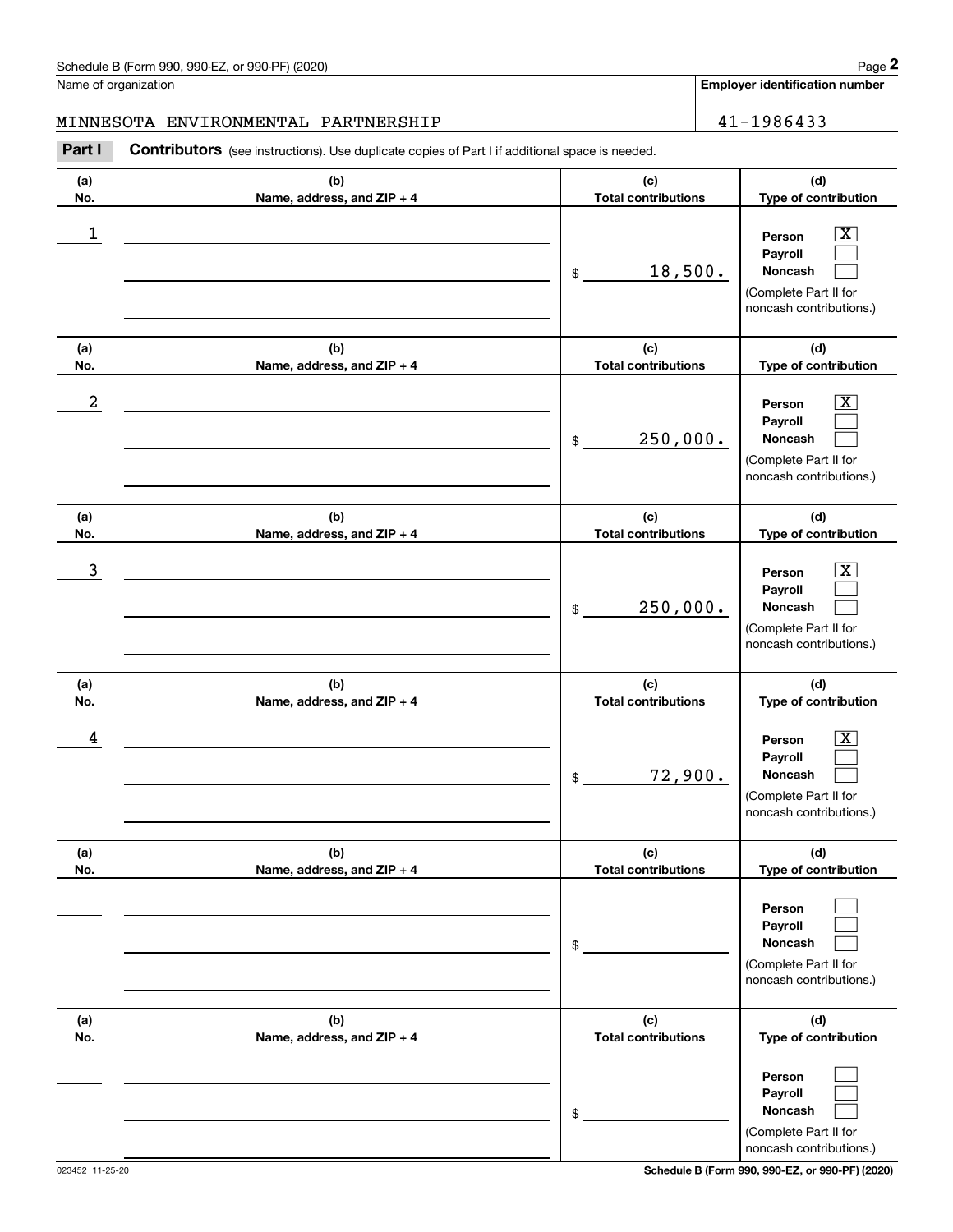Schedule B (Form 990, 990-EZ, or 990-PF) (2020)

Name of organization: MINNESOTA ENVIRONMENTAL PARTNERSHIP

Employer identification number: 41-1986433

**Part I** **Contributors** (see instructions). Use duplicate copies of Part I if additional space is needed.

| (a) No. | (b) Name, address, and ZIP + 4 | (c) Total contributions | (d) Type of contribution |
|---|---|---|---|
| 1 | | $ 18,500. | Person [X] Payroll [ ] Noncash [ ] (Complete Part II for noncash contributions.) |
| 2 | | $ 250,000. | Person [X] Payroll [ ] Noncash [ ] (Complete Part II for noncash contributions.) |
| 3 | | $ 250,000. | Person [X] Payroll [ ] Noncash [ ] (Complete Part II for noncash contributions.) |
| 4 | | $ 72,900. | Person [X] Payroll [ ] Noncash [ ] (Complete Part II for noncash contributions.) |
| | | $ | Person [ ] Payroll [ ] Noncash [ ] (Complete Part II for noncash contributions.) |
| | | $ | Person [ ] Payroll [ ] Noncash [ ] (Complete Part II for noncash contributions.) |

023452 11-25-20

Schedule B (Form 990, 990-EZ, or 990-PF) (2020)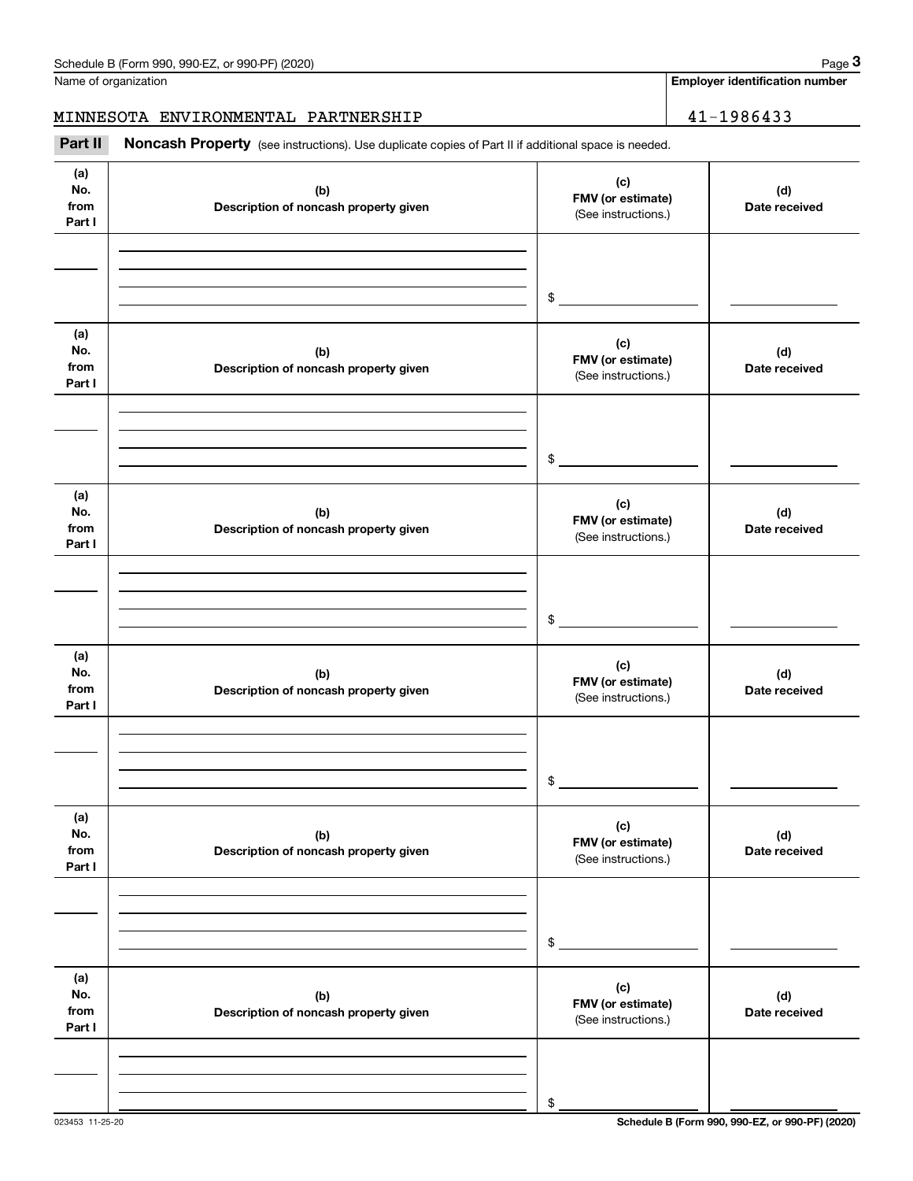Name of organization

**Employer identification number**

MINNESOTA ENVIRONMENTAL PARTNERSHIP

41-1986433

**Part II** **Noncash Property** (see instructions). Use duplicate copies of Part II if additional space is needed.

| (a) No. from Part I | (b) Description of noncash property given | (c) FMV (or estimate) (See instructions.) | (d) Date received |
|---|---|---|---|
| | | $ | |

| (a) No. from Part I | (b) Description of noncash property given | (c) FMV (or estimate) (See instructions.) | (d) Date received |
|---|---|---|---|
| | | $ | |

| (a) No. from Part I | (b) Description of noncash property given | (c) FMV (or estimate) (See instructions.) | (d) Date received |
|---|---|---|---|
| | | $ | |

| (a) No. from Part I | (b) Description of noncash property given | (c) FMV (or estimate) (See instructions.) | (d) Date received |
|---|---|---|---|
| | | $ | |

| (a) No. from Part I | (b) Description of noncash property given | (c) FMV (or estimate) (See instructions.) | (d) Date received |
|---|---|---|---|
| | | $ | |

| (a) No. from Part I | (b) Description of noncash property given | (c) FMV (or estimate) (See instructions.) | (d) Date received |
|---|---|---|---|
| | | $ | |

023453 11-25-20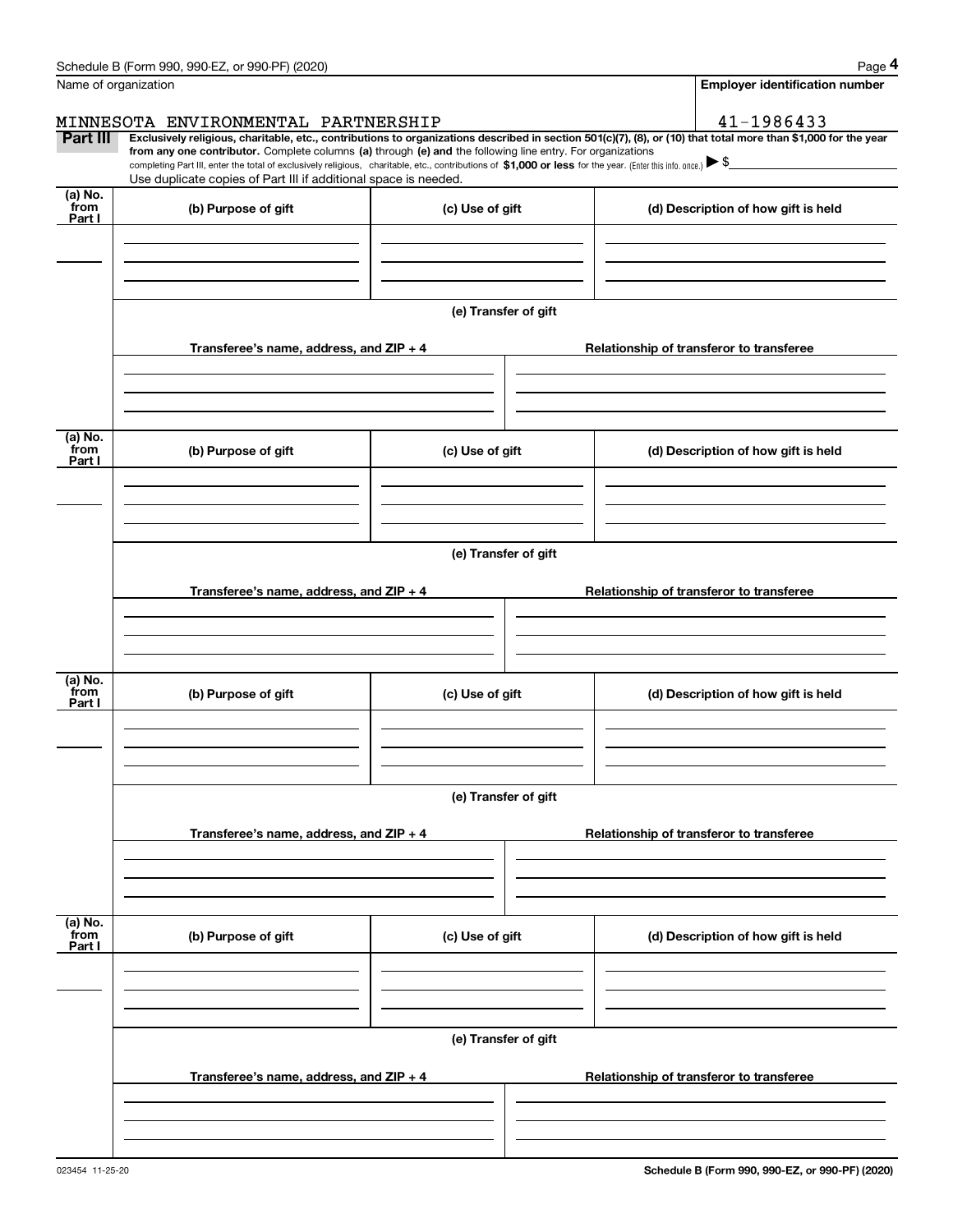Name of organization

MINNESOTA ENVIRONMENTAL PARTNERSHIP

**Employer identification number**

41-1986433

**Part III** **Exclusively religious, charitable, etc., contributions to organizations described in section 501(c)(7), (8), or (10) that total more than $1,000 for the year from any one contributor.** Complete columns **(a)** through **(e) and** the following line entry. For organizations completing Part III, enter the total of exclusively religious, charitable, etc., contributions of **$1,000 or less** for the year. (Enter this info. once.) ▶ $

Use duplicate copies of Part III if additional space is needed.

| (a) No. from Part I | (b) Purpose of gift | (c) Use of gift | (d) Description of how gift is held |
|---|---|---|---|
| | | | |

**(e) Transfer of gift**

| Transferee's name, address, and ZIP + 4 | Relationship of transferor to transferee |
|---|---|
| | |

| (a) No. from Part I | (b) Purpose of gift | (c) Use of gift | (d) Description of how gift is held |
|---|---|---|---|
| | | | |

**(e) Transfer of gift**

| Transferee's name, address, and ZIP + 4 | Relationship of transferor to transferee |
|---|---|
| | |

| (a) No. from Part I | (b) Purpose of gift | (c) Use of gift | (d) Description of how gift is held |
|---|---|---|---|
| | | | |

**(e) Transfer of gift**

| Transferee's name, address, and ZIP + 4 | Relationship of transferor to transferee |
|---|---|
| | |

| (a) No. from Part I | (b) Purpose of gift | (c) Use of gift | (d) Description of how gift is held |
|---|---|---|---|
| | | | |

**(e) Transfer of gift**

| Transferee's name, address, and ZIP + 4 | Relationship of transferor to transferee |
|---|---|
| | |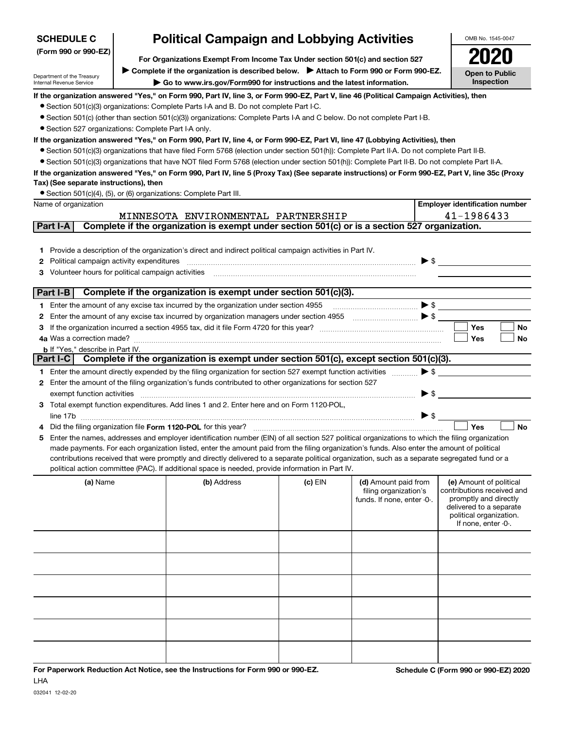**SCHEDULE C**
**(Form 990 or 990-EZ)**

Department of the Treasury
Internal Revenue Service

# Political Campaign and Lobbying Activities

**For Organizations Exempt From Income Tax Under section 501(c) and section 527**

▶ **Complete if the organization is described below.** ▶ **Attach to Form 990 or Form 990-EZ.**

▶ **Go to www.irs.gov/Form990 for instructions and the latest information.**

OMB No. 1545-0047

**2020**

**Open to Public Inspection**

**If the organization answered "Yes," on Form 990, Part IV, line 3, or Form 990-EZ, Part V, line 46 (Political Campaign Activities), then**

- Section 501(c)(3) organizations: Complete Parts I-A and B. Do not complete Part I-C.
- Section 501(c) (other than section 501(c)(3)) organizations: Complete Parts I-A and C below. Do not complete Part I-B.
- Section 527 organizations: Complete Part I-A only.

**If the organization answered "Yes," on Form 990, Part IV, line 4, or Form 990-EZ, Part VI, line 47 (Lobbying Activities), then**

- Section 501(c)(3) organizations that have filed Form 5768 (election under section 501(h)): Complete Part II-A. Do not complete Part II-B.
- Section 501(c)(3) organizations that have NOT filed Form 5768 (election under section 501(h)): Complete Part II-B. Do not complete Part II-A.

**If the organization answered "Yes," on Form 990, Part IV, line 5 (Proxy Tax) (See separate instructions) or Form 990-EZ, Part V, line 35c (Proxy Tax) (See separate instructions), then**

- Section 501(c)(4), (5), or (6) organizations: Complete Part III.

| Name of organization | Employer identification number |
|---|---|
| MINNESOTA ENVIRONMENTAL PARTNERSHIP | 41-1986433 |

## Part I-A Complete if the organization is exempt under section 501(c) or is a section 527 organization.

1. Provide a description of the organization's direct and indirect political campaign activities in Part IV.
2. Political campaign activity expenditures ▶ $
3. Volunteer hours for political campaign activities

## Part I-B Complete if the organization is exempt under section 501(c)(3).

1. Enter the amount of any excise tax incurred by the organization under section 4955 ▶ $
2. Enter the amount of any excise tax incurred by organization managers under section 4955 ▶ $
3. If the organization incurred a section 4955 tax, did it file Form 4720 for this year? ☐ Yes ☐ No

4a Was a correction made? ☐ Yes ☐ No

**b** If "Yes," describe in Part IV.

## Part I-C Complete if the organization is exempt under section 501(c), except section 501(c)(3).

1. Enter the amount directly expended by the filing organization for section 527 exempt function activities ▶ $
2. Enter the amount of the filing organization's funds contributed to other organizations for section 527 exempt function activities ▶ $
3. Total exempt function expenditures. Add lines 1 and 2. Enter here and on Form 1120-POL, line 17b ▶ $
4. Did the filing organization file **Form 1120-POL** for this year? ☐ Yes ☐ No
5. Enter the names, addresses and employer identification number (EIN) of all section 527 political organizations to which the filing organization made payments. For each organization listed, enter the amount paid from the filing organization's funds. Also enter the amount of political contributions received that were promptly and directly delivered to a separate political organization, such as a separate segregated fund or a political action committee (PAC). If additional space is needed, provide information in Part IV.

| (a) Name | (b) Address | (c) EIN | (d) Amount paid from filing organization's funds. If none, enter -0-. | (e) Amount of political contributions received and promptly and directly delivered to a separate political organization. If none, enter -0-. |
|---|---|---|---|---|
| | | | | |
| | | | | |
| | | | | |
| | | | | |
| | | | | |
| | | | | |

**For Paperwork Reduction Act Notice, see the Instructions for Form 990 or 990-EZ.**

LHA

032041 12-02-20

**Schedule C (Form 990 or 990-EZ) 2020**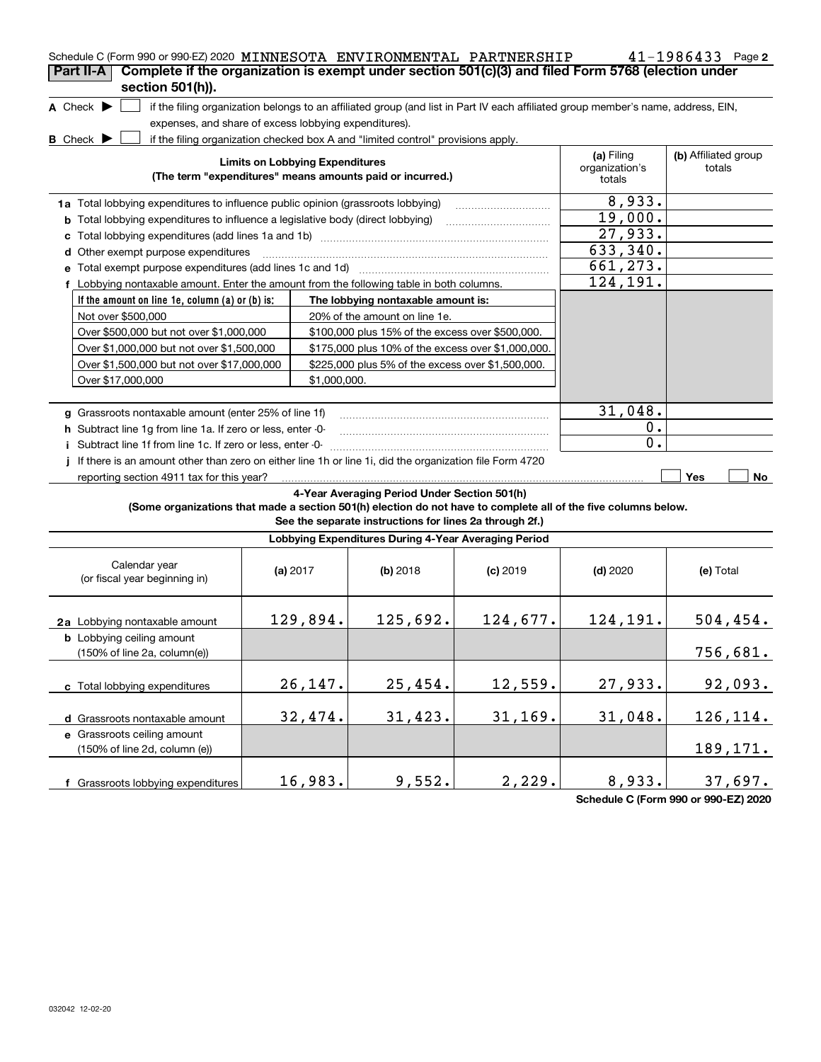Schedule C (Form 990 or 990-EZ) 2020 MINNESOTA ENVIRONMENTAL PARTNERSHIP 41-1986433 Page 2

**Part II-A** **Complete if the organization is exempt under section 501(c)(3) and filed Form 5768 (election under section 501(h)).**

**A** Check ▶ ☐ if the filing organization belongs to an affiliated group (and list in Part IV each affiliated group member's name, address, EIN, expenses, and share of excess lobbying expenditures).

**B** Check ▶ ☐ if the filing organization checked box A and "limited control" provisions apply.

| Limits on Lobbying Expenditures (The term "expenditures" means amounts paid or incurred.) | (a) Filing organization's totals | (b) Affiliated group totals |
|---|---|---|
| **1a** Total lobbying expenditures to influence public opinion (grassroots lobbying) | 8,933. | |
| **b** Total lobbying expenditures to influence a legislative body (direct lobbying) | 19,000. | |
| **c** Total lobbying expenditures (add lines 1a and 1b) | 27,933. | |
| **d** Other exempt purpose expenditures | 633,340. | |
| **e** Total exempt purpose expenditures (add lines 1c and 1d) | 661,273. | |
| **f** Lobbying nontaxable amount. Enter the amount from the following table in both columns. | 124,191. | |

| If the amount on line 1e, column (a) or (b) is: | The lobbying nontaxable amount is: |
|---|---|
| Not over $500,000 | 20% of the amount on line 1e. |
| Over $500,000 but not over $1,000,000 | $100,000 plus 15% of the excess over $500,000. |
| Over $1,000,000 but not over $1,500,000 | $175,000 plus 10% of the excess over $1,000,000. |
| Over $1,500,000 but not over $17,000,000 | $225,000 plus 5% of the excess over $1,500,000. |
| Over $17,000,000 | $1,000,000. |

| | (a) Filing organization's totals | (b) Affiliated group totals |
|---|---|---|
| **g** Grassroots nontaxable amount (enter 25% of line 1f) | 31,048. | |
| **h** Subtract line 1g from line 1a. If zero or less, enter -0- | 0. | |
| **i** Subtract line 1f from line 1c. If zero or less, enter -0- | 0. | |
| **j** If there is an amount other than zero on either line 1h or line 1i, did the organization file Form 4720 reporting section 4911 tax for this year? | ☐ Yes | ☐ No |

**4-Year Averaging Period Under Section 501(h)**

**(Some organizations that made a section 501(h) election do not have to complete all of the five columns below. See the separate instructions for lines 2a through 2f.)**

**Lobbying Expenditures During 4-Year Averaging Period**

| Calendar year (or fiscal year beginning in) | (a) 2017 | (b) 2018 | (c) 2019 | (d) 2020 | (e) Total |
|---|---|---|---|---|---|
| **2a** Lobbying nontaxable amount | 129,894. | 125,692. | 124,677. | 124,191. | 504,454. |
| **b** Lobbying ceiling amount (150% of line 2a, column(e)) | | | | | 756,681. |
| **c** Total lobbying expenditures | 26,147. | 25,454. | 12,559. | 27,933. | 92,093. |
| **d** Grassroots nontaxable amount | 32,474. | 31,423. | 31,169. | 31,048. | 126,114. |
| **e** Grassroots ceiling amount (150% of line 2d, column (e)) | | | | | 189,171. |
| **f** Grassroots lobbying expenditures | 16,983. | 9,552. | 2,229. | 8,933. | 37,697. |

**Schedule C (Form 990 or 990-EZ) 2020**

032042 12-02-20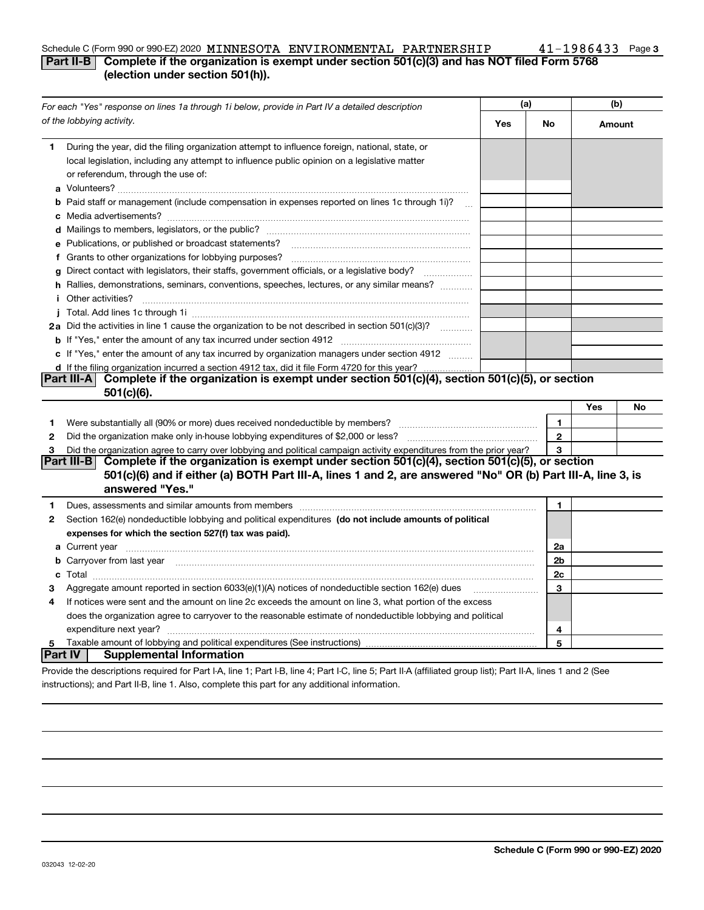Schedule C (Form 990 or 990-EZ) 2020 MINNESOTA ENVIRONMENTAL PARTNERSHIP 41-1986433 Page 3

## Part II-B Complete if the organization is exempt under section 501(c)(3) and has NOT filed Form 5768 (election under section 501(h)).

| *For each "Yes" response on lines 1a through 1i below, provide in Part IV a detailed description of the lobbying activity.* | (a) Yes | (a) No | (b) Amount |
|---|---|---|---|
| **1** During the year, did the filing organization attempt to influence foreign, national, state, or local legislation, including any attempt to influence public opinion on a legislative matter or referendum, through the use of: | | | |
| **a** Volunteers? | | | |
| **b** Paid staff or management (include compensation in expenses reported on lines 1c through 1i)? | | | |
| **c** Media advertisements? | | | |
| **d** Mailings to members, legislators, or the public? | | | |
| **e** Publications, or published or broadcast statements? | | | |
| **f** Grants to other organizations for lobbying purposes? | | | |
| **g** Direct contact with legislators, their staffs, government officials, or a legislative body? | | | |
| **h** Rallies, demonstrations, seminars, conventions, speeches, lectures, or any similar means? | | | |
| **i** Other activities? | | | |
| **j** Total. Add lines 1c through 1i | | | |
| **2a** Did the activities in line 1 cause the organization to be not described in section 501(c)(3)? | | | |
| **b** If "Yes," enter the amount of any tax incurred under section 4912 | | | |
| **c** If "Yes," enter the amount of any tax incurred by organization managers under section 4912 | | | |
| **d** If the filing organization incurred a section 4912 tax, did it file Form 4720 for this year? | | | |

## Part III-A Complete if the organization is exempt under section 501(c)(4), section 501(c)(5), or section 501(c)(6).

| | | | Yes | No |
|---|---|---|---|---|
| **1** | Were substantially all (90% or more) dues received nondeductible by members? | 1 | | |
| **2** | Did the organization make only in-house lobbying expenditures of $2,000 or less? | 2 | | |
| **3** | Did the organization agree to carry over lobbying and political campaign activity expenditures from the prior year? | 3 | | |

## Part III-B Complete if the organization is exempt under section 501(c)(4), section 501(c)(5), or section 501(c)(6) and if either (a) BOTH Part III-A, lines 1 and 2, are answered "No" OR (b) Part III-A, line 3, is answered "Yes."

| | | | |
|---|---|---|---|
| **1** | Dues, assessments and similar amounts from members | 1 | |
| **2** | Section 162(e) nondeductible lobbying and political expenditures **(do not include amounts of political expenses for which the section 527(f) tax was paid).** | | |
| **a** | Current year | 2a | |
| **b** | Carryover from last year | 2b | |
| **c** | Total | 2c | |
| **3** | Aggregate amount reported in section 6033(e)(1)(A) notices of nondeductible section 162(e) dues | 3 | |
| **4** | If notices were sent and the amount on line 2c exceeds the amount on line 3, what portion of the excess does the organization agree to carryover to the reasonable estimate of nondeductible lobbying and political expenditure next year? | 4 | |
| **5** | Taxable amount of lobbying and political expenditures (See instructions) | 5 | |

## Part IV Supplemental Information

Provide the descriptions required for Part I-A, line 1; Part I-B, line 4; Part I-C, line 5; Part II-A (affiliated group list); Part II-A, lines 1 and 2 (See instructions); and Part II-B, line 1. Also, complete this part for any additional information.

032043 12-02-20

**Schedule C (Form 990 or 990-EZ) 2020**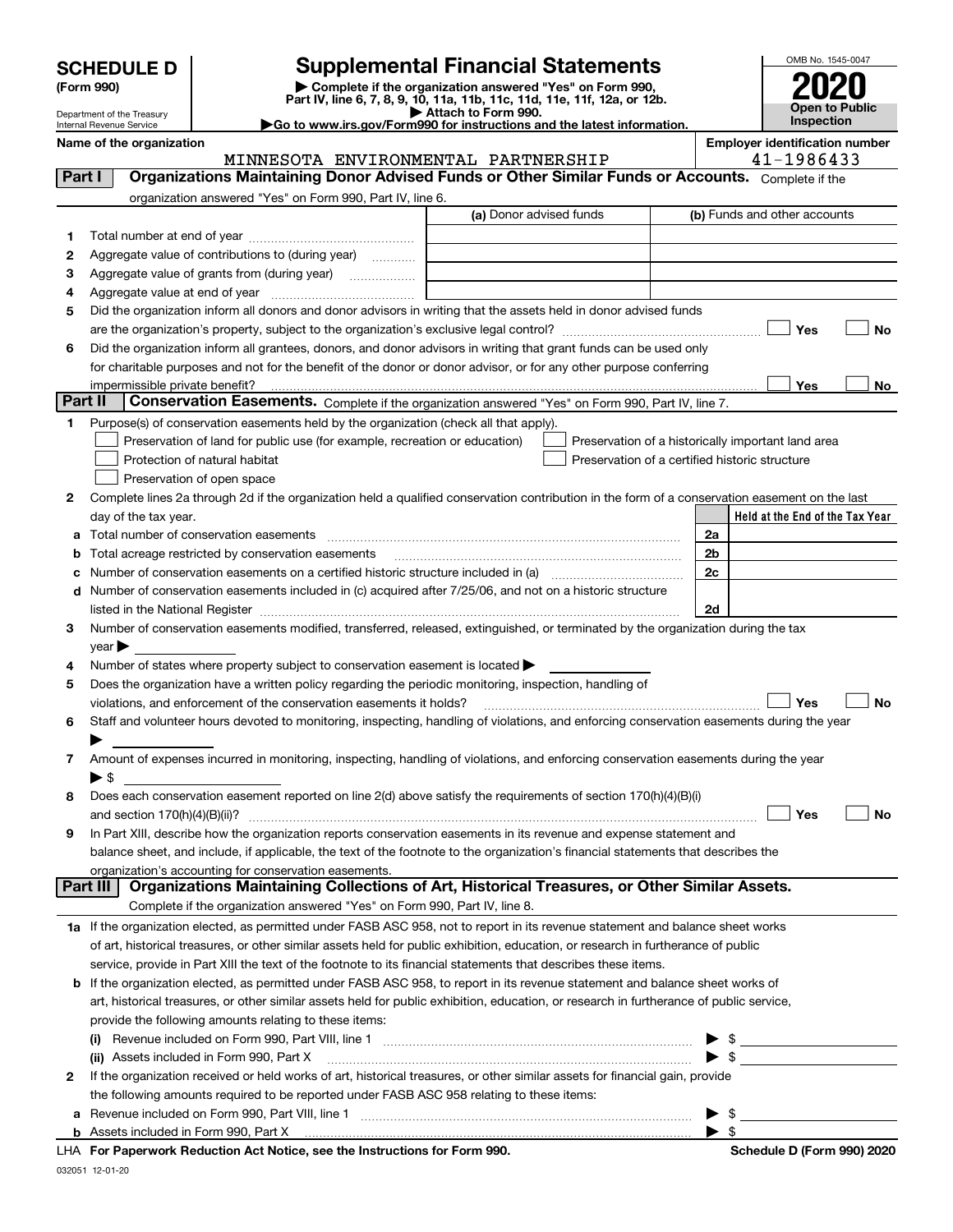# SCHEDULE D (Form 990)

Department of the Treasury
Internal Revenue Service

## Supplemental Financial Statements

▶ Complete if the organization answered "Yes" on Form 990, Part IV, line 6, 7, 8, 9, 10, 11a, 11b, 11c, 11d, 11e, 11f, 12a, or 12b.
▶ Attach to Form 990.
▶Go to www.irs.gov/Form990 for instructions and the latest information.

OMB No. 1545-0047

**2020**

**Open to Public Inspection**

**Name of the organization:** MINNESOTA ENVIRONMENTAL PARTNERSHIP

**Employer identification number:** 41-1986433

## Part I — Organizations Maintaining Donor Advised Funds or Other Similar Funds or Accounts.

Complete if the organization answered "Yes" on Form 990, Part IV, line 6.

| | | (a) Donor advised funds | (b) Funds and other accounts |
|---|---|---|---|
| 1 | Total number at end of year | | |
| 2 | Aggregate value of contributions to (during year) | | |
| 3 | Aggregate value of grants from (during year) | | |
| 4 | Aggregate value at end of year | | |

5 Did the organization inform all donors and donor advisors in writing that the assets held in donor advised funds are the organization's property, subject to the organization's exclusive legal control? ☐ Yes ☐ No

6 Did the organization inform all grantees, donors, and donor advisors in writing that grant funds can be used only for charitable purposes and not for the benefit of the donor or donor advisor, or for any other purpose conferring impermissible private benefit? ☐ Yes ☐ No

## Part II — Conservation Easements.

Complete if the organization answered "Yes" on Form 990, Part IV, line 7.

1 Purpose(s) of conservation easements held by the organization (check all that apply).

- ☐ Preservation of land for public use (for example, recreation or education)
- ☐ Protection of natural habitat
- ☐ Preservation of open space
- ☐ Preservation of a historically important land area
- ☐ Preservation of a certified historic structure

2 Complete lines 2a through 2d if the organization held a qualified conservation contribution in the form of a conservation easement on the last day of the tax year.

| | | | Held at the End of the Tax Year |
|---|---|---|---|
| a | Total number of conservation easements | 2a | |
| b | Total acreage restricted by conservation easements | 2b | |
| c | Number of conservation easements on a certified historic structure included in (a) | 2c | |
| d | Number of conservation easements included in (c) acquired after 7/25/06, and not on a historic structure listed in the National Register | 2d | |

3 Number of conservation easements modified, transferred, released, extinguished, or terminated by the organization during the tax year ▶

4 Number of states where property subject to conservation easement is located ▶

5 Does the organization have a written policy regarding the periodic monitoring, inspection, handling of violations, and enforcement of the conservation easements it holds? ☐ Yes ☐ No

6 Staff and volunteer hours devoted to monitoring, inspecting, handling of violations, and enforcing conservation easements during the year ▶

7 Amount of expenses incurred in monitoring, inspecting, handling of violations, and enforcing conservation easements during the year ▶ $

8 Does each conservation easement reported on line 2(d) above satisfy the requirements of section 170(h)(4)(B)(i) and section 170(h)(4)(B)(ii)? ☐ Yes ☐ No

9 In Part XIII, describe how the organization reports conservation easements in its revenue and expense statement and balance sheet, and include, if applicable, the text of the footnote to the organization's financial statements that describes the organization's accounting for conservation easements.

## Part III — Organizations Maintaining Collections of Art, Historical Treasures, or Other Similar Assets.

Complete if the organization answered "Yes" on Form 990, Part IV, line 8.

1a If the organization elected, as permitted under FASB ASC 958, not to report in its revenue statement and balance sheet works of art, historical treasures, or other similar assets held for public exhibition, education, or research in furtherance of public service, provide in Part XIII the text of the footnote to its financial statements that describes these items.

b If the organization elected, as permitted under FASB ASC 958, to report in its revenue statement and balance sheet works of art, historical treasures, or other similar assets held for public exhibition, education, or research in furtherance of public service, provide the following amounts relating to these items:

(i) Revenue included on Form 990, Part VIII, line 1 ▶ $

(ii) Assets included in Form 990, Part X ▶ $

2 If the organization received or held works of art, historical treasures, or other similar assets for financial gain, provide the following amounts required to be reported under FASB ASC 958 relating to these items:

a Revenue included on Form 990, Part VIII, line 1 ▶ $

b Assets included in Form 990, Part X ▶ $

LHA For Paperwork Reduction Act Notice, see the Instructions for Form 990. Schedule D (Form 990) 2020

032051 12-01-20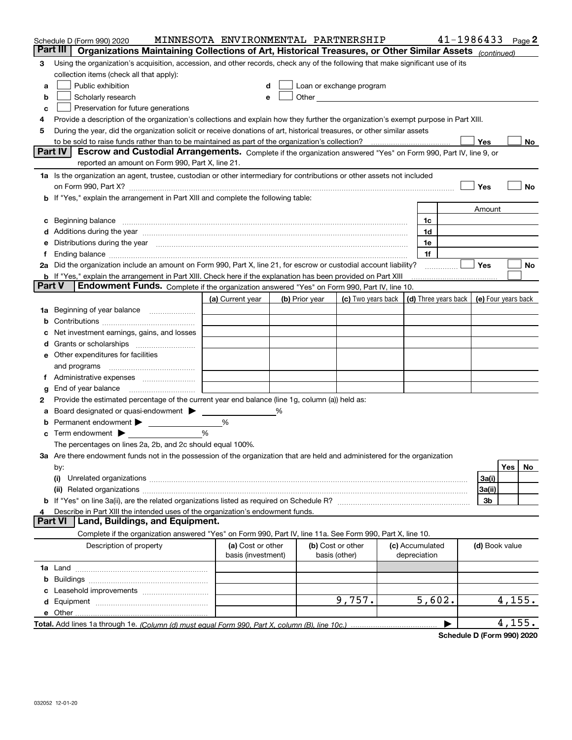Schedule D (Form 990) 2020 MINNESOTA ENVIRONMENTAL PARTNERSHIP 41-1986433 Page 2

## Part III Organizations Maintaining Collections of Art, Historical Treasures, or Other Similar Assets *(continued)*

**3** Using the organization's acquisition, accession, and other records, check any of the following that make significant use of its collection items (check all that apply):

- **a** ☐ Public exhibition
- **b** ☐ Scholarly research
- **c** ☐ Preservation for future generations
- **d** ☐ Loan or exchange program
- **e** ☐ Other

**4** Provide a description of the organization's collections and explain how they further the organization's exempt purpose in Part XIII.

**5** During the year, did the organization solicit or receive donations of art, historical treasures, or other similar assets to be sold to raise funds rather than to be maintained as part of the organization's collection? ☐ Yes ☐ No

## Part IV Escrow and Custodial Arrangements.

Complete if the organization answered "Yes" on Form 990, Part IV, line 9, or reported an amount on Form 990, Part X, line 21.

**1a** Is the organization an agent, trustee, custodian or other intermediary for contributions or other assets not included on Form 990, Part X? ☐ Yes ☐ No

**b** If "Yes," explain the arrangement in Part XIII and complete the following table:

| | | | Amount |
|---|---|---|---|
| **c** | Beginning balance | 1c | |
| **d** | Additions during the year | 1d | |
| **e** | Distributions during the year | 1e | |
| **f** | Ending balance | 1f | |

**2a** Did the organization include an amount on Form 990, Part X, line 21, for escrow or custodial account liability? ☐ Yes ☐ No

**b** If "Yes," explain the arrangement in Part XIII. Check here if the explanation has been provided on Part XIII ☐

## Part V Endowment Funds.

Complete if the organization answered "Yes" on Form 990, Part IV, line 10.

| | (a) Current year | (b) Prior year | (c) Two years back | (d) Three years back | (e) Four years back |
|---|---|---|---|---|---|
| **1a** Beginning of year balance | | | | | |
| **b** Contributions | | | | | |
| **c** Net investment earnings, gains, and losses | | | | | |
| **d** Grants or scholarships | | | | | |
| **e** Other expenditures for facilities and programs | | | | | |
| **f** Administrative expenses | | | | | |
| **g** End of year balance | | | | | |

**2** Provide the estimated percentage of the current year end balance (line 1g, column (a)) held as:

- **a** Board designated or quasi-endowment ▶ ______ %
- **b** Permanent endowment ▶ ______ %
- **c** Term endowment ▶ ______ %

The percentages on lines 2a, 2b, and 2c should equal 100%.

**3a** Are there endowment funds not in the possession of the organization that are held and administered for the organization by:

| | | Yes | No |
|---|---|---|---|
| (i) Unrelated organizations | 3a(i) | | |
| (ii) Related organizations | 3a(ii) | | |
| **b** If "Yes" on line 3a(ii), are the related organizations listed as required on Schedule R? | 3b | | |

**4** Describe in Part XIII the intended uses of the organization's endowment funds.

## Part VI Land, Buildings, and Equipment.

Complete if the organization answered "Yes" on Form 990, Part IV, line 11a. See Form 990, Part X, line 10.

| Description of property | (a) Cost or other basis (investment) | (b) Cost or other basis (other) | (c) Accumulated depreciation | (d) Book value |
|---|---|---|---|---|
| **1a** Land | | | | |
| **b** Buildings | | | | |
| **c** Leasehold improvements | | | | |
| **d** Equipment | | 9,757. | 5,602. | 4,155. |
| **e** Other | | | | |
| **Total.** Add lines 1a through 1e. *(Column (d) must equal Form 990, Part X, column (B), line 10c.)* | | | | 4,155. |

**Schedule D (Form 990) 2020**

032052 12-01-20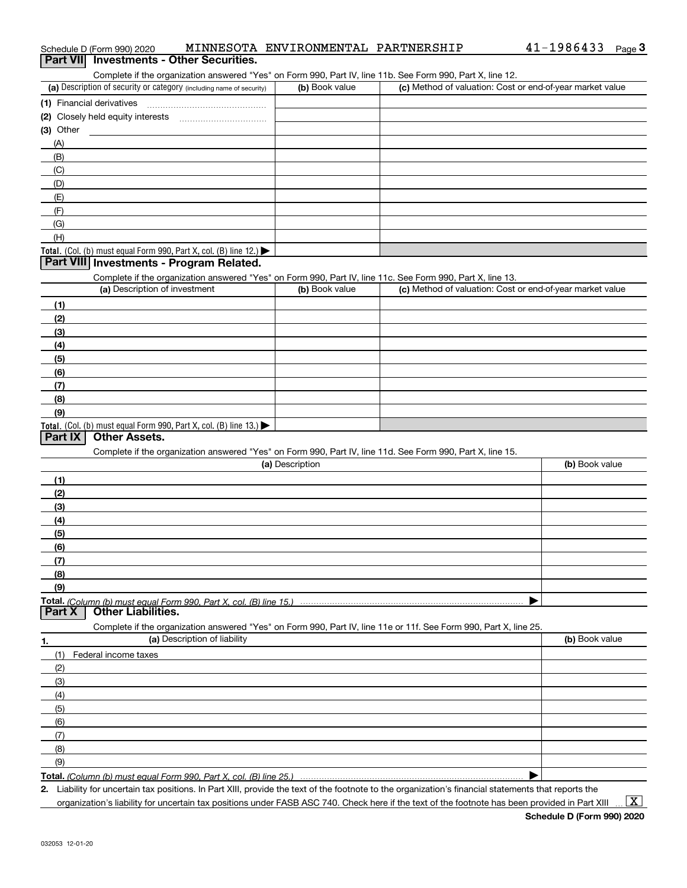Schedule D (Form 990) 2020 MINNESOTA ENVIRONMENTAL PARTNERSHIP 41-1986433 Page 3

## Part VII Investments - Other Securities.

Complete if the organization answered "Yes" on Form 990, Part IV, line 11b. See Form 990, Part X, line 12.

| (a) Description of security or category (including name of security) | (b) Book value | (c) Method of valuation: Cost or end-of-year market value |
| --- | --- | --- |
| (1) Financial derivatives | | |
| (2) Closely held equity interests | | |
| (3) Other | | |
| (A) | | |
| (B) | | |
| (C) | | |
| (D) | | |
| (E) | | |
| (F) | | |
| (G) | | |
| (H) | | |
| **Total.** (Col. (b) must equal Form 990, Part X, col. (B) line 12.) ▶ | | |

## Part VIII Investments - Program Related.

Complete if the organization answered "Yes" on Form 990, Part IV, line 11c. See Form 990, Part X, line 13.

| (a) Description of investment | (b) Book value | (c) Method of valuation: Cost or end-of-year market value |
| --- | --- | --- |
| (1) | | |
| (2) | | |
| (3) | | |
| (4) | | |
| (5) | | |
| (6) | | |
| (7) | | |
| (8) | | |
| (9) | | |
| **Total.** (Col. (b) must equal Form 990, Part X, col. (B) line 13.) ▶ | | |

## Part IX Other Assets.

Complete if the organization answered "Yes" on Form 990, Part IV, line 11d. See Form 990, Part X, line 15.

| (a) Description | (b) Book value |
| --- | --- |
| (1) | |
| (2) | |
| (3) | |
| (4) | |
| (5) | |
| (6) | |
| (7) | |
| (8) | |
| (9) | |
| **Total.** *(Column (b) must equal Form 990, Part X, col. (B) line 15.)* ▶ | |

## Part X Other Liabilities.

Complete if the organization answered "Yes" on Form 990, Part IV, line 11e or 11f. See Form 990, Part X, line 25.

| 1. (a) Description of liability | (b) Book value |
| --- | --- |
| (1) Federal income taxes | |
| (2) | |
| (3) | |
| (4) | |
| (5) | |
| (6) | |
| (7) | |
| (8) | |
| (9) | |
| **Total.** *(Column (b) must equal Form 990, Part X, col. (B) line 25.)* ▶ | |

**2.** Liability for uncertain tax positions. In Part XIII, provide the text of the footnote to the organization's financial statements that reports the organization's liability for uncertain tax positions under FASB ASC 740. Check here if the text of the footnote has been provided in Part XIII ... [X]

**Schedule D (Form 990) 2020**

032053 12-01-20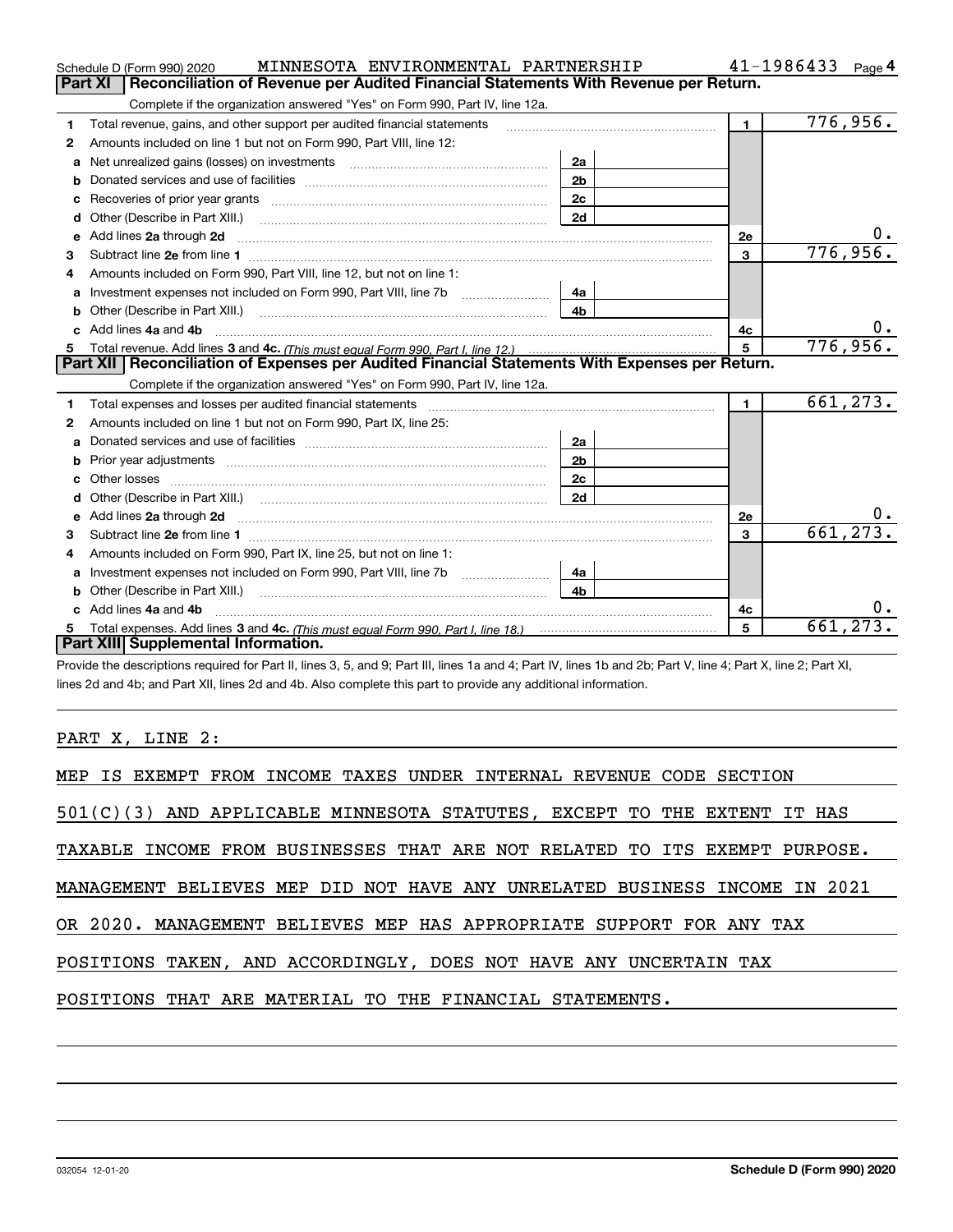Schedule D (Form 990) 2020 MINNESOTA ENVIRONMENTAL PARTNERSHIP 41-1986433 Page 4

## Part XI Reconciliation of Revenue per Audited Financial Statements With Revenue per Return.

Complete if the organization answered "Yes" on Form 990, Part IV, line 12a.

| | | | | | |
|---|---|---|---|---|---|
| 1 | Total revenue, gains, and other support per audited financial statements | | | 1 | 776,956. |
| 2 | Amounts included on line 1 but not on Form 990, Part VIII, line 12: | | | | |
| a | Net unrealized gains (losses) on investments | 2a | | | |
| b | Donated services and use of facilities | 2b | | | |
| c | Recoveries of prior year grants | 2c | | | |
| d | Other (Describe in Part XIII.) | 2d | | | |
| e | Add lines 2a through 2d | | | 2e | 0. |
| 3 | Subtract line 2e from line 1 | | | 3 | 776,956. |
| 4 | Amounts included on Form 990, Part VIII, line 12, but not on line 1: | | | | |
| a | Investment expenses not included on Form 990, Part VIII, line 7b | 4a | | | |
| b | Other (Describe in Part XIII.) | 4b | | | |
| c | Add lines 4a and 4b | | | 4c | 0. |
| 5 | Total revenue. Add lines 3 and 4c. *(This must equal Form 990, Part I, line 12.)* | | | 5 | 776,956. |

## Part XII Reconciliation of Expenses per Audited Financial Statements With Expenses per Return.

Complete if the organization answered "Yes" on Form 990, Part IV, line 12a.

| | | | | | |
|---|---|---|---|---|---|
| 1 | Total expenses and losses per audited financial statements | | | 1 | 661,273. |
| 2 | Amounts included on line 1 but not on Form 990, Part IX, line 25: | | | | |
| a | Donated services and use of facilities | 2a | | | |
| b | Prior year adjustments | 2b | | | |
| c | Other losses | 2c | | | |
| d | Other (Describe in Part XIII.) | 2d | | | |
| e | Add lines 2a through 2d | | | 2e | 0. |
| 3 | Subtract line 2e from line 1 | | | 3 | 661,273. |
| 4 | Amounts included on Form 990, Part IX, line 25, but not on line 1: | | | | |
| a | Investment expenses not included on Form 990, Part VIII, line 7b | 4a | | | |
| b | Other (Describe in Part XIII.) | 4b | | | |
| c | Add lines 4a and 4b | | | 4c | 0. |
| 5 | Total expenses. Add lines 3 and 4c. *(This must equal Form 990, Part I, line 18.)* | | | 5 | 661,273. |

## Part XIII Supplemental Information.

Provide the descriptions required for Part II, lines 3, 5, and 9; Part III, lines 1a and 4; Part IV, lines 1b and 2b; Part V, line 4; Part X, line 2; Part XI, lines 2d and 4b; and Part XII, lines 2d and 4b. Also complete this part to provide any additional information.

PART X, LINE 2:

MEP IS EXEMPT FROM INCOME TAXES UNDER INTERNAL REVENUE CODE SECTION 501(C)(3) AND APPLICABLE MINNESOTA STATUTES, EXCEPT TO THE EXTENT IT HAS TAXABLE INCOME FROM BUSINESSES THAT ARE NOT RELATED TO ITS EXEMPT PURPOSE. MANAGEMENT BELIEVES MEP DID NOT HAVE ANY UNRELATED BUSINESS INCOME IN 2021 OR 2020. MANAGEMENT BELIEVES MEP HAS APPROPRIATE SUPPORT FOR ANY TAX POSITIONS TAKEN, AND ACCORDINGLY, DOES NOT HAVE ANY UNCERTAIN TAX POSITIONS THAT ARE MATERIAL TO THE FINANCIAL STATEMENTS.

032054 12-01-20 **Schedule D (Form 990) 2020**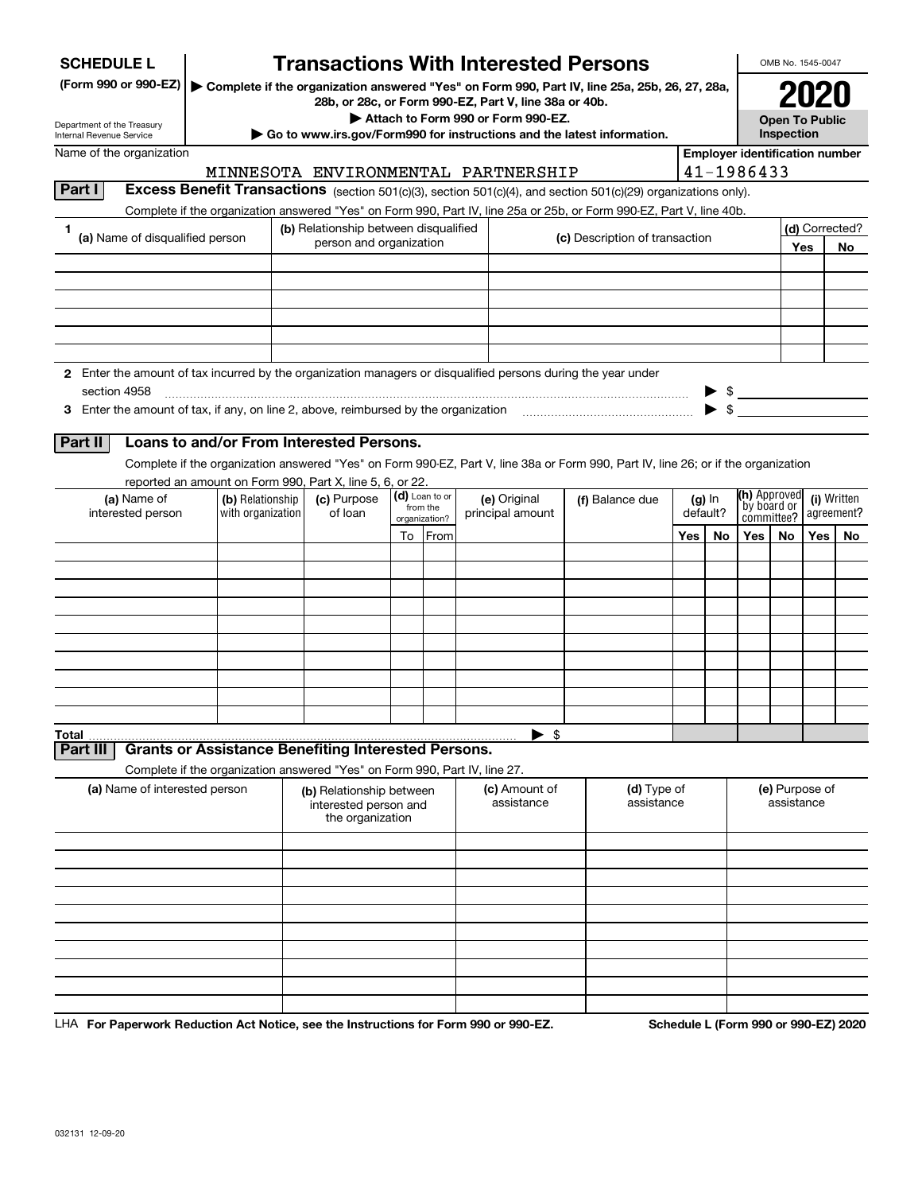# SCHEDULE L (Form 990 or 990-EZ)

# Transactions With Interested Persons

▶ Complete if the organization answered "Yes" on Form 990, Part IV, line 25a, 25b, 26, 27, 28a, 28b, or 28c, or Form 990-EZ, Part V, line 38a or 40b.

▶ Attach to Form 990 or Form 990-EZ.

▶ Go to www.irs.gov/Form990 for instructions and the latest information.

Department of the Treasury
Internal Revenue Service

OMB No. 1545-0047

**2020**

**Open To Public Inspection**

Name of the organization: MINNESOTA ENVIRONMENTAL PARTNERSHIP

Employer identification number: 41-1986433

## Part I Excess Benefit Transactions (section 501(c)(3), section 501(c)(4), and section 501(c)(29) organizations only).

Complete if the organization answered "Yes" on Form 990, Part IV, line 25a or 25b, or Form 990-EZ, Part V, line 40b.

| 1 (a) Name of disqualified person | (b) Relationship between disqualified person and organization | (c) Description of transaction | (d) Corrected? Yes | No |
|---|---|---|---|---|
| | | | | |
| | | | | |
| | | | | |
| | | | | |
| | | | | |
| | | | | |

2 Enter the amount of tax incurred by the organization managers or disqualified persons during the year under section 4958 ▶ $

3 Enter the amount of tax, if any, on line 2, above, reimbursed by the organization ▶ $

## Part II Loans to and/or From Interested Persons.

Complete if the organization answered "Yes" on Form 990-EZ, Part V, line 38a or Form 990, Part IV, line 26; or if the organization reported an amount on Form 990, Part X, line 5, 6, or 22.

| (a) Name of interested person | (b) Relationship with organization | (c) Purpose of loan | (d) Loan to or from the organization? | | (e) Original principal amount | (f) Balance due | (g) In default? | | (h) Approved by board or committee? | | (i) Written agreement? | |
|---|---|---|---|---|---|---|---|---|---|---|---|---|
| | | | To | From | | | Yes | No | Yes | No | Yes | No |
| | | | | | | | | | | | | |
| | | | | | | | | | | | | |
| | | | | | | | | | | | | |
| | | | | | | | | | | | | |
| | | | | | | | | | | | | |
| | | | | | | | | | | | | |
| | | | | | | | | | | | | |
| | | | | | | | | | | | | |
| | | | | | | | | | | | | |
| | | | | | | | | | | | | |
| Total | | | | | ▶ $ | | | | | | | |

## Part III Grants or Assistance Benefiting Interested Persons.

Complete if the organization answered "Yes" on Form 990, Part IV, line 27.

| (a) Name of interested person | (b) Relationship between interested person and the organization | (c) Amount of assistance | (d) Type of assistance | (e) Purpose of assistance |
|---|---|---|---|---|
| | | | | |
| | | | | |
| | | | | |
| | | | | |
| | | | | |
| | | | | |
| | | | | |
| | | | | |
| | | | | |
| | | | | |

LHA For Paperwork Reduction Act Notice, see the Instructions for Form 990 or 990-EZ.

Schedule L (Form 990 or 990-EZ) 2020

032131 12-09-20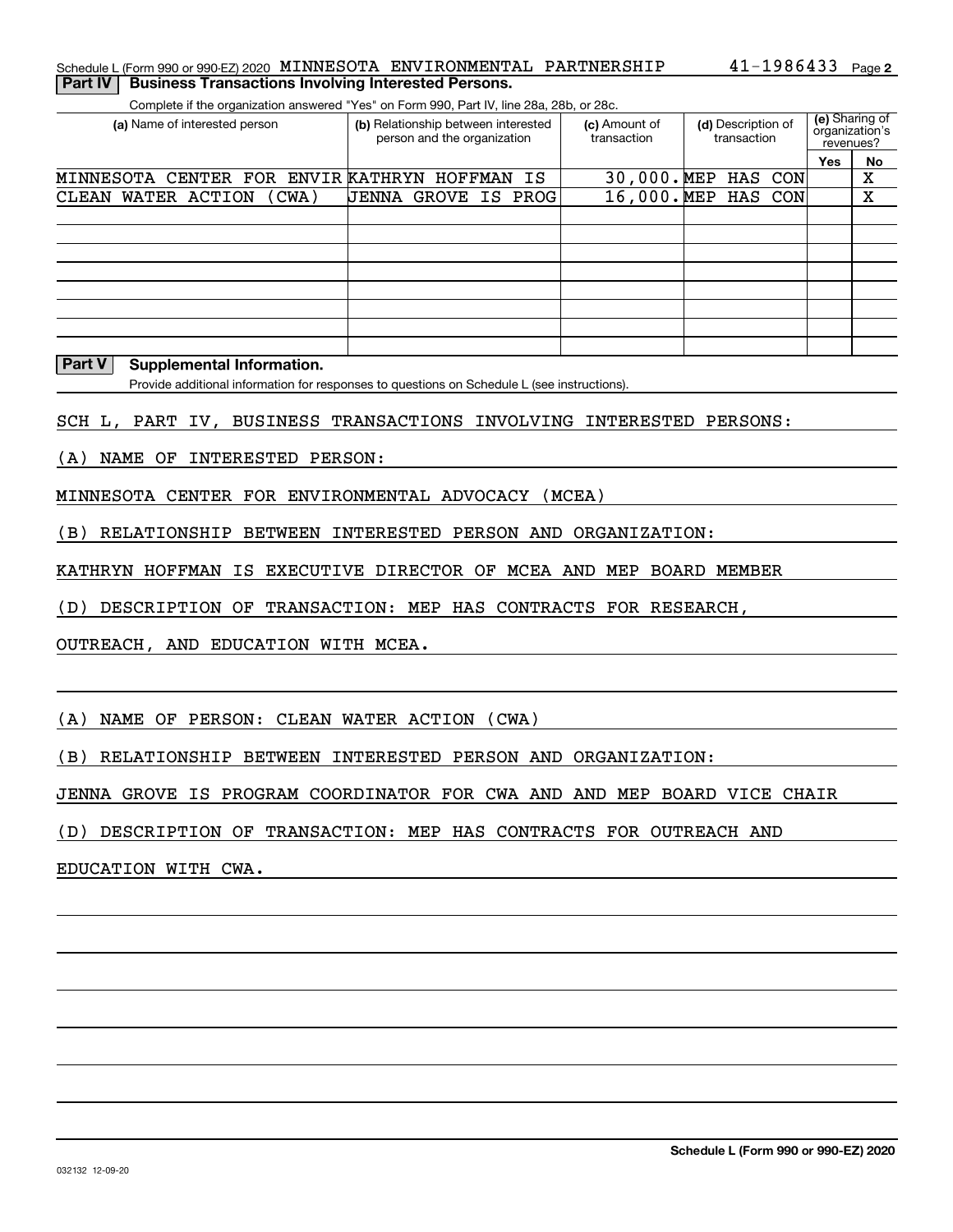Schedule L (Form 990 or 990-EZ) 2020 MINNESOTA ENVIRONMENTAL PARTNERSHIP 41-1986433 Page 2

## Part IV Business Transactions Involving Interested Persons.

Complete if the organization answered "Yes" on Form 990, Part IV, line 28a, 28b, or 28c.

| (a) Name of interested person | (b) Relationship between interested person and the organization | (c) Amount of transaction | (d) Description of transaction | (e) Sharing of organization's revenues? | |
|---|---|---|---|---|---|
| | | | | Yes | No |
| MINNESOTA CENTER FOR ENVIR | KATHRYN HOFFMAN IS | 30,000. | MEP HAS CON | | X |
| CLEAN WATER ACTION (CWA) | JENNA GROVE IS PROG | 16,000. | MEP HAS CON | | X |
| | | | | | |
| | | | | | |
| | | | | | |
| | | | | | |
| | | | | | |
| | | | | | |
| | | | | | |
| | | | | | |

## Part V Supplemental Information.

Provide additional information for responses to questions on Schedule L (see instructions).

SCH L, PART IV, BUSINESS TRANSACTIONS INVOLVING INTERESTED PERSONS:

(A) NAME OF INTERESTED PERSON:

MINNESOTA CENTER FOR ENVIRONMENTAL ADVOCACY (MCEA)

(B) RELATIONSHIP BETWEEN INTERESTED PERSON AND ORGANIZATION:

KATHRYN HOFFMAN IS EXECUTIVE DIRECTOR OF MCEA AND MEP BOARD MEMBER

(D) DESCRIPTION OF TRANSACTION: MEP HAS CONTRACTS FOR RESEARCH, OUTREACH, AND EDUCATION WITH MCEA.

(A) NAME OF PERSON: CLEAN WATER ACTION (CWA)

(B) RELATIONSHIP BETWEEN INTERESTED PERSON AND ORGANIZATION:

JENNA GROVE IS PROGRAM COORDINATOR FOR CWA AND AND MEP BOARD VICE CHAIR

(D) DESCRIPTION OF TRANSACTION: MEP HAS CONTRACTS FOR OUTREACH AND EDUCATION WITH CWA.

032132 12-09-20

Schedule L (Form 990 or 990-EZ) 2020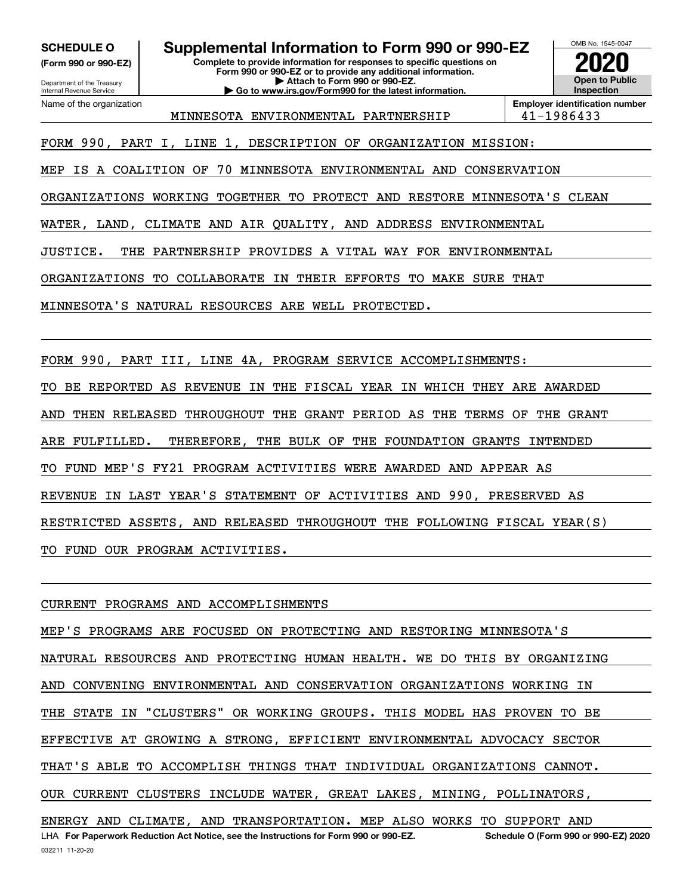**SCHEDULE O**
**(Form 990 or 990-EZ)**

Department of the Treasury
Internal Revenue Service

# Supplemental Information to Form 990 or 990-EZ

**Complete to provide information for responses to specific questions on Form 990 or 990-EZ or to provide any additional information.**
**▶ Attach to Form 990 or 990-EZ.**
**▶ Go to www.irs.gov/Form990 for the latest information.**

OMB No. 1545-0047

**2020**

**Open to Public Inspection**

| Name of the organization | Employer identification number |
| --- | --- |
| MINNESOTA ENVIRONMENTAL PARTNERSHIP | 41-1986433 |

FORM 990, PART I, LINE 1, DESCRIPTION OF ORGANIZATION MISSION:

MEP IS A COALITION OF 70 MINNESOTA ENVIRONMENTAL AND CONSERVATION ORGANIZATIONS WORKING TOGETHER TO PROTECT AND RESTORE MINNESOTA'S CLEAN WATER, LAND, CLIMATE AND AIR QUALITY, AND ADDRESS ENVIRONMENTAL JUSTICE. THE PARTNERSHIP PROVIDES A VITAL WAY FOR ENVIRONMENTAL ORGANIZATIONS TO COLLABORATE IN THEIR EFFORTS TO MAKE SURE THAT MINNESOTA'S NATURAL RESOURCES ARE WELL PROTECTED.

FORM 990, PART III, LINE 4A, PROGRAM SERVICE ACCOMPLISHMENTS:

TO BE REPORTED AS REVENUE IN THE FISCAL YEAR IN WHICH THEY ARE AWARDED AND THEN RELEASED THROUGHOUT THE GRANT PERIOD AS THE TERMS OF THE GRANT ARE FULFILLED. THEREFORE, THE BULK OF THE FOUNDATION GRANTS INTENDED TO FUND MEP'S FY21 PROGRAM ACTIVITIES WERE AWARDED AND APPEAR AS REVENUE IN LAST YEAR'S STATEMENT OF ACTIVITIES AND 990, PRESERVED AS RESTRICTED ASSETS, AND RELEASED THROUGHOUT THE FOLLOWING FISCAL YEAR(S) TO FUND OUR PROGRAM ACTIVITIES.

CURRENT PROGRAMS AND ACCOMPLISHMENTS

MEP'S PROGRAMS ARE FOCUSED ON PROTECTING AND RESTORING MINNESOTA'S NATURAL RESOURCES AND PROTECTING HUMAN HEALTH. WE DO THIS BY ORGANIZING AND CONVENING ENVIRONMENTAL AND CONSERVATION ORGANIZATIONS WORKING IN THE STATE IN "CLUSTERS" OR WORKING GROUPS. THIS MODEL HAS PROVEN TO BE EFFECTIVE AT GROWING A STRONG, EFFICIENT ENVIRONMENTAL ADVOCACY SECTOR THAT'S ABLE TO ACCOMPLISH THINGS THAT INDIVIDUAL ORGANIZATIONS CANNOT. OUR CURRENT CLUSTERS INCLUDE WATER, GREAT LAKES, MINING, POLLINATORS, ENERGY AND CLIMATE, AND TRANSPORTATION. MEP ALSO WORKS TO SUPPORT AND

LHA **For Paperwork Reduction Act Notice, see the Instructions for Form 990 or 990-EZ.** **Schedule O (Form 990 or 990-EZ) 2020**

032211 11-20-20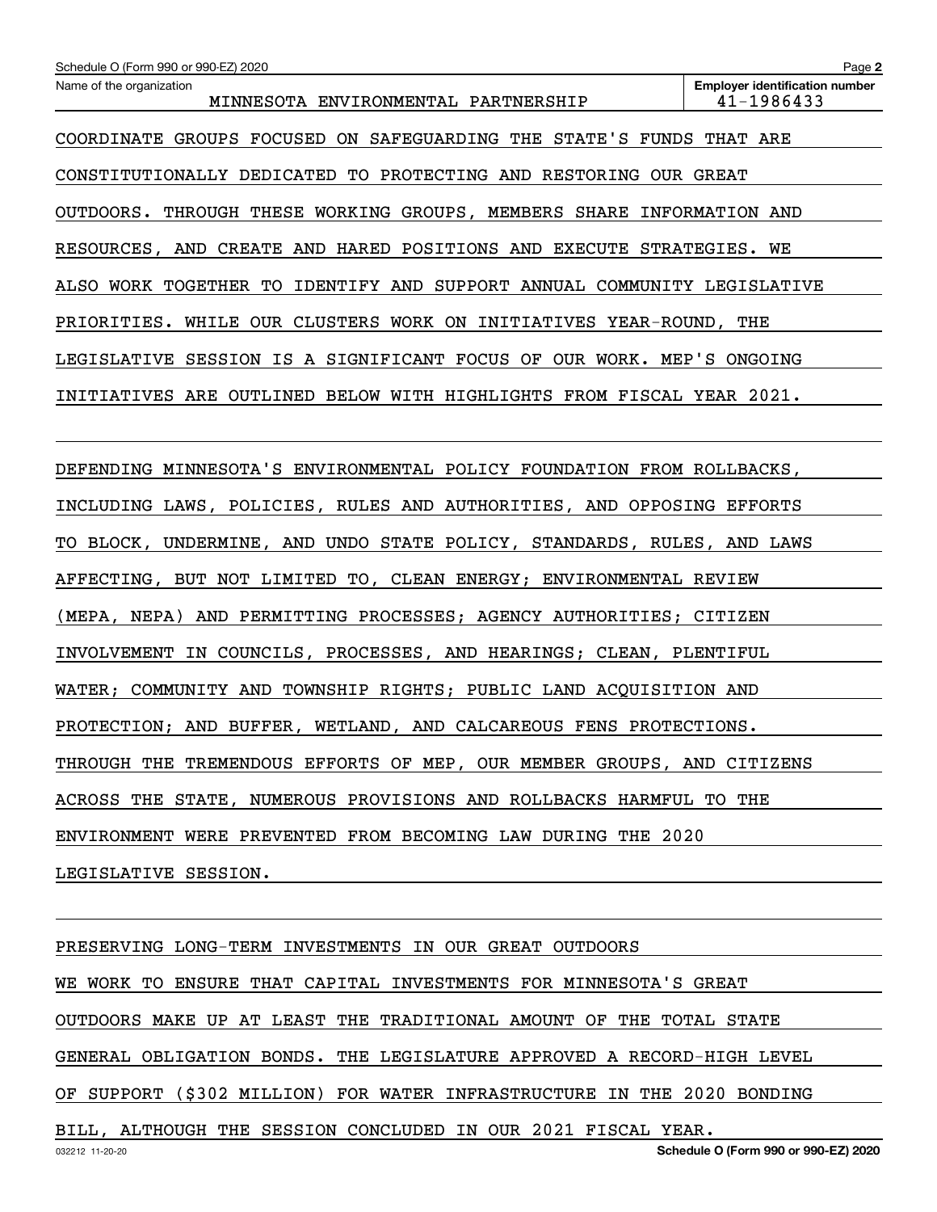Name of the organization: MINNESOTA ENVIRONMENTAL PARTNERSHIP

Employer identification number: 41-1986433

COORDINATE GROUPS FOCUSED ON SAFEGUARDING THE STATE'S FUNDS THAT ARE CONSTITUTIONALLY DEDICATED TO PROTECTING AND RESTORING OUR GREAT OUTDOORS. THROUGH THESE WORKING GROUPS, MEMBERS SHARE INFORMATION AND RESOURCES, AND CREATE AND HARED POSITIONS AND EXECUTE STRATEGIES. WE ALSO WORK TOGETHER TO IDENTIFY AND SUPPORT ANNUAL COMMUNITY LEGISLATIVE PRIORITIES. WHILE OUR CLUSTERS WORK ON INITIATIVES YEAR-ROUND, THE LEGISLATIVE SESSION IS A SIGNIFICANT FOCUS OF OUR WORK. MEP'S ONGOING INITIATIVES ARE OUTLINED BELOW WITH HIGHLIGHTS FROM FISCAL YEAR 2021.

DEFENDING MINNESOTA'S ENVIRONMENTAL POLICY FOUNDATION FROM ROLLBACKS, INCLUDING LAWS, POLICIES, RULES AND AUTHORITIES, AND OPPOSING EFFORTS TO BLOCK, UNDERMINE, AND UNDO STATE POLICY, STANDARDS, RULES, AND LAWS AFFECTING, BUT NOT LIMITED TO, CLEAN ENERGY; ENVIRONMENTAL REVIEW (MEPA, NEPA) AND PERMITTING PROCESSES; AGENCY AUTHORITIES; CITIZEN INVOLVEMENT IN COUNCILS, PROCESSES, AND HEARINGS; CLEAN, PLENTIFUL WATER; COMMUNITY AND TOWNSHIP RIGHTS; PUBLIC LAND ACQUISITION AND PROTECTION; AND BUFFER, WETLAND, AND CALCAREOUS FENS PROTECTIONS. THROUGH THE TREMENDOUS EFFORTS OF MEP, OUR MEMBER GROUPS, AND CITIZENS ACROSS THE STATE, NUMEROUS PROVISIONS AND ROLLBACKS HARMFUL TO THE ENVIRONMENT WERE PREVENTED FROM BECOMING LAW DURING THE 2020 LEGISLATIVE SESSION.

PRESERVING LONG-TERM INVESTMENTS IN OUR GREAT OUTDOORS

WE WORK TO ENSURE THAT CAPITAL INVESTMENTS FOR MINNESOTA'S GREAT OUTDOORS MAKE UP AT LEAST THE TRADITIONAL AMOUNT OF THE TOTAL STATE GENERAL OBLIGATION BONDS. THE LEGISLATURE APPROVED A RECORD-HIGH LEVEL OF SUPPORT ($302 MILLION) FOR WATER INFRASTRUCTURE IN THE 2020 BONDING BILL, ALTHOUGH THE SESSION CONCLUDED IN OUR 2021 FISCAL YEAR.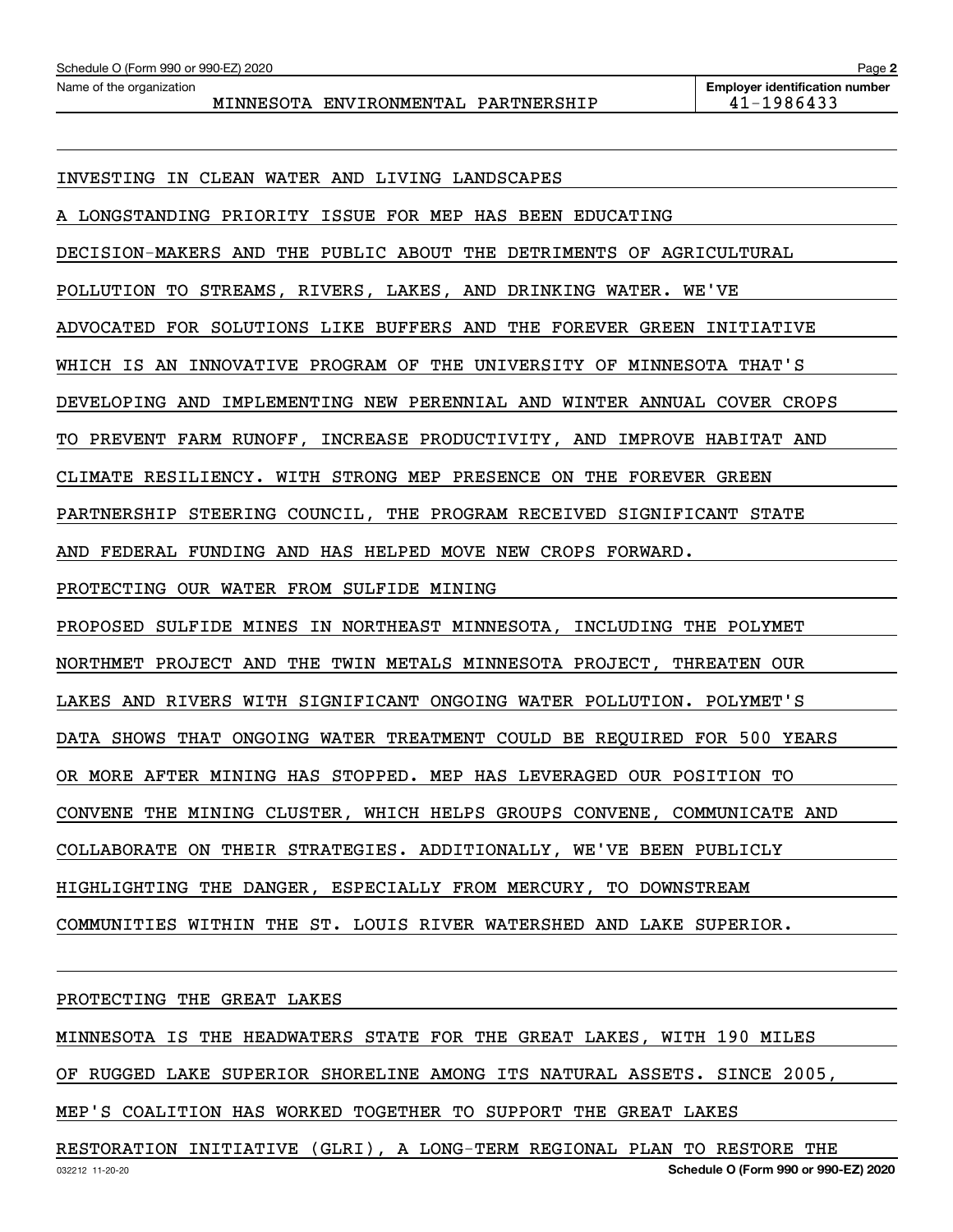Name of the organization MINNESOTA ENVIRONMENTAL PARTNERSHIP

Employer identification number 41-1986433

INVESTING IN CLEAN WATER AND LIVING LANDSCAPES

A LONGSTANDING PRIORITY ISSUE FOR MEP HAS BEEN EDUCATING DECISION-MAKERS AND THE PUBLIC ABOUT THE DETRIMENTS OF AGRICULTURAL POLLUTION TO STREAMS, RIVERS, LAKES, AND DRINKING WATER. WE'VE ADVOCATED FOR SOLUTIONS LIKE BUFFERS AND THE FOREVER GREEN INITIATIVE WHICH IS AN INNOVATIVE PROGRAM OF THE UNIVERSITY OF MINNESOTA THAT'S DEVELOPING AND IMPLEMENTING NEW PERENNIAL AND WINTER ANNUAL COVER CROPS TO PREVENT FARM RUNOFF, INCREASE PRODUCTIVITY, AND IMPROVE HABITAT AND CLIMATE RESILIENCY. WITH STRONG MEP PRESENCE ON THE FOREVER GREEN PARTNERSHIP STEERING COUNCIL, THE PROGRAM RECEIVED SIGNIFICANT STATE AND FEDERAL FUNDING AND HAS HELPED MOVE NEW CROPS FORWARD.

PROTECTING OUR WATER FROM SULFIDE MINING

PROPOSED SULFIDE MINES IN NORTHEAST MINNESOTA, INCLUDING THE POLYMET NORTHMET PROJECT AND THE TWIN METALS MINNESOTA PROJECT, THREATEN OUR LAKES AND RIVERS WITH SIGNIFICANT ONGOING WATER POLLUTION. POLYMET'S DATA SHOWS THAT ONGOING WATER TREATMENT COULD BE REQUIRED FOR 500 YEARS OR MORE AFTER MINING HAS STOPPED. MEP HAS LEVERAGED OUR POSITION TO CONVENE THE MINING CLUSTER, WHICH HELPS GROUPS CONVENE, COMMUNICATE AND COLLABORATE ON THEIR STRATEGIES. ADDITIONALLY, WE'VE BEEN PUBLICLY HIGHLIGHTING THE DANGER, ESPECIALLY FROM MERCURY, TO DOWNSTREAM COMMUNITIES WITHIN THE ST. LOUIS RIVER WATERSHED AND LAKE SUPERIOR.

PROTECTING THE GREAT LAKES

MINNESOTA IS THE HEADWATERS STATE FOR THE GREAT LAKES, WITH 190 MILES OF RUGGED LAKE SUPERIOR SHORELINE AMONG ITS NATURAL ASSETS. SINCE 2005, MEP'S COALITION HAS WORKED TOGETHER TO SUPPORT THE GREAT LAKES RESTORATION INITIATIVE (GLRI), A LONG-TERM REGIONAL PLAN TO RESTORE THE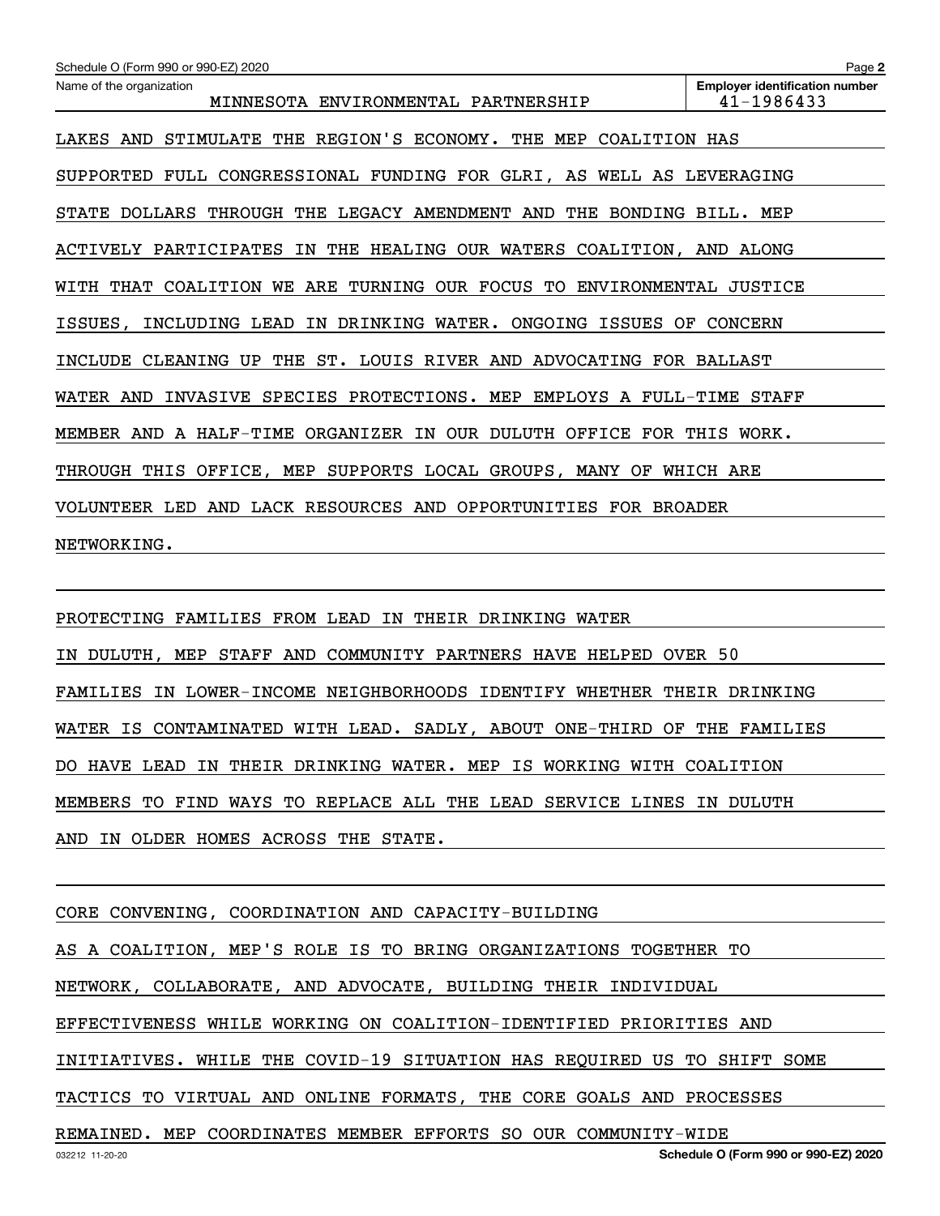Schedule O (Form 990 or 990-EZ) 2020

Name of the organization: MINNESOTA ENVIRONMENTAL PARTNERSHIP

Employer identification number: 41-1986433

LAKES AND STIMULATE THE REGION'S ECONOMY. THE MEP COALITION HAS SUPPORTED FULL CONGRESSIONAL FUNDING FOR GLRI, AS WELL AS LEVERAGING STATE DOLLARS THROUGH THE LEGACY AMENDMENT AND THE BONDING BILL. MEP ACTIVELY PARTICIPATES IN THE HEALING OUR WATERS COALITION, AND ALONG WITH THAT COALITION WE ARE TURNING OUR FOCUS TO ENVIRONMENTAL JUSTICE ISSUES, INCLUDING LEAD IN DRINKING WATER. ONGOING ISSUES OF CONCERN INCLUDE CLEANING UP THE ST. LOUIS RIVER AND ADVOCATING FOR BALLAST WATER AND INVASIVE SPECIES PROTECTIONS. MEP EMPLOYS A FULL-TIME STAFF MEMBER AND A HALF-TIME ORGANIZER IN OUR DULUTH OFFICE FOR THIS WORK. THROUGH THIS OFFICE, MEP SUPPORTS LOCAL GROUPS, MANY OF WHICH ARE VOLUNTEER LED AND LACK RESOURCES AND OPPORTUNITIES FOR BROADER NETWORKING.

PROTECTING FAMILIES FROM LEAD IN THEIR DRINKING WATER

IN DULUTH, MEP STAFF AND COMMUNITY PARTNERS HAVE HELPED OVER 50 FAMILIES IN LOWER-INCOME NEIGHBORHOODS IDENTIFY WHETHER THEIR DRINKING WATER IS CONTAMINATED WITH LEAD. SADLY, ABOUT ONE-THIRD OF THE FAMILIES DO HAVE LEAD IN THEIR DRINKING WATER. MEP IS WORKING WITH COALITION MEMBERS TO FIND WAYS TO REPLACE ALL THE LEAD SERVICE LINES IN DULUTH AND IN OLDER HOMES ACROSS THE STATE.

CORE CONVENING, COORDINATION AND CAPACITY-BUILDING

AS A COALITION, MEP'S ROLE IS TO BRING ORGANIZATIONS TOGETHER TO NETWORK, COLLABORATE, AND ADVOCATE, BUILDING THEIR INDIVIDUAL EFFECTIVENESS WHILE WORKING ON COALITION-IDENTIFIED PRIORITIES AND INITIATIVES. WHILE THE COVID-19 SITUATION HAS REQUIRED US TO SHIFT SOME TACTICS TO VIRTUAL AND ONLINE FORMATS, THE CORE GOALS AND PROCESSES REMAINED. MEP COORDINATES MEMBER EFFORTS SO OUR COMMUNITY-WIDE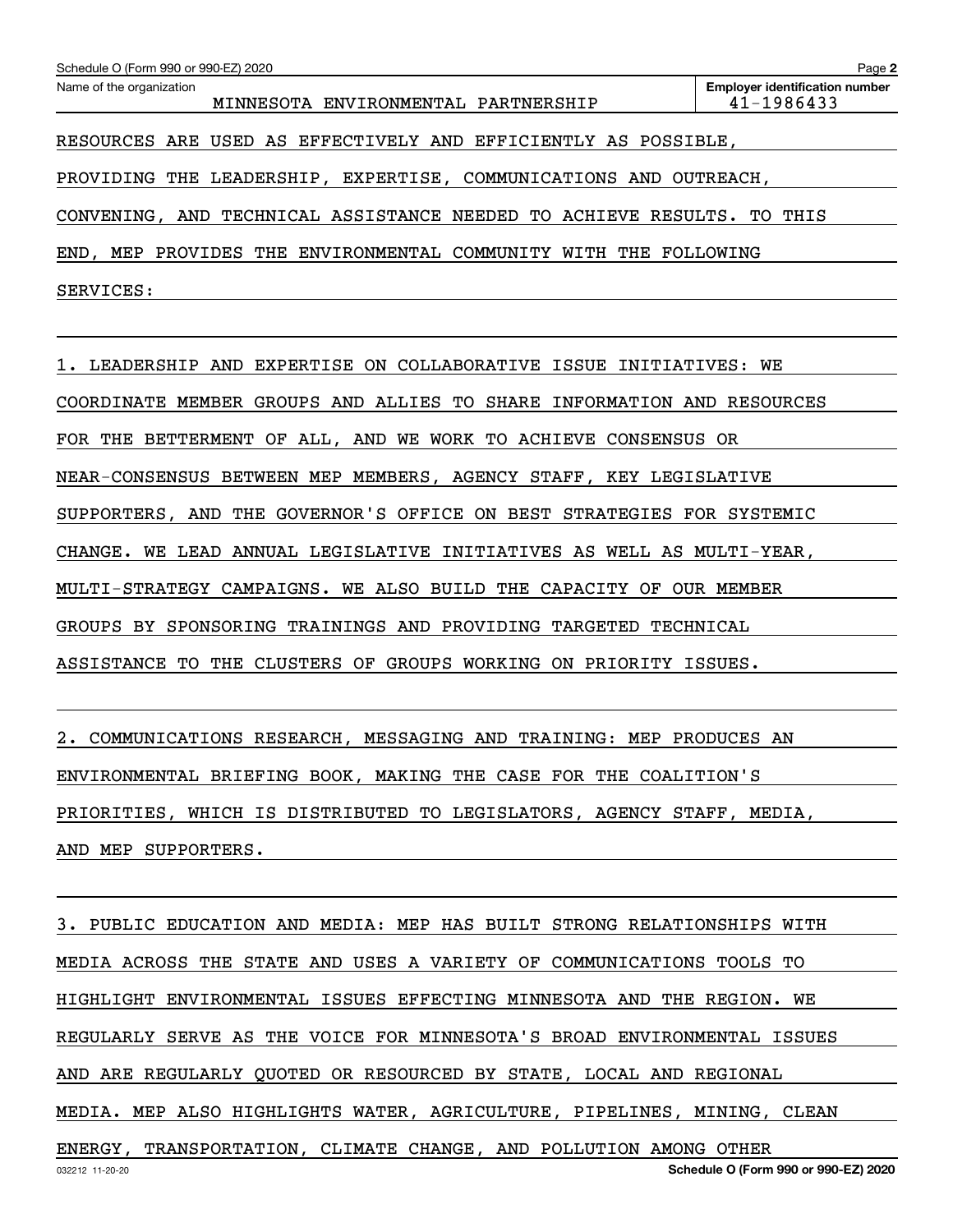Schedule O (Form 990 or 990-EZ) 2020

Name of the organization: MINNESOTA ENVIRONMENTAL PARTNERSHIP

Employer identification number: 41-1986433

RESOURCES ARE USED AS EFFECTIVELY AND EFFICIENTLY AS POSSIBLE, PROVIDING THE LEADERSHIP, EXPERTISE, COMMUNICATIONS AND OUTREACH, CONVENING, AND TECHNICAL ASSISTANCE NEEDED TO ACHIEVE RESULTS. TO THIS END, MEP PROVIDES THE ENVIRONMENTAL COMMUNITY WITH THE FOLLOWING SERVICES:

1. LEADERSHIP AND EXPERTISE ON COLLABORATIVE ISSUE INITIATIVES: WE COORDINATE MEMBER GROUPS AND ALLIES TO SHARE INFORMATION AND RESOURCES FOR THE BETTERMENT OF ALL, AND WE WORK TO ACHIEVE CONSENSUS OR NEAR-CONSENSUS BETWEEN MEP MEMBERS, AGENCY STAFF, KEY LEGISLATIVE SUPPORTERS, AND THE GOVERNOR'S OFFICE ON BEST STRATEGIES FOR SYSTEMIC CHANGE. WE LEAD ANNUAL LEGISLATIVE INITIATIVES AS WELL AS MULTI-YEAR, MULTI-STRATEGY CAMPAIGNS. WE ALSO BUILD THE CAPACITY OF OUR MEMBER GROUPS BY SPONSORING TRAININGS AND PROVIDING TARGETED TECHNICAL ASSISTANCE TO THE CLUSTERS OF GROUPS WORKING ON PRIORITY ISSUES.

2. COMMUNICATIONS RESEARCH, MESSAGING AND TRAINING: MEP PRODUCES AN ENVIRONMENTAL BRIEFING BOOK, MAKING THE CASE FOR THE COALITION'S PRIORITIES, WHICH IS DISTRIBUTED TO LEGISLATORS, AGENCY STAFF, MEDIA, AND MEP SUPPORTERS.

3. PUBLIC EDUCATION AND MEDIA: MEP HAS BUILT STRONG RELATIONSHIPS WITH MEDIA ACROSS THE STATE AND USES A VARIETY OF COMMUNICATIONS TOOLS TO HIGHLIGHT ENVIRONMENTAL ISSUES EFFECTING MINNESOTA AND THE REGION. WE REGULARLY SERVE AS THE VOICE FOR MINNESOTA'S BROAD ENVIRONMENTAL ISSUES AND ARE REGULARLY QUOTED OR RESOURCED BY STATE, LOCAL AND REGIONAL MEDIA. MEP ALSO HIGHLIGHTS WATER, AGRICULTURE, PIPELINES, MINING, CLEAN ENERGY, TRANSPORTATION, CLIMATE CHANGE, AND POLLUTION AMONG OTHER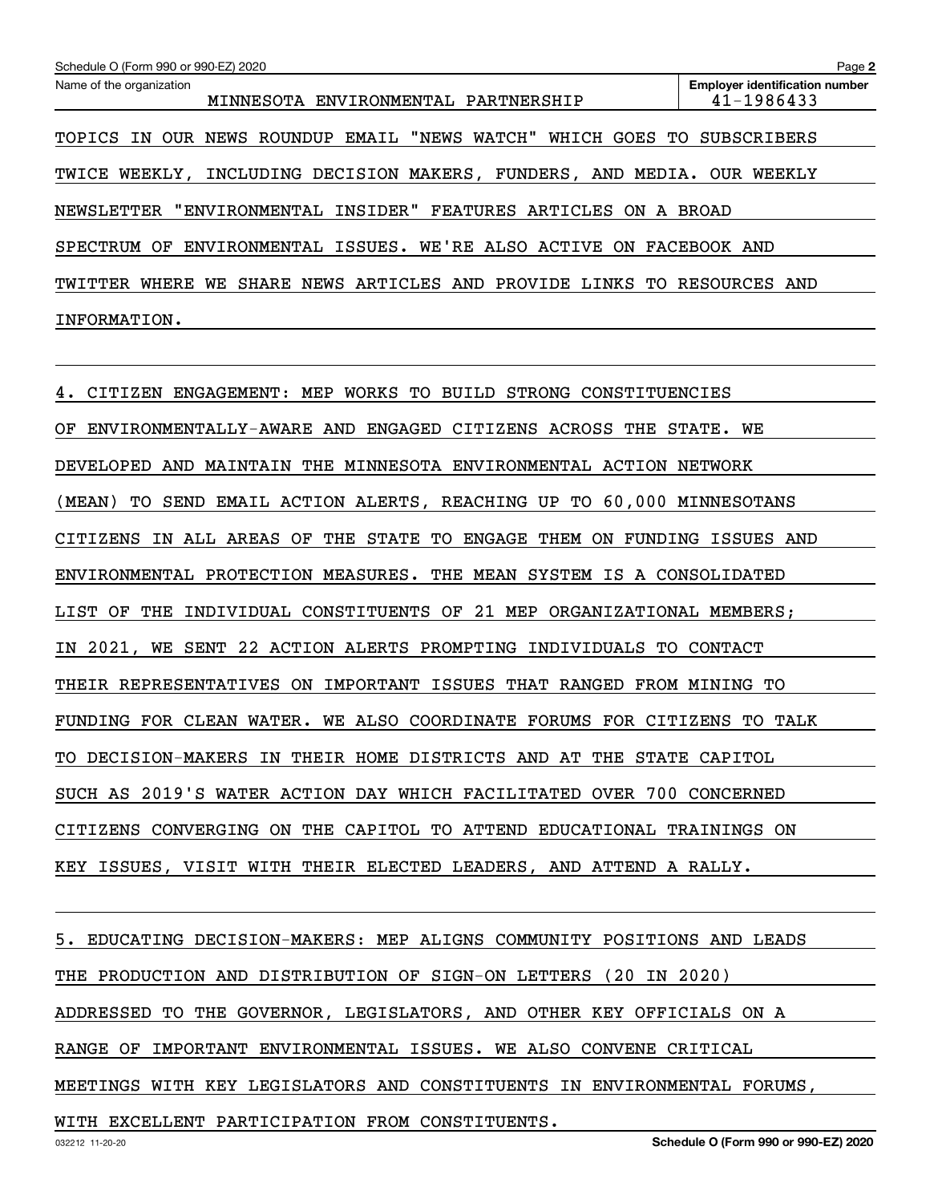Schedule O (Form 990 or 990-EZ) 2020

Name of the organization: MINNESOTA ENVIRONMENTAL PARTNERSHIP

Employer identification number: 41-1986433

TOPICS IN OUR NEWS ROUNDUP EMAIL "NEWS WATCH" WHICH GOES TO SUBSCRIBERS TWICE WEEKLY, INCLUDING DECISION MAKERS, FUNDERS, AND MEDIA. OUR WEEKLY NEWSLETTER "ENVIRONMENTAL INSIDER" FEATURES ARTICLES ON A BROAD SPECTRUM OF ENVIRONMENTAL ISSUES. WE'RE ALSO ACTIVE ON FACEBOOK AND TWITTER WHERE WE SHARE NEWS ARTICLES AND PROVIDE LINKS TO RESOURCES AND INFORMATION.

4. CITIZEN ENGAGEMENT: MEP WORKS TO BUILD STRONG CONSTITUENCIES OF ENVIRONMENTALLY-AWARE AND ENGAGED CITIZENS ACROSS THE STATE. WE DEVELOPED AND MAINTAIN THE MINNESOTA ENVIRONMENTAL ACTION NETWORK (MEAN) TO SEND EMAIL ACTION ALERTS, REACHING UP TO 60,000 MINNESOTANS CITIZENS IN ALL AREAS OF THE STATE TO ENGAGE THEM ON FUNDING ISSUES AND ENVIRONMENTAL PROTECTION MEASURES. THE MEAN SYSTEM IS A CONSOLIDATED LIST OF THE INDIVIDUAL CONSTITUENTS OF 21 MEP ORGANIZATIONAL MEMBERS; IN 2021, WE SENT 22 ACTION ALERTS PROMPTING INDIVIDUALS TO CONTACT THEIR REPRESENTATIVES ON IMPORTANT ISSUES THAT RANGED FROM MINING TO FUNDING FOR CLEAN WATER. WE ALSO COORDINATE FORUMS FOR CITIZENS TO TALK TO DECISION-MAKERS IN THEIR HOME DISTRICTS AND AT THE STATE CAPITOL SUCH AS 2019'S WATER ACTION DAY WHICH FACILITATED OVER 700 CONCERNED CITIZENS CONVERGING ON THE CAPITOL TO ATTEND EDUCATIONAL TRAININGS ON KEY ISSUES, VISIT WITH THEIR ELECTED LEADERS, AND ATTEND A RALLY.

5. EDUCATING DECISION-MAKERS: MEP ALIGNS COMMUNITY POSITIONS AND LEADS THE PRODUCTION AND DISTRIBUTION OF SIGN-ON LETTERS (20 IN 2020) ADDRESSED TO THE GOVERNOR, LEGISLATORS, AND OTHER KEY OFFICIALS ON A RANGE OF IMPORTANT ENVIRONMENTAL ISSUES. WE ALSO CONVENE CRITICAL MEETINGS WITH KEY LEGISLATORS AND CONSTITUENTS IN ENVIRONMENTAL FORUMS, WITH EXCELLENT PARTICIPATION FROM CONSTITUENTS.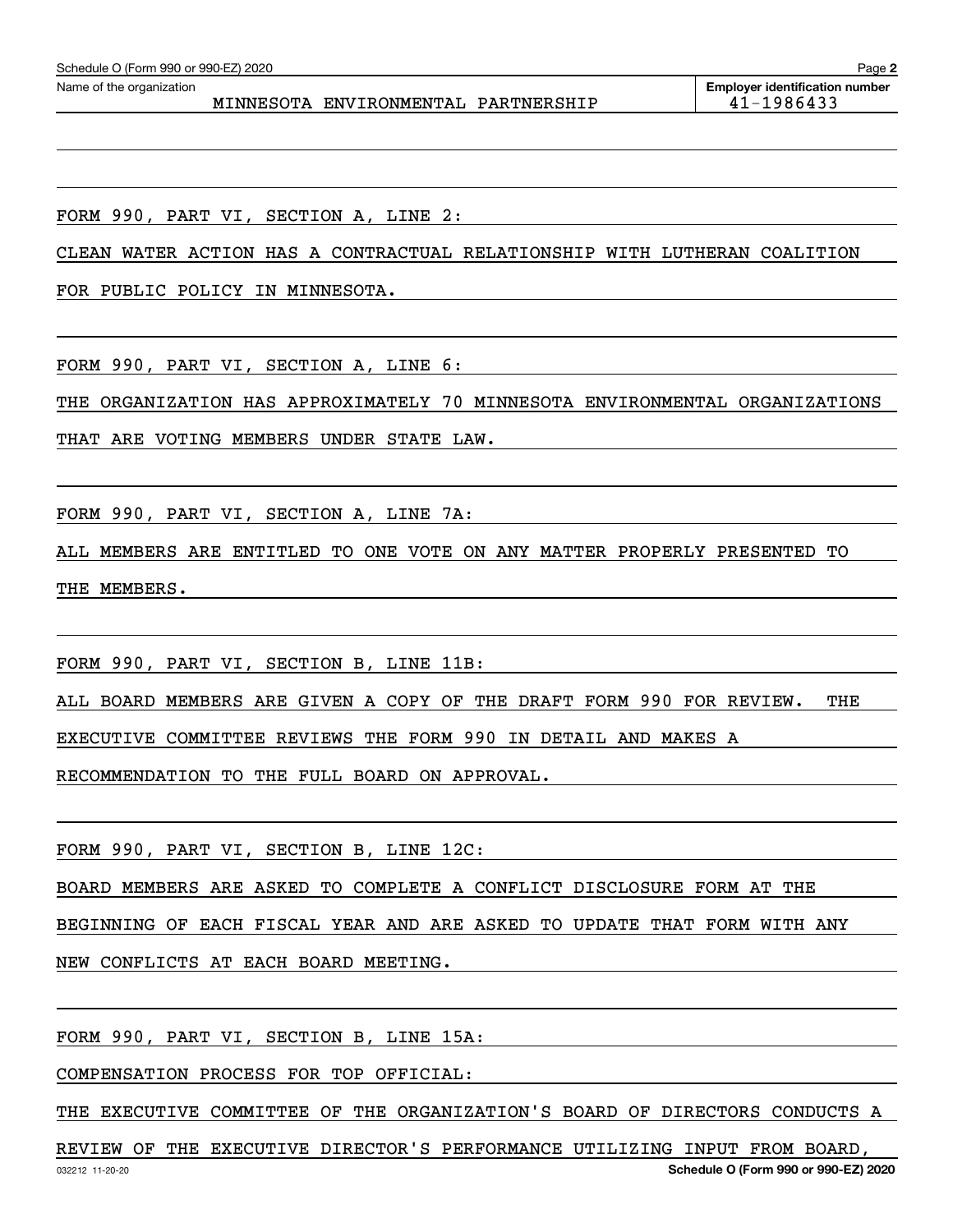Name of the organization: MINNESOTA ENVIRONMENTAL PARTNERSHIP

Employer identification number: 41-1986433

FORM 990, PART VI, SECTION A, LINE 2:

CLEAN WATER ACTION HAS A CONTRACTUAL RELATIONSHIP WITH LUTHERAN COALITION FOR PUBLIC POLICY IN MINNESOTA.

FORM 990, PART VI, SECTION A, LINE 6:

THE ORGANIZATION HAS APPROXIMATELY 70 MINNESOTA ENVIRONMENTAL ORGANIZATIONS THAT ARE VOTING MEMBERS UNDER STATE LAW.

FORM 990, PART VI, SECTION A, LINE 7A:

ALL MEMBERS ARE ENTITLED TO ONE VOTE ON ANY MATTER PROPERLY PRESENTED TO THE MEMBERS.

FORM 990, PART VI, SECTION B, LINE 11B:

ALL BOARD MEMBERS ARE GIVEN A COPY OF THE DRAFT FORM 990 FOR REVIEW. THE EXECUTIVE COMMITTEE REVIEWS THE FORM 990 IN DETAIL AND MAKES A RECOMMENDATION TO THE FULL BOARD ON APPROVAL.

FORM 990, PART VI, SECTION B, LINE 12C:

BOARD MEMBERS ARE ASKED TO COMPLETE A CONFLICT DISCLOSURE FORM AT THE BEGINNING OF EACH FISCAL YEAR AND ARE ASKED TO UPDATE THAT FORM WITH ANY NEW CONFLICTS AT EACH BOARD MEETING.

FORM 990, PART VI, SECTION B, LINE 15A:

COMPENSATION PROCESS FOR TOP OFFICIAL:

THE EXECUTIVE COMMITTEE OF THE ORGANIZATION'S BOARD OF DIRECTORS CONDUCTS A REVIEW OF THE EXECUTIVE DIRECTOR'S PERFORMANCE UTILIZING INPUT FROM BOARD,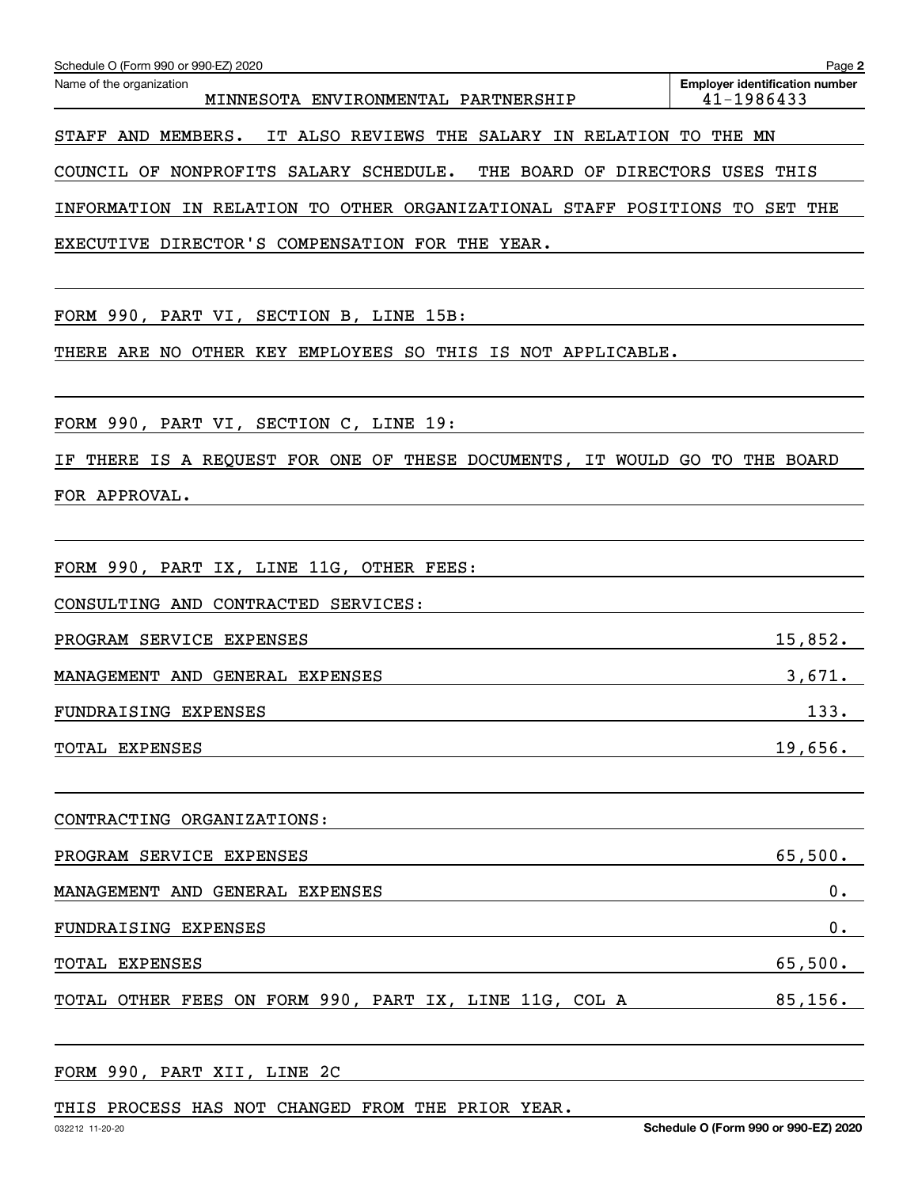Name of the organization: MINNESOTA ENVIRONMENTAL PARTNERSHIP

Employer identification number: 41-1986433

STAFF AND MEMBERS. IT ALSO REVIEWS THE SALARY IN RELATION TO THE MN COUNCIL OF NONPROFITS SALARY SCHEDULE. THE BOARD OF DIRECTORS USES THIS INFORMATION IN RELATION TO OTHER ORGANIZATIONAL STAFF POSITIONS TO SET THE EXECUTIVE DIRECTOR'S COMPENSATION FOR THE YEAR.

FORM 990, PART VI, SECTION B, LINE 15B:

THERE ARE NO OTHER KEY EMPLOYEES SO THIS IS NOT APPLICABLE.

FORM 990, PART VI, SECTION C, LINE 19:

IF THERE IS A REQUEST FOR ONE OF THESE DOCUMENTS, IT WOULD GO TO THE BOARD FOR APPROVAL.

FORM 990, PART IX, LINE 11G, OTHER FEES:

CONSULTING AND CONTRACTED SERVICES:

| | |
|---|---|
| PROGRAM SERVICE EXPENSES | 15,852. |
| MANAGEMENT AND GENERAL EXPENSES | 3,671. |
| FUNDRAISING EXPENSES | 133. |
| TOTAL EXPENSES | 19,656. |

CONTRACTING ORGANIZATIONS:

| | |
|---|---|
| PROGRAM SERVICE EXPENSES | 65,500. |
| MANAGEMENT AND GENERAL EXPENSES | 0. |
| FUNDRAISING EXPENSES | 0. |
| TOTAL EXPENSES | 65,500. |
| TOTAL OTHER FEES ON FORM 990, PART IX, LINE 11G, COL A | 85,156. |

FORM 990, PART XII, LINE 2C

THIS PROCESS HAS NOT CHANGED FROM THE PRIOR YEAR.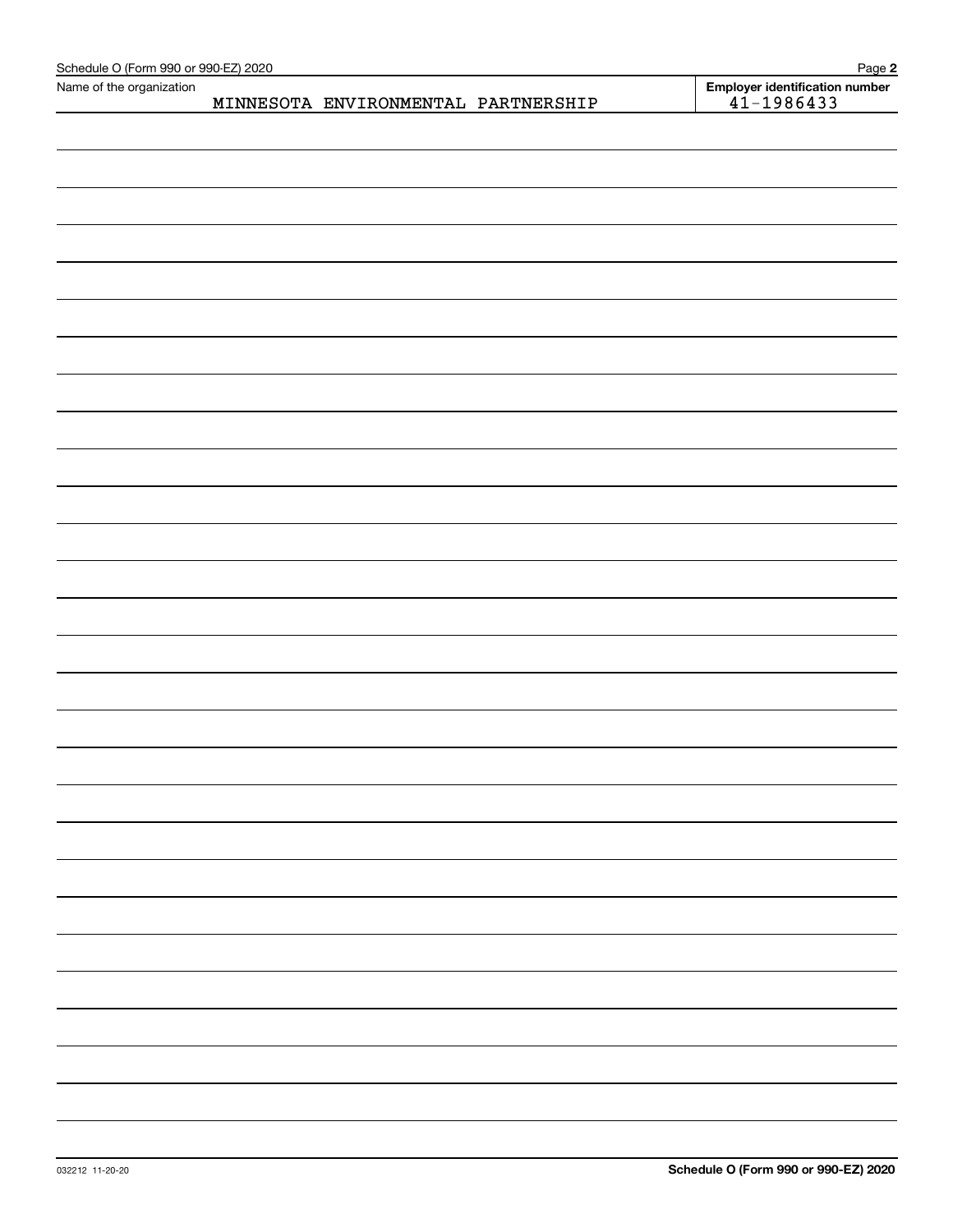Schedule O (Form 990 or 990-EZ) 2020

Name of the organization: MINNESOTA ENVIRONMENTAL PARTNERSHIP

Employer identification number: 41-1986433

032212 11-20-20

Schedule O (Form 990 or 990-EZ) 2020